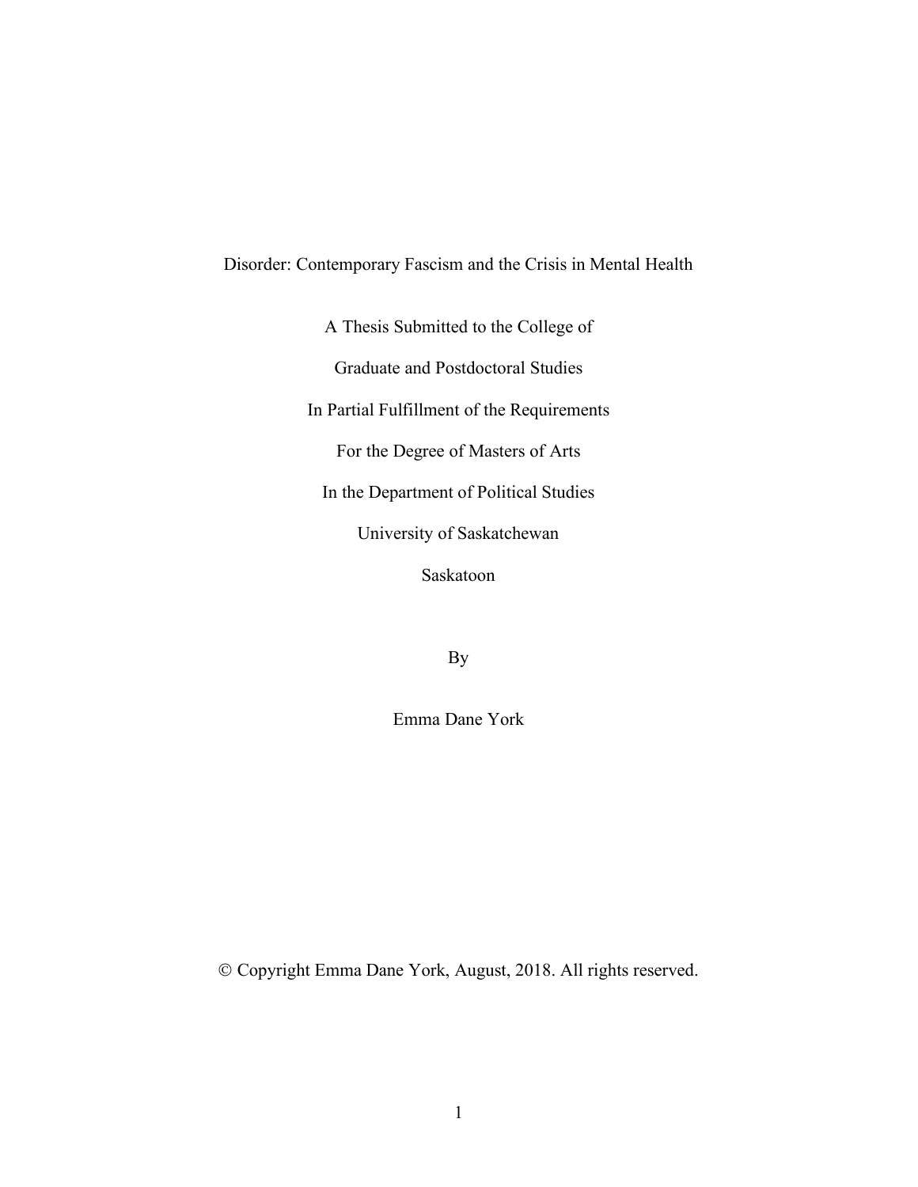# Disorder: Contemporary Fascism and the Crisis in Mental Health

A Thesis Submitted to the College of

Graduate and Postdoctoral Studies

In Partial Fulfillment of the Requirements

For the Degree of Masters of Arts

In the Department of Political Studies

University of Saskatchewan

Saskatoon

By

Emma Dane York

© Copyright Emma Dane York, August, 2018. All rights reserved.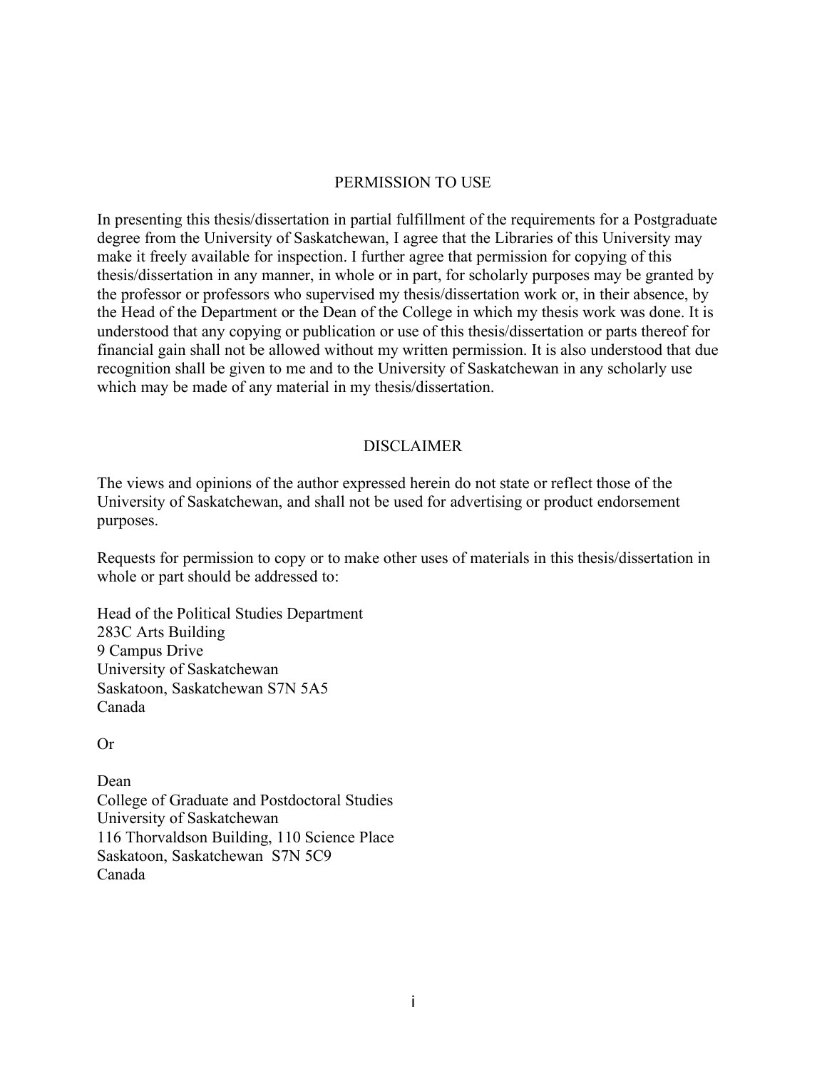## PERMISSION TO USE

In presenting this thesis/dissertation in partial fulfillment of the requirements for a Postgraduate degree from the University of Saskatchewan, I agree that the Libraries of this University may make it freely available for inspection. I further agree that permission for copying of this thesis/dissertation in any manner, in whole or in part, for scholarly purposes may be granted by the professor or professors who supervised my thesis/dissertation work or, in their absence, by the Head of the Department or the Dean of the College in which my thesis work was done. It is understood that any copying or publication or use of this thesis/dissertation or parts thereof for financial gain shall not be allowed without my written permission. It is also understood that due recognition shall be given to me and to the University of Saskatchewan in any scholarly use which may be made of any material in my thesis/dissertation.

## DISCLAIMER

The views and opinions of the author expressed herein do not state or reflect those of the University of Saskatchewan, and shall not be used for advertising or product endorsement purposes.

Requests for permission to copy or to make other uses of materials in this thesis/dissertation in whole or part should be addressed to:

Head of the Political Studies Department  
283C Arts Building  
9 Campus Drive  
University of Saskatchewan  
Saskatoon, Saskatchewan S7N 5A5  
Canada

Or

Dean  
College of Graduate and Postdoctoral Studies  
University of Saskatchewan  
116 Thorvaldson Building, 110 Science Place  
Saskatoon, Saskatchewan S7N 5C9  
Canada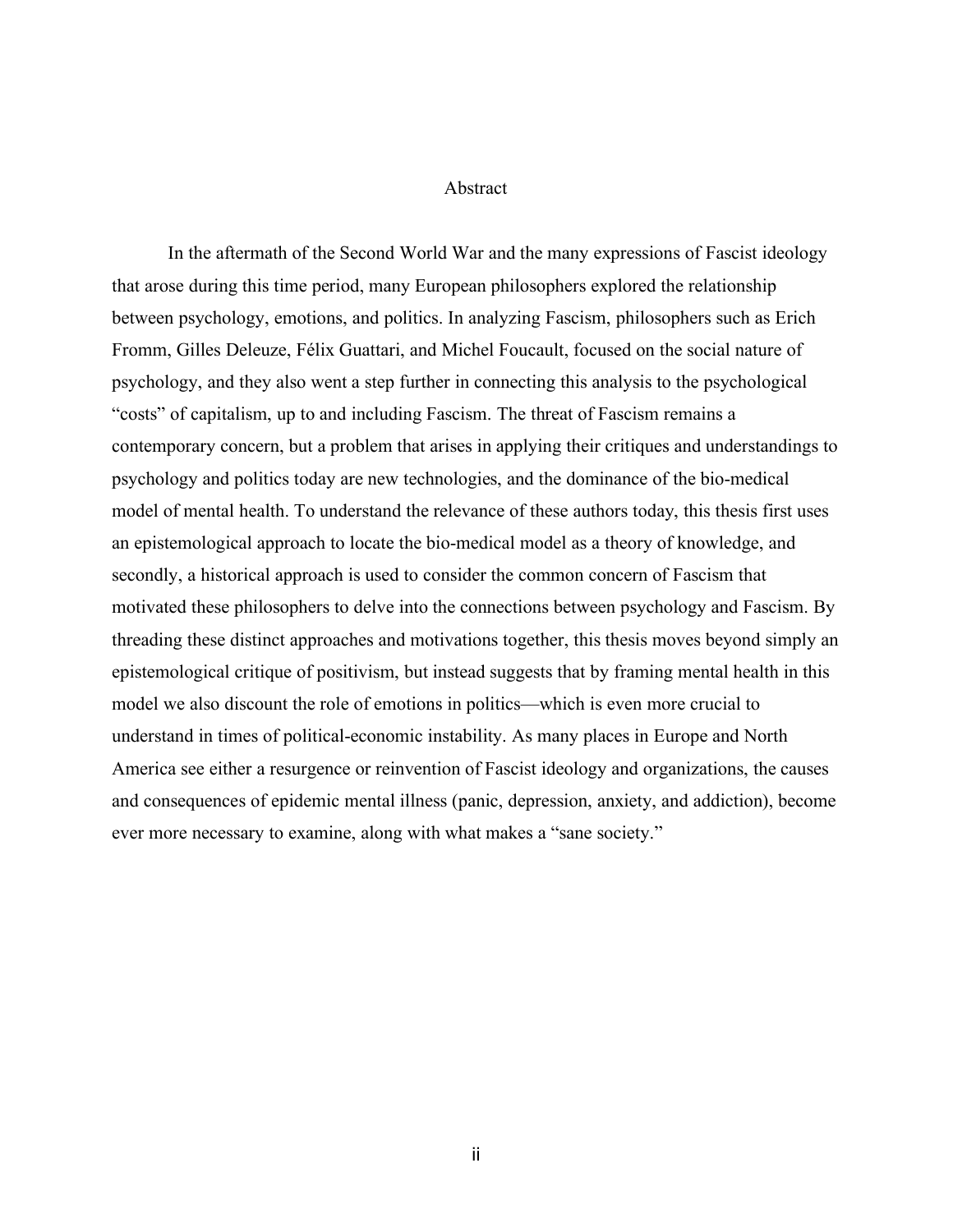# Abstract

In the aftermath of the Second World War and the many expressions of Fascist ideology that arose during this time period, many European philosophers explored the relationship between psychology, emotions, and politics. In analyzing Fascism, philosophers such as Erich Fromm, Gilles Deleuze, Félix Guattari, and Michel Foucault, focused on the social nature of psychology, and they also went a step further in connecting this analysis to the psychological "costs" of capitalism, up to and including Fascism. The threat of Fascism remains a contemporary concern, but a problem that arises in applying their critiques and understandings to psychology and politics today are new technologies, and the dominance of the bio-medical model of mental health. To understand the relevance of these authors today, this thesis first uses an epistemological approach to locate the bio-medical model as a theory of knowledge, and secondly, a historical approach is used to consider the common concern of Fascism that motivated these philosophers to delve into the connections between psychology and Fascism. By threading these distinct approaches and motivations together, this thesis moves beyond simply an epistemological critique of positivism, but instead suggests that by framing mental health in this model we also discount the role of emotions in politics—which is even more crucial to understand in times of political-economic instability. As many places in Europe and North America see either a resurgence or reinvention of Fascist ideology and organizations, the causes and consequences of epidemic mental illness (panic, depression, anxiety, and addiction), become ever more necessary to examine, along with what makes a "sane society."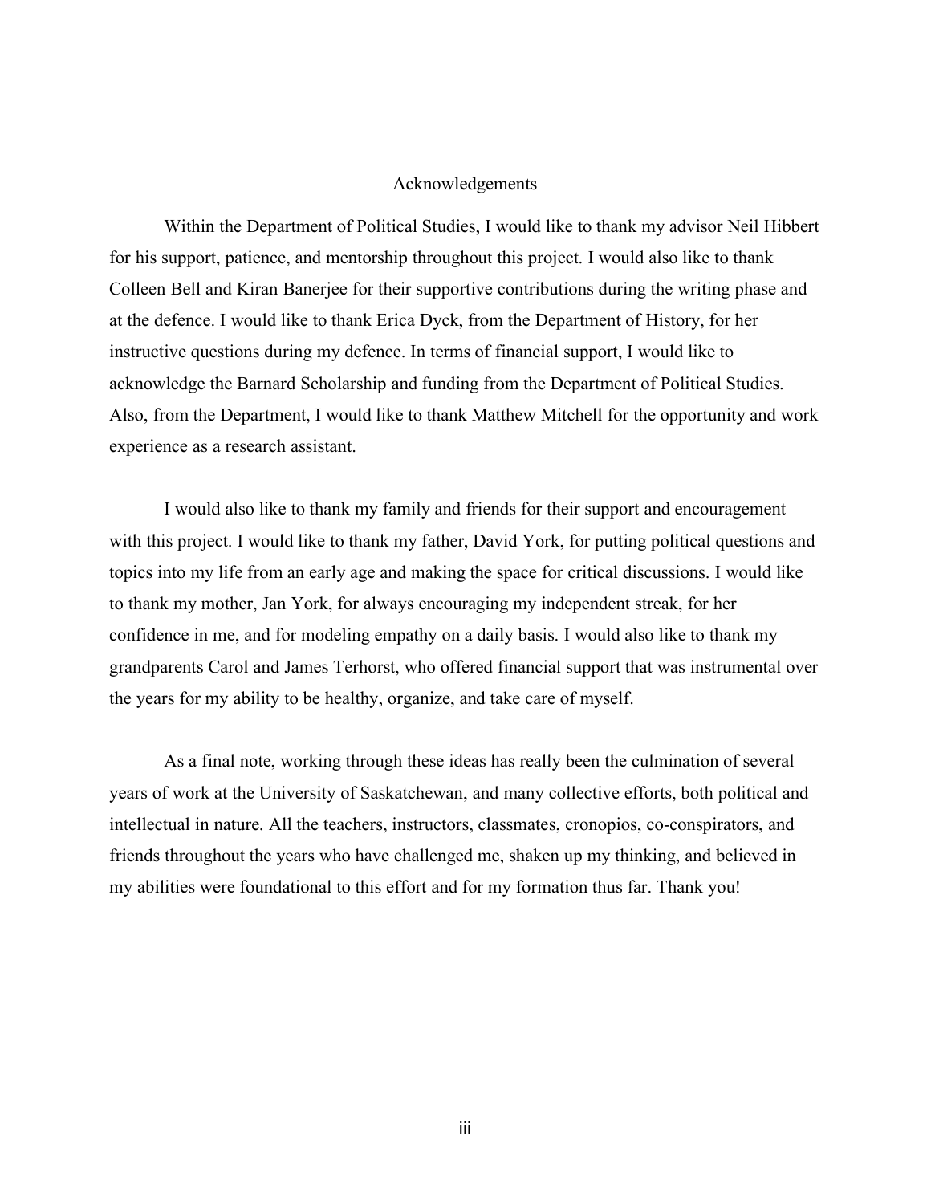# Acknowledgements

Within the Department of Political Studies, I would like to thank my advisor Neil Hibbert for his support, patience, and mentorship throughout this project. I would also like to thank Colleen Bell and Kiran Banerjee for their supportive contributions during the writing phase and at the defence. I would like to thank Erica Dyck, from the Department of History, for her instructive questions during my defence. In terms of financial support, I would like to acknowledge the Barnard Scholarship and funding from the Department of Political Studies. Also, from the Department, I would like to thank Matthew Mitchell for the opportunity and work experience as a research assistant.

I would also like to thank my family and friends for their support and encouragement with this project. I would like to thank my father, David York, for putting political questions and topics into my life from an early age and making the space for critical discussions. I would like to thank my mother, Jan York, for always encouraging my independent streak, for her confidence in me, and for modeling empathy on a daily basis. I would also like to thank my grandparents Carol and James Terhorst, who offered financial support that was instrumental over the years for my ability to be healthy, organize, and take care of myself.

As a final note, working through these ideas has really been the culmination of several years of work at the University of Saskatchewan, and many collective efforts, both political and intellectual in nature. All the teachers, instructors, classmates, cronopios, co-conspirators, and friends throughout the years who have challenged me, shaken up my thinking, and believed in my abilities were foundational to this effort and for my formation thus far. Thank you!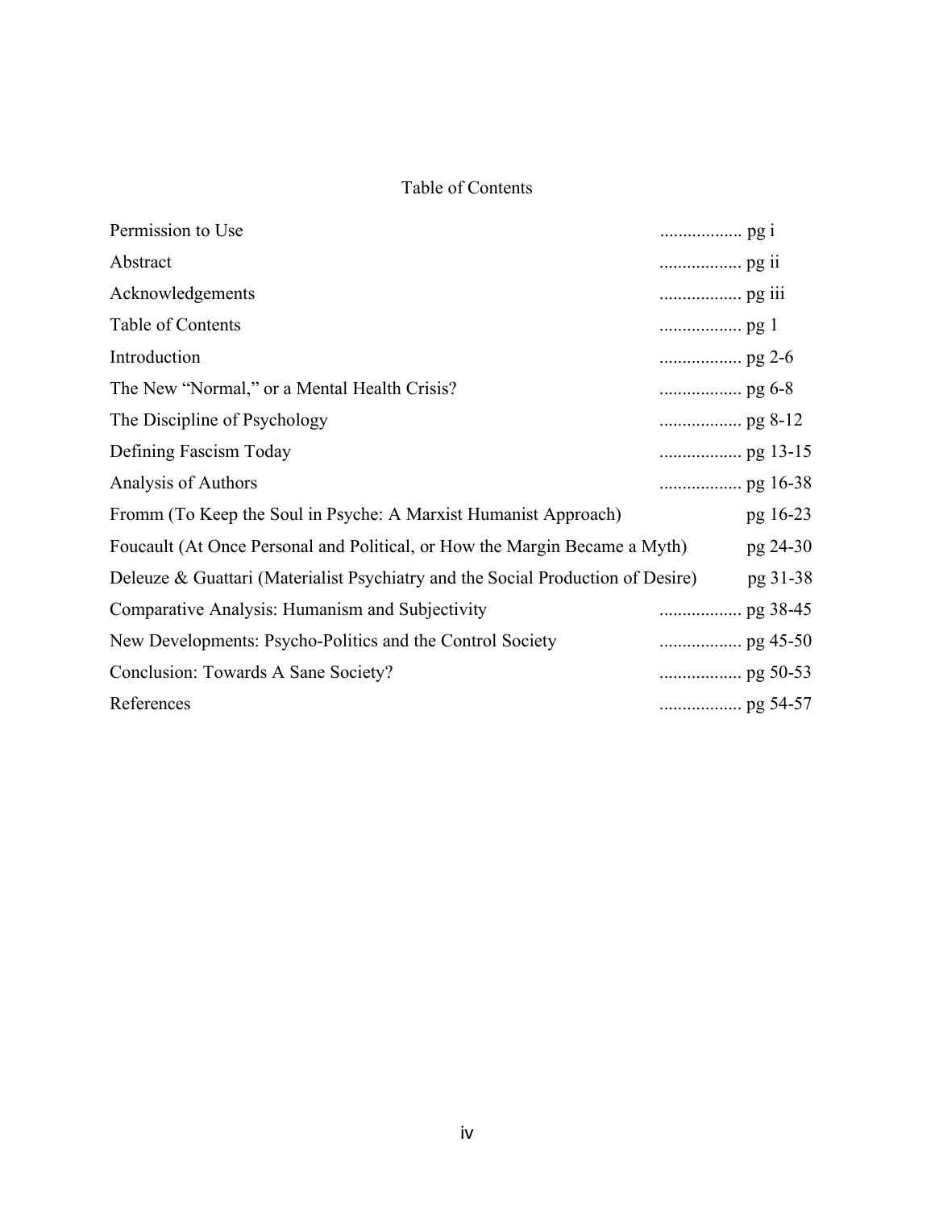# Table of Contents

| | |
|---|---|
| Permission to Use | .................. pg i |
| Abstract | .................. pg ii |
| Acknowledgements | .................. pg iii |
| Table of Contents | .................. pg 1 |
| Introduction | .................. pg 2-6 |
| The New "Normal," or a Mental Health Crisis? | .................. pg 6-8 |
| The Discipline of Psychology | .................. pg 8-12 |
| Defining Fascism Today | .................. pg 13-15 |
| Analysis of Authors | .................. pg 16-38 |
| Fromm (To Keep the Soul in Psyche: A Marxist Humanist Approach) | pg 16-23 |
| Foucault (At Once Personal and Political, or How the Margin Became a Myth) | pg 24-30 |
| Deleuze & Guattari (Materialist Psychiatry and the Social Production of Desire) | pg 31-38 |
| Comparative Analysis: Humanism and Subjectivity | .................. pg 38-45 |
| New Developments: Psycho-Politics and the Control Society | .................. pg 45-50 |
| Conclusion: Towards A Sane Society? | .................. pg 50-53 |
| References | .................. pg 54-57 |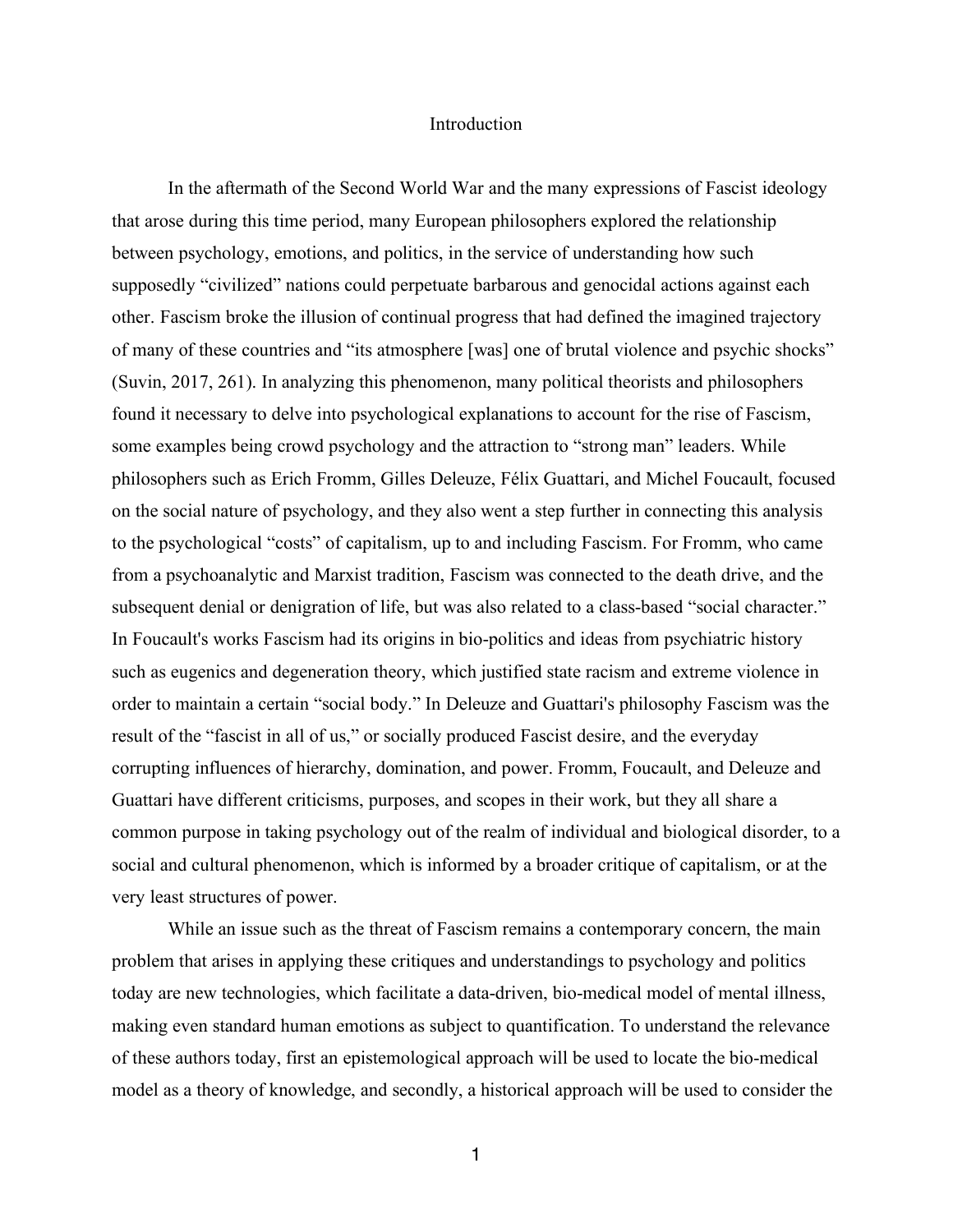# Introduction

In the aftermath of the Second World War and the many expressions of Fascist ideology that arose during this time period, many European philosophers explored the relationship between psychology, emotions, and politics, in the service of understanding how such supposedly "civilized" nations could perpetuate barbarous and genocidal actions against each other. Fascism broke the illusion of continual progress that had defined the imagined trajectory of many of these countries and "its atmosphere [was] one of brutal violence and psychic shocks" (Suvin, 2017, 261). In analyzing this phenomenon, many political theorists and philosophers found it necessary to delve into psychological explanations to account for the rise of Fascism, some examples being crowd psychology and the attraction to "strong man" leaders. While philosophers such as Erich Fromm, Gilles Deleuze, Félix Guattari, and Michel Foucault, focused on the social nature of psychology, and they also went a step further in connecting this analysis to the psychological "costs" of capitalism, up to and including Fascism. For Fromm, who came from a psychoanalytic and Marxist tradition, Fascism was connected to the death drive, and the subsequent denial or denigration of life, but was also related to a class-based "social character." In Foucault's works Fascism had its origins in bio-politics and ideas from psychiatric history such as eugenics and degeneration theory, which justified state racism and extreme violence in order to maintain a certain "social body." In Deleuze and Guattari's philosophy Fascism was the result of the "fascist in all of us," or socially produced Fascist desire, and the everyday corrupting influences of hierarchy, domination, and power. Fromm, Foucault, and Deleuze and Guattari have different criticisms, purposes, and scopes in their work, but they all share a common purpose in taking psychology out of the realm of individual and biological disorder, to a social and cultural phenomenon, which is informed by a broader critique of capitalism, or at the very least structures of power.

While an issue such as the threat of Fascism remains a contemporary concern, the main problem that arises in applying these critiques and understandings to psychology and politics today are new technologies, which facilitate a data-driven, bio-medical model of mental illness, making even standard human emotions as subject to quantification. To understand the relevance of these authors today, first an epistemological approach will be used to locate the bio-medical model as a theory of knowledge, and secondly, a historical approach will be used to consider the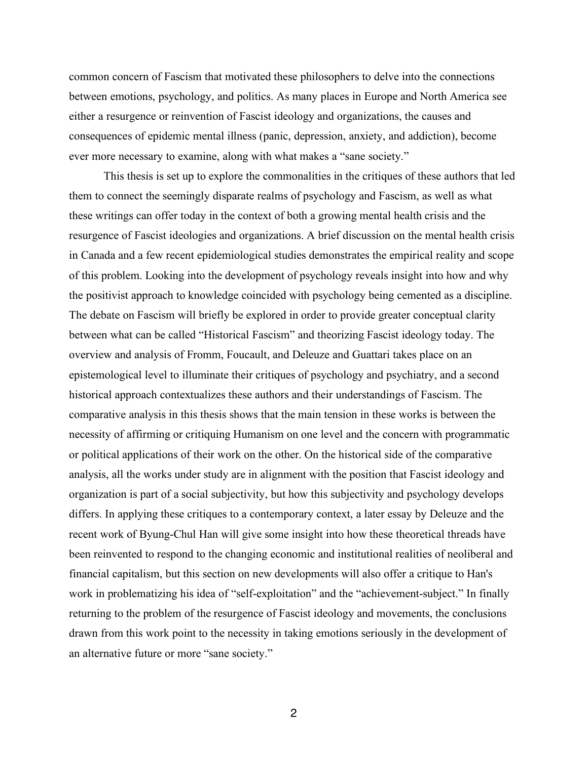common concern of Fascism that motivated these philosophers to delve into the connections between emotions, psychology, and politics. As many places in Europe and North America see either a resurgence or reinvention of Fascist ideology and organizations, the causes and consequences of epidemic mental illness (panic, depression, anxiety, and addiction), become ever more necessary to examine, along with what makes a "sane society."

This thesis is set up to explore the commonalities in the critiques of these authors that led them to connect the seemingly disparate realms of psychology and Fascism, as well as what these writings can offer today in the context of both a growing mental health crisis and the resurgence of Fascist ideologies and organizations. A brief discussion on the mental health crisis in Canada and a few recent epidemiological studies demonstrates the empirical reality and scope of this problem. Looking into the development of psychology reveals insight into how and why the positivist approach to knowledge coincided with psychology being cemented as a discipline. The debate on Fascism will briefly be explored in order to provide greater conceptual clarity between what can be called "Historical Fascism" and theorizing Fascist ideology today. The overview and analysis of Fromm, Foucault, and Deleuze and Guattari takes place on an epistemological level to illuminate their critiques of psychology and psychiatry, and a second historical approach contextualizes these authors and their understandings of Fascism. The comparative analysis in this thesis shows that the main tension in these works is between the necessity of affirming or critiquing Humanism on one level and the concern with programmatic or political applications of their work on the other. On the historical side of the comparative analysis, all the works under study are in alignment with the position that Fascist ideology and organization is part of a social subjectivity, but how this subjectivity and psychology develops differs. In applying these critiques to a contemporary context, a later essay by Deleuze and the recent work of Byung-Chul Han will give some insight into how these theoretical threads have been reinvented to respond to the changing economic and institutional realities of neoliberal and financial capitalism, but this section on new developments will also offer a critique to Han's work in problematizing his idea of "self-exploitation" and the "achievement-subject." In finally returning to the problem of the resurgence of Fascist ideology and movements, the conclusions drawn from this work point to the necessity in taking emotions seriously in the development of an alternative future or more "sane society."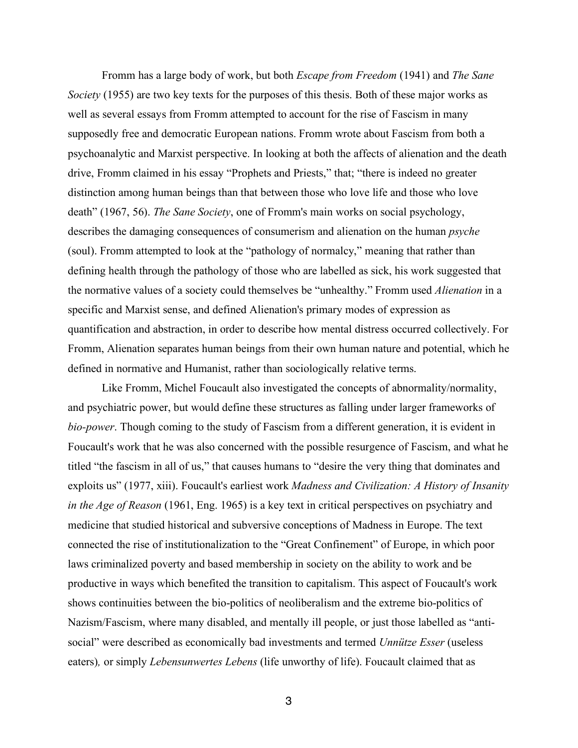Fromm has a large body of work, but both *Escape from Freedom* (1941) and *The Sane Society* (1955) are two key texts for the purposes of this thesis. Both of these major works as well as several essays from Fromm attempted to account for the rise of Fascism in many supposedly free and democratic European nations. Fromm wrote about Fascism from both a psychoanalytic and Marxist perspective. In looking at both the affects of alienation and the death drive, Fromm claimed in his essay "Prophets and Priests," that; "there is indeed no greater distinction among human beings than that between those who love life and those who love death" (1967, 56). *The Sane Society*, one of Fromm's main works on social psychology, describes the damaging consequences of consumerism and alienation on the human *psyche* (soul). Fromm attempted to look at the "pathology of normalcy," meaning that rather than defining health through the pathology of those who are labelled as sick, his work suggested that the normative values of a society could themselves be "unhealthy." Fromm used *Alienation* in a specific and Marxist sense, and defined Alienation's primary modes of expression as quantification and abstraction, in order to describe how mental distress occurred collectively. For Fromm, Alienation separates human beings from their own human nature and potential, which he defined in normative and Humanist, rather than sociologically relative terms.

Like Fromm, Michel Foucault also investigated the concepts of abnormality/normality, and psychiatric power, but would define these structures as falling under larger frameworks of *bio-power*. Though coming to the study of Fascism from a different generation, it is evident in Foucault's work that he was also concerned with the possible resurgence of Fascism, and what he titled "the fascism in all of us," that causes humans to "desire the very thing that dominates and exploits us" (1977, xiii). Foucault's earliest work *Madness and Civilization: A History of Insanity in the Age of Reason* (1961, Eng. 1965) is a key text in critical perspectives on psychiatry and medicine that studied historical and subversive conceptions of Madness in Europe. The text connected the rise of institutionalization to the "Great Confinement" of Europe, in which poor laws criminalized poverty and based membership in society on the ability to work and be productive in ways which benefited the transition to capitalism. This aspect of Foucault's work shows continuities between the bio-politics of neoliberalism and the extreme bio-politics of Nazism/Fascism, where many disabled, and mentally ill people, or just those labelled as "anti-social" were described as economically bad investments and termed *Unnütze Esser* (useless eaters), or simply *Lebensunwertes Lebens* (life unworthy of life). Foucault claimed that as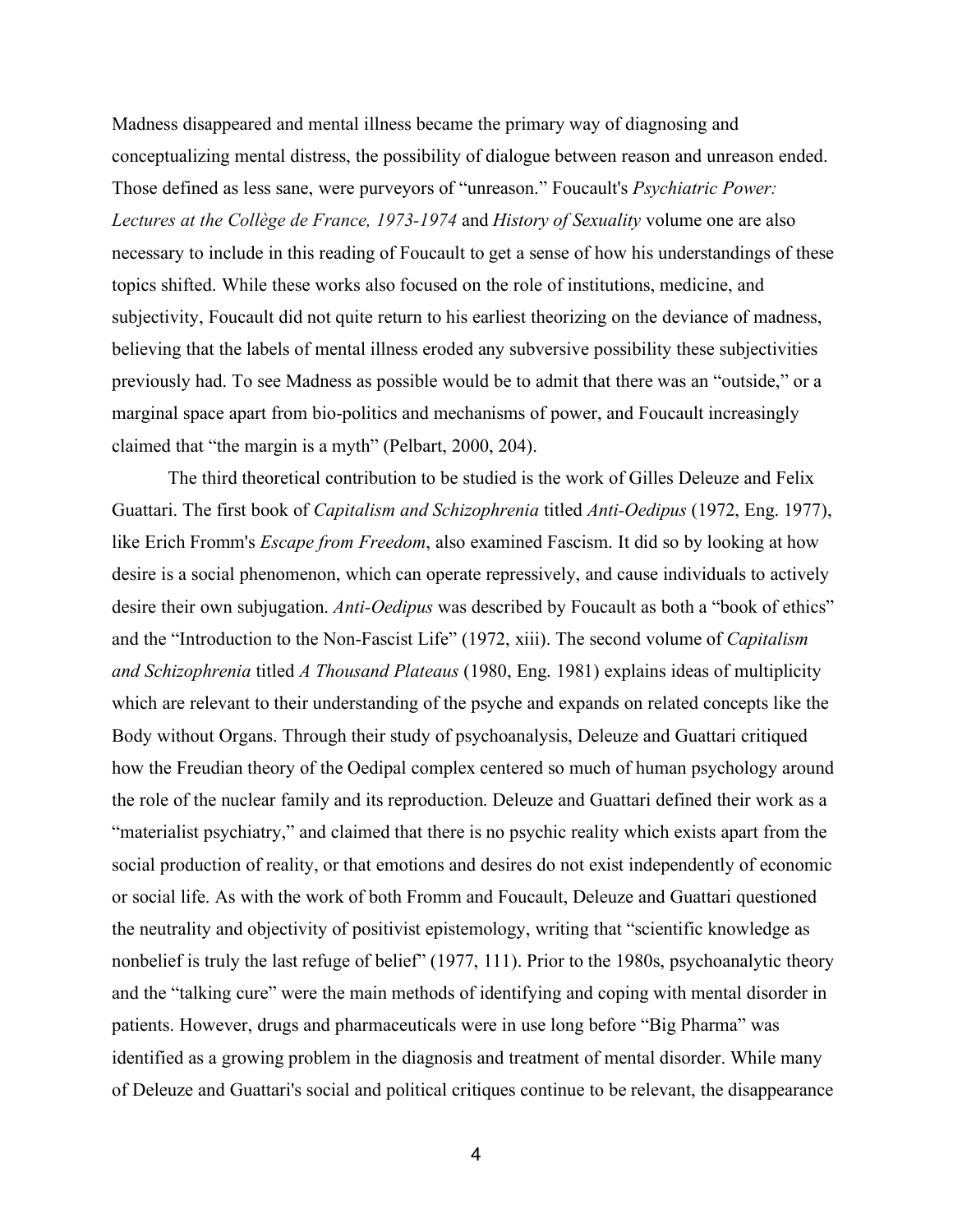Madness disappeared and mental illness became the primary way of diagnosing and conceptualizing mental distress, the possibility of dialogue between reason and unreason ended. Those defined as less sane, were purveyors of "unreason." Foucault's *Psychiatric Power: Lectures at the Collège de France, 1973-1974* and *History of Sexuality* volume one are also necessary to include in this reading of Foucault to get a sense of how his understandings of these topics shifted. While these works also focused on the role of institutions, medicine, and subjectivity, Foucault did not quite return to his earliest theorizing on the deviance of madness, believing that the labels of mental illness eroded any subversive possibility these subjectivities previously had. To see Madness as possible would be to admit that there was an "outside," or a marginal space apart from bio-politics and mechanisms of power, and Foucault increasingly claimed that "the margin is a myth" (Pelbart, 2000, 204).

The third theoretical contribution to be studied is the work of Gilles Deleuze and Felix Guattari. The first book of *Capitalism and Schizophrenia* titled *Anti-Oedipus* (1972, Eng. 1977), like Erich Fromm's *Escape from Freedom*, also examined Fascism. It did so by looking at how desire is a social phenomenon, which can operate repressively, and cause individuals to actively desire their own subjugation. *Anti-Oedipus* was described by Foucault as both a "book of ethics" and the "Introduction to the Non-Fascist Life" (1972, xiii). The second volume of *Capitalism and Schizophrenia* titled *A Thousand Plateaus* (1980, Eng. 1981) explains ideas of multiplicity which are relevant to their understanding of the psyche and expands on related concepts like the Body without Organs. Through their study of psychoanalysis, Deleuze and Guattari critiqued how the Freudian theory of the Oedipal complex centered so much of human psychology around the role of the nuclear family and its reproduction. Deleuze and Guattari defined their work as a "materialist psychiatry," and claimed that there is no psychic reality which exists apart from the social production of reality, or that emotions and desires do not exist independently of economic or social life. As with the work of both Fromm and Foucault, Deleuze and Guattari questioned the neutrality and objectivity of positivist epistemology, writing that "scientific knowledge as nonbelief is truly the last refuge of belief" (1977, 111). Prior to the 1980s, psychoanalytic theory and the "talking cure" were the main methods of identifying and coping with mental disorder in patients. However, drugs and pharmaceuticals were in use long before "Big Pharma" was identified as a growing problem in the diagnosis and treatment of mental disorder. While many of Deleuze and Guattari's social and political critiques continue to be relevant, the disappearance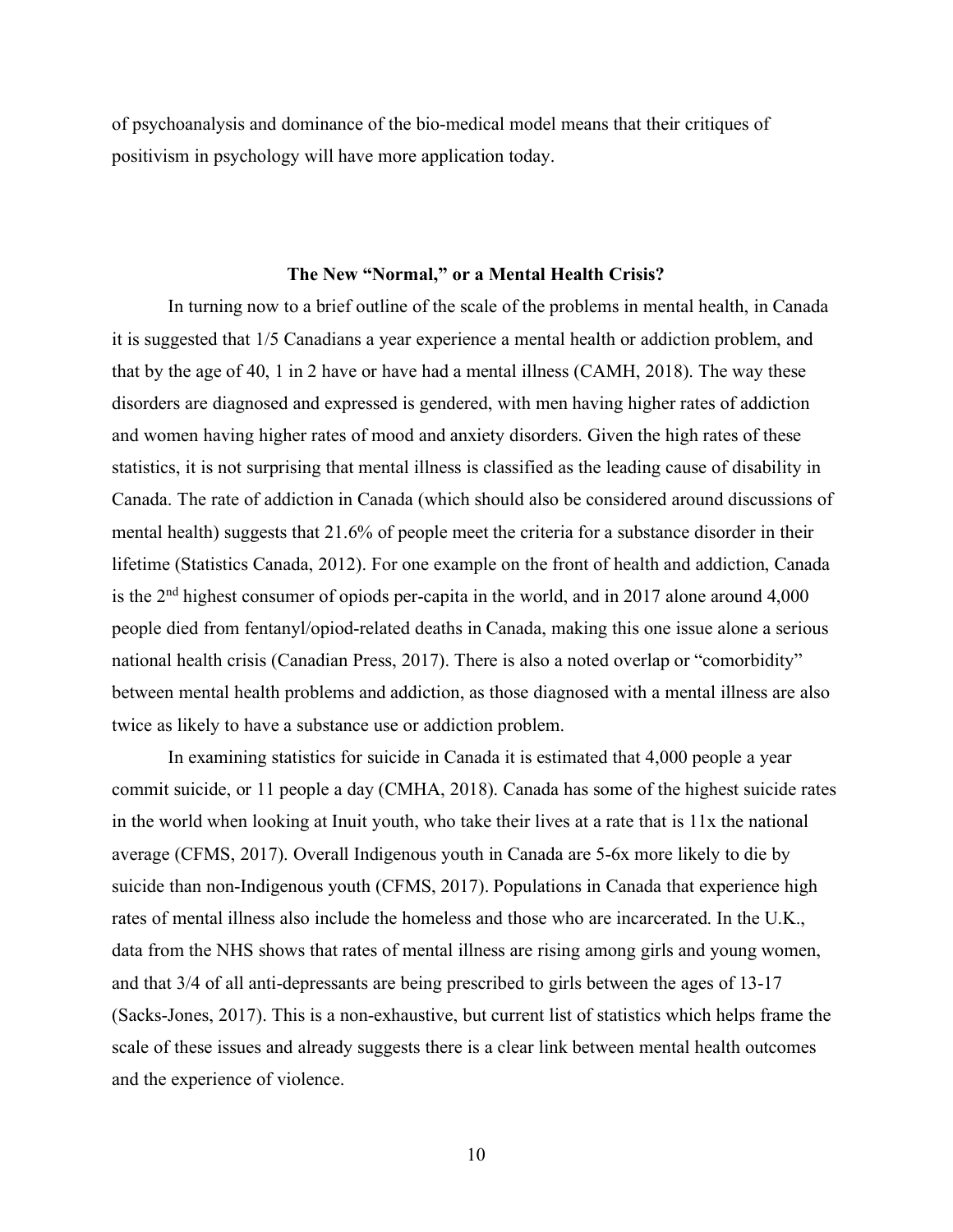of psychoanalysis and dominance of the bio-medical model means that their critiques of positivism in psychology will have more application today.

## The New "Normal," or a Mental Health Crisis?

In turning now to a brief outline of the scale of the problems in mental health, in Canada it is suggested that 1/5 Canadians a year experience a mental health or addiction problem, and that by the age of 40, 1 in 2 have or have had a mental illness (CAMH, 2018). The way these disorders are diagnosed and expressed is gendered, with men having higher rates of addiction and women having higher rates of mood and anxiety disorders. Given the high rates of these statistics, it is not surprising that mental illness is classified as the leading cause of disability in Canada. The rate of addiction in Canada (which should also be considered around discussions of mental health) suggests that 21.6% of people meet the criteria for a substance disorder in their lifetime (Statistics Canada, 2012). For one example on the front of health and addiction, Canada is the 2nd highest consumer of opiods per-capita in the world, and in 2017 alone around 4,000 people died from fentanyl/opiod-related deaths in Canada, making this one issue alone a serious national health crisis (Canadian Press, 2017). There is also a noted overlap or "comorbidity" between mental health problems and addiction, as those diagnosed with a mental illness are also twice as likely to have a substance use or addiction problem.

In examining statistics for suicide in Canada it is estimated that 4,000 people a year commit suicide, or 11 people a day (CMHA, 2018). Canada has some of the highest suicide rates in the world when looking at Inuit youth, who take their lives at a rate that is 11x the national average (CFMS, 2017). Overall Indigenous youth in Canada are 5-6x more likely to die by suicide than non-Indigenous youth (CFMS, 2017). Populations in Canada that experience high rates of mental illness also include the homeless and those who are incarcerated. In the U.K., data from the NHS shows that rates of mental illness are rising among girls and young women, and that 3/4 of all anti-depressants are being prescribed to girls between the ages of 13-17 (Sacks-Jones, 2017). This is a non-exhaustive, but current list of statistics which helps frame the scale of these issues and already suggests there is a clear link between mental health outcomes and the experience of violence.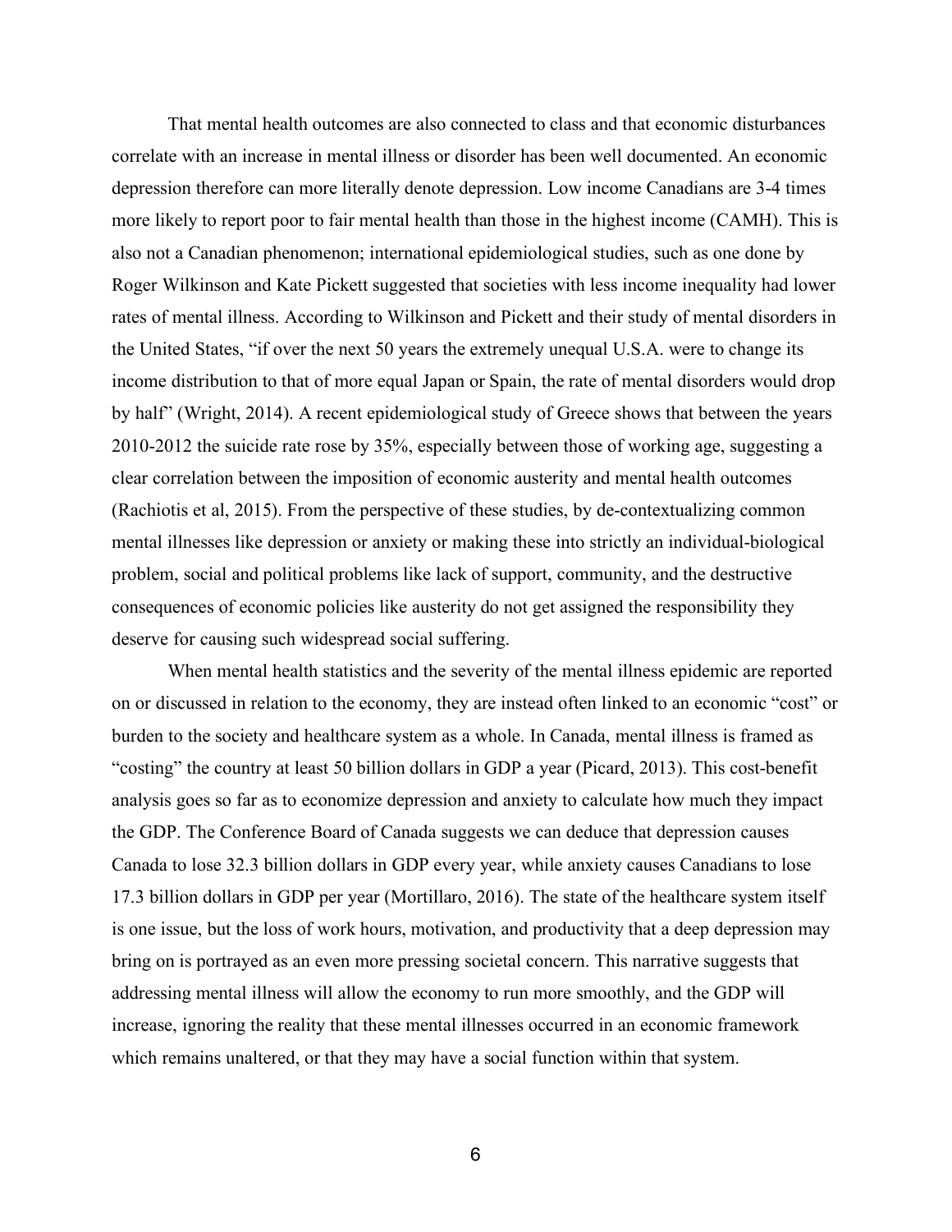That mental health outcomes are also connected to class and that economic disturbances correlate with an increase in mental illness or disorder has been well documented. An economic depression therefore can more literally denote depression. Low income Canadians are 3-4 times more likely to report poor to fair mental health than those in the highest income (CAMH). This is also not a Canadian phenomenon; international epidemiological studies, such as one done by Roger Wilkinson and Kate Pickett suggested that societies with less income inequality had lower rates of mental illness. According to Wilkinson and Pickett and their study of mental disorders in the United States, "if over the next 50 years the extremely unequal U.S.A. were to change its income distribution to that of more equal Japan or Spain, the rate of mental disorders would drop by half" (Wright, 2014). A recent epidemiological study of Greece shows that between the years 2010-2012 the suicide rate rose by 35%, especially between those of working age, suggesting a clear correlation between the imposition of economic austerity and mental health outcomes (Rachiotis et al, 2015). From the perspective of these studies, by de-contextualizing common mental illnesses like depression or anxiety or making these into strictly an individual-biological problem, social and political problems like lack of support, community, and the destructive consequences of economic policies like austerity do not get assigned the responsibility they deserve for causing such widespread social suffering.

When mental health statistics and the severity of the mental illness epidemic are reported on or discussed in relation to the economy, they are instead often linked to an economic "cost" or burden to the society and healthcare system as a whole. In Canada, mental illness is framed as "costing" the country at least 50 billion dollars in GDP a year (Picard, 2013). This cost-benefit analysis goes so far as to economize depression and anxiety to calculate how much they impact the GDP. The Conference Board of Canada suggests we can deduce that depression causes Canada to lose 32.3 billion dollars in GDP every year, while anxiety causes Canadians to lose 17.3 billion dollars in GDP per year (Mortillaro, 2016). The state of the healthcare system itself is one issue, but the loss of work hours, motivation, and productivity that a deep depression may bring on is portrayed as an even more pressing societal concern. This narrative suggests that addressing mental illness will allow the economy to run more smoothly, and the GDP will increase, ignoring the reality that these mental illnesses occurred in an economic framework which remains unaltered, or that they may have a social function within that system.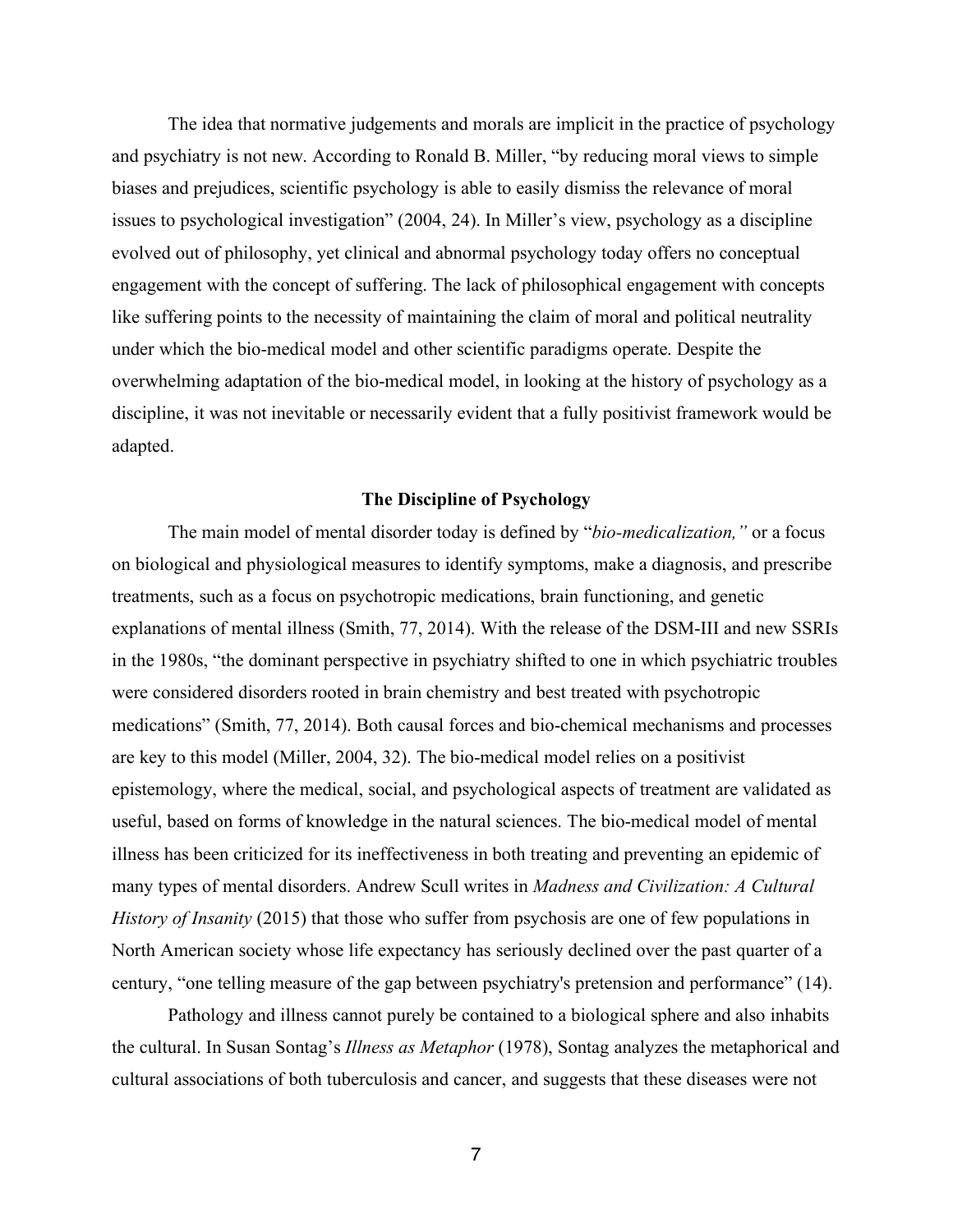The idea that normative judgements and morals are implicit in the practice of psychology and psychiatry is not new. According to Ronald B. Miller, "by reducing moral views to simple biases and prejudices, scientific psychology is able to easily dismiss the relevance of moral issues to psychological investigation" (2004, 24). In Miller's view, psychology as a discipline evolved out of philosophy, yet clinical and abnormal psychology today offers no conceptual engagement with the concept of suffering. The lack of philosophical engagement with concepts like suffering points to the necessity of maintaining the claim of moral and political neutrality under which the bio-medical model and other scientific paradigms operate. Despite the overwhelming adaptation of the bio-medical model, in looking at the history of psychology as a discipline, it was not inevitable or necessarily evident that a fully positivist framework would be adapted.

## The Discipline of Psychology

The main model of mental disorder today is defined by "*bio-medicalization,"* or a focus on biological and physiological measures to identify symptoms, make a diagnosis, and prescribe treatments, such as a focus on psychotropic medications, brain functioning, and genetic explanations of mental illness (Smith, 77, 2014). With the release of the DSM-III and new SSRIs in the 1980s, "the dominant perspective in psychiatry shifted to one in which psychiatric troubles were considered disorders rooted in brain chemistry and best treated with psychotropic medications" (Smith, 77, 2014). Both causal forces and bio-chemical mechanisms and processes are key to this model (Miller, 2004, 32). The bio-medical model relies on a positivist epistemology, where the medical, social, and psychological aspects of treatment are validated as useful, based on forms of knowledge in the natural sciences. The bio-medical model of mental illness has been criticized for its ineffectiveness in both treating and preventing an epidemic of many types of mental disorders. Andrew Scull writes in *Madness and Civilization: A Cultural History of Insanity* (2015) that those who suffer from psychosis are one of few populations in North American society whose life expectancy has seriously declined over the past quarter of a century, "one telling measure of the gap between psychiatry's pretension and performance" (14).

Pathology and illness cannot purely be contained to a biological sphere and also inhabits the cultural. In Susan Sontag's *Illness as Metaphor* (1978), Sontag analyzes the metaphorical and cultural associations of both tuberculosis and cancer, and suggests that these diseases were not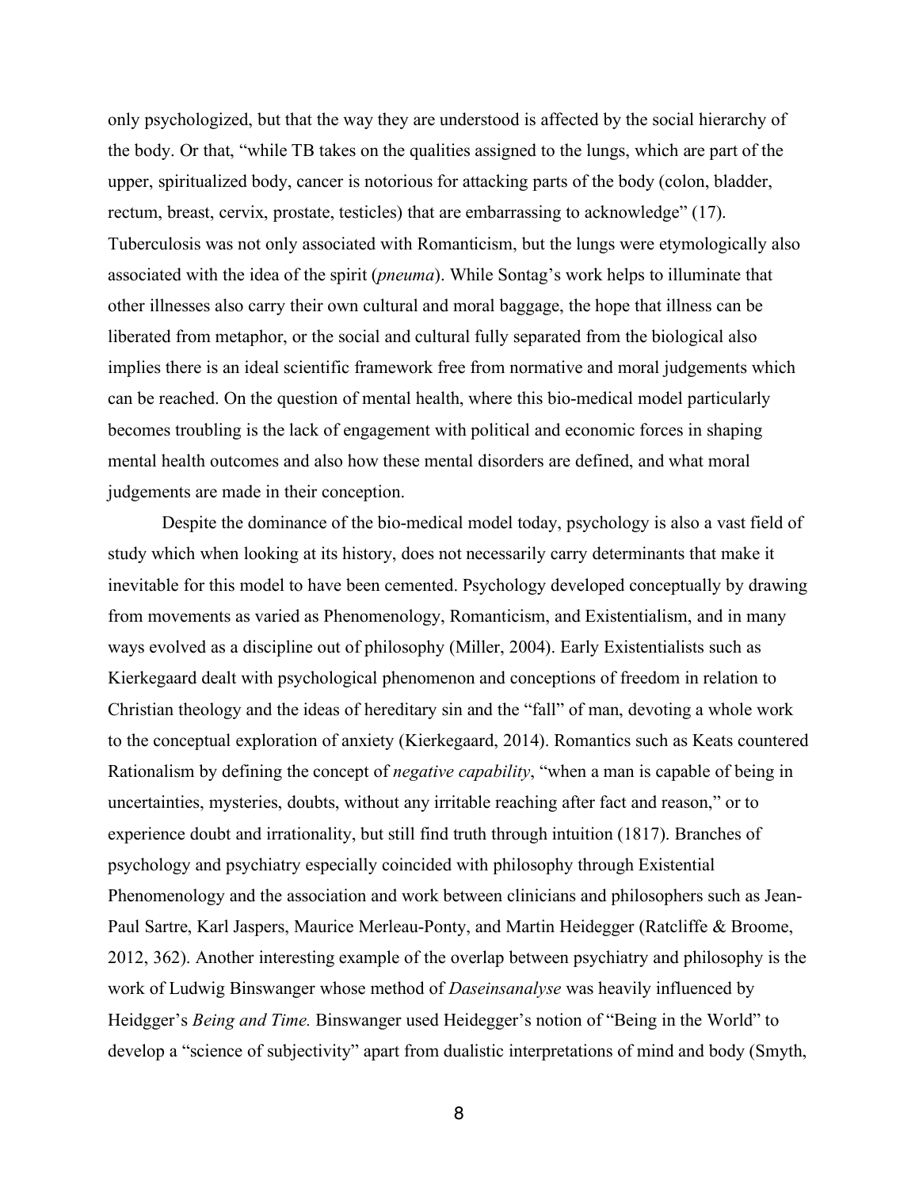only psychologized, but that the way they are understood is affected by the social hierarchy of the body. Or that, "while TB takes on the qualities assigned to the lungs, which are part of the upper, spiritualized body, cancer is notorious for attacking parts of the body (colon, bladder, rectum, breast, cervix, prostate, testicles) that are embarrassing to acknowledge" (17). Tuberculosis was not only associated with Romanticism, but the lungs were etymologically also associated with the idea of the spirit (*pneuma*). While Sontag's work helps to illuminate that other illnesses also carry their own cultural and moral baggage, the hope that illness can be liberated from metaphor, or the social and cultural fully separated from the biological also implies there is an ideal scientific framework free from normative and moral judgements which can be reached. On the question of mental health, where this bio-medical model particularly becomes troubling is the lack of engagement with political and economic forces in shaping mental health outcomes and also how these mental disorders are defined, and what moral judgements are made in their conception.

Despite the dominance of the bio-medical model today, psychology is also a vast field of study which when looking at its history, does not necessarily carry determinants that make it inevitable for this model to have been cemented. Psychology developed conceptually by drawing from movements as varied as Phenomenology, Romanticism, and Existentialism, and in many ways evolved as a discipline out of philosophy (Miller, 2004). Early Existentialists such as Kierkegaard dealt with psychological phenomenon and conceptions of freedom in relation to Christian theology and the ideas of hereditary sin and the "fall" of man, devoting a whole work to the conceptual exploration of anxiety (Kierkegaard, 2014). Romantics such as Keats countered Rationalism by defining the concept of *negative capability*, "when a man is capable of being in uncertainties, mysteries, doubts, without any irritable reaching after fact and reason," or to experience doubt and irrationality, but still find truth through intuition (1817). Branches of psychology and psychiatry especially coincided with philosophy through Existential Phenomenology and the association and work between clinicians and philosophers such as Jean-Paul Sartre, Karl Jaspers, Maurice Merleau-Ponty, and Martin Heidegger (Ratcliffe & Broome, 2012, 362). Another interesting example of the overlap between psychiatry and philosophy is the work of Ludwig Binswanger whose method of *Daseinsanalyse* was heavily influenced by Heidgger's *Being and Time.* Binswanger used Heidegger's notion of "Being in the World" to develop a "science of subjectivity" apart from dualistic interpretations of mind and body (Smyth,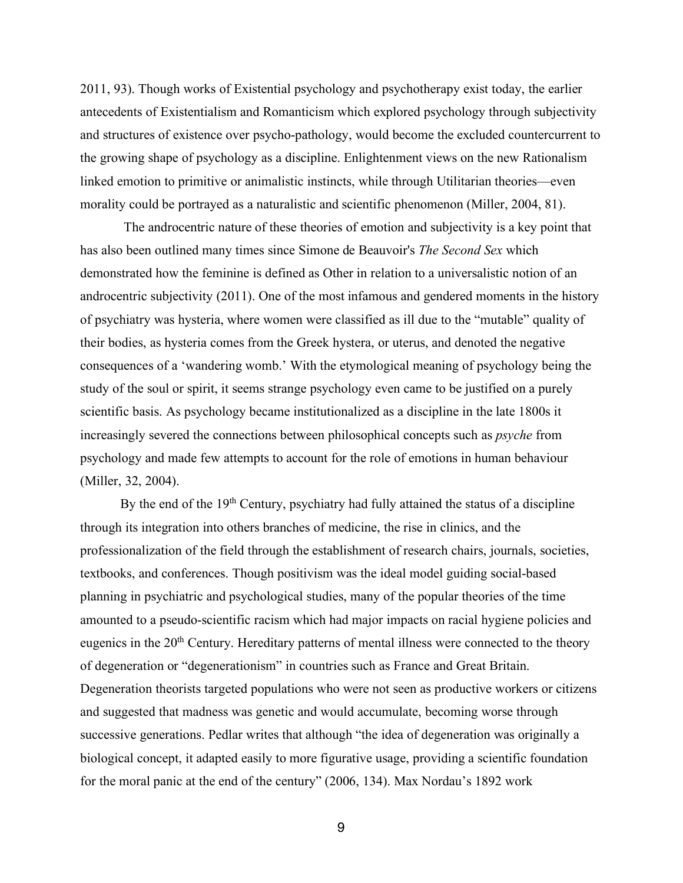2011, 93). Though works of Existential psychology and psychotherapy exist today, the earlier antecedents of Existentialism and Romanticism which explored psychology through subjectivity and structures of existence over psycho-pathology, would become the excluded countercurrent to the growing shape of psychology as a discipline. Enlightenment views on the new Rationalism linked emotion to primitive or animalistic instincts, while through Utilitarian theories—even morality could be portrayed as a naturalistic and scientific phenomenon (Miller, 2004, 81).

The androcentric nature of these theories of emotion and subjectivity is a key point that has also been outlined many times since Simone de Beauvoir's *The Second Sex* which demonstrated how the feminine is defined as Other in relation to a universalistic notion of an androcentric subjectivity (2011). One of the most infamous and gendered moments in the history of psychiatry was hysteria, where women were classified as ill due to the "mutable" quality of their bodies, as hysteria comes from the Greek hystera, or uterus, and denoted the negative consequences of a 'wandering womb.' With the etymological meaning of psychology being the study of the soul or spirit, it seems strange psychology even came to be justified on a purely scientific basis. As psychology became institutionalized as a discipline in the late 1800s it increasingly severed the connections between philosophical concepts such as *psyche* from psychology and made few attempts to account for the role of emotions in human behaviour (Miller, 32, 2004).

By the end of the 19th Century, psychiatry had fully attained the status of a discipline through its integration into others branches of medicine, the rise in clinics, and the professionalization of the field through the establishment of research chairs, journals, societies, textbooks, and conferences. Though positivism was the ideal model guiding social-based planning in psychiatric and psychological studies, many of the popular theories of the time amounted to a pseudo-scientific racism which had major impacts on racial hygiene policies and eugenics in the 20th Century. Hereditary patterns of mental illness were connected to the theory of degeneration or "degenerationism" in countries such as France and Great Britain. Degeneration theorists targeted populations who were not seen as productive workers or citizens and suggested that madness was genetic and would accumulate, becoming worse through successive generations. Pedlar writes that although "the idea of degeneration was originally a biological concept, it adapted easily to more figurative usage, providing a scientific foundation for the moral panic at the end of the century" (2006, 134). Max Nordau's 1892 work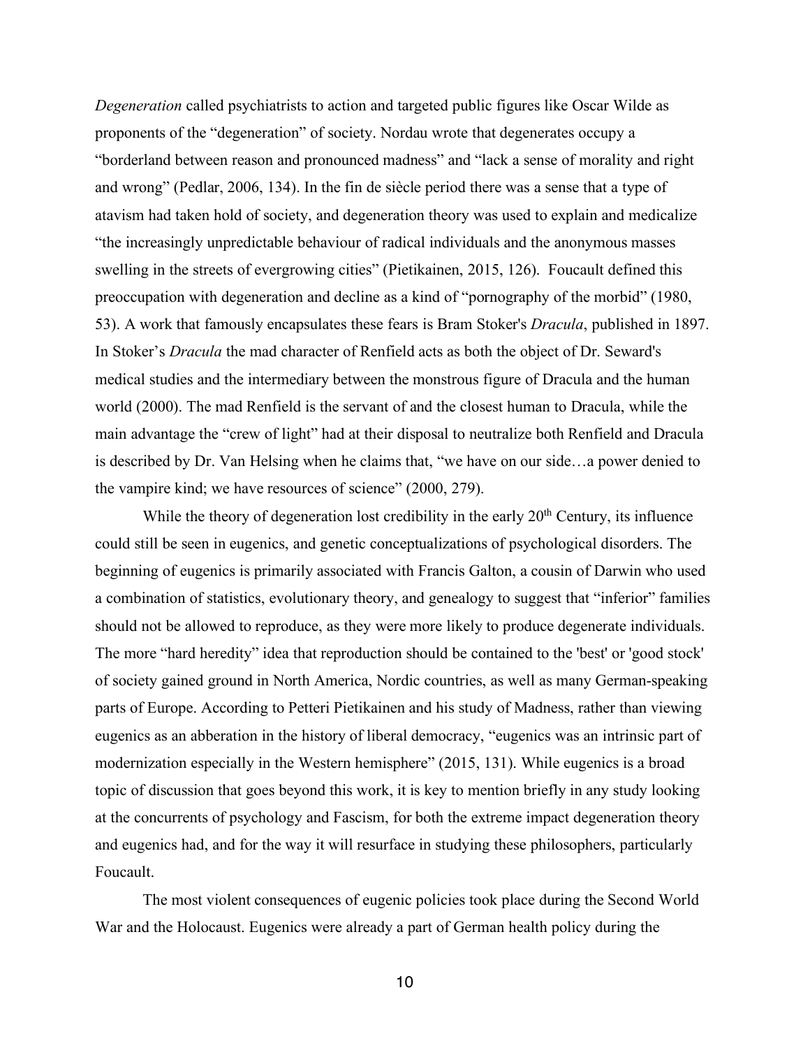*Degeneration* called psychiatrists to action and targeted public figures like Oscar Wilde as proponents of the "degeneration" of society. Nordau wrote that degenerates occupy a "borderland between reason and pronounced madness" and "lack a sense of morality and right and wrong" (Pedlar, 2006, 134). In the fin de siècle period there was a sense that a type of atavism had taken hold of society, and degeneration theory was used to explain and medicalize "the increasingly unpredictable behaviour of radical individuals and the anonymous masses swelling in the streets of evergrowing cities" (Pietikainen, 2015, 126). Foucault defined this preoccupation with degeneration and decline as a kind of "pornography of the morbid" (1980, 53). A work that famously encapsulates these fears is Bram Stoker's *Dracula*, published in 1897. In Stoker's *Dracula* the mad character of Renfield acts as both the object of Dr. Seward's medical studies and the intermediary between the monstrous figure of Dracula and the human world (2000). The mad Renfield is the servant of and the closest human to Dracula, while the main advantage the "crew of light" had at their disposal to neutralize both Renfield and Dracula is described by Dr. Van Helsing when he claims that, "we have on our side…a power denied to the vampire kind; we have resources of science" (2000, 279).

While the theory of degeneration lost credibility in the early 20th Century, its influence could still be seen in eugenics, and genetic conceptualizations of psychological disorders. The beginning of eugenics is primarily associated with Francis Galton, a cousin of Darwin who used a combination of statistics, evolutionary theory, and genealogy to suggest that "inferior" families should not be allowed to reproduce, as they were more likely to produce degenerate individuals. The more "hard heredity" idea that reproduction should be contained to the 'best' or 'good stock' of society gained ground in North America, Nordic countries, as well as many German-speaking parts of Europe. According to Petteri Pietikainen and his study of Madness, rather than viewing eugenics as an abberation in the history of liberal democracy, "eugenics was an intrinsic part of modernization especially in the Western hemisphere" (2015, 131). While eugenics is a broad topic of discussion that goes beyond this work, it is key to mention briefly in any study looking at the concurrents of psychology and Fascism, for both the extreme impact degeneration theory and eugenics had, and for the way it will resurface in studying these philosophers, particularly Foucault.

The most violent consequences of eugenic policies took place during the Second World War and the Holocaust. Eugenics were already a part of German health policy during the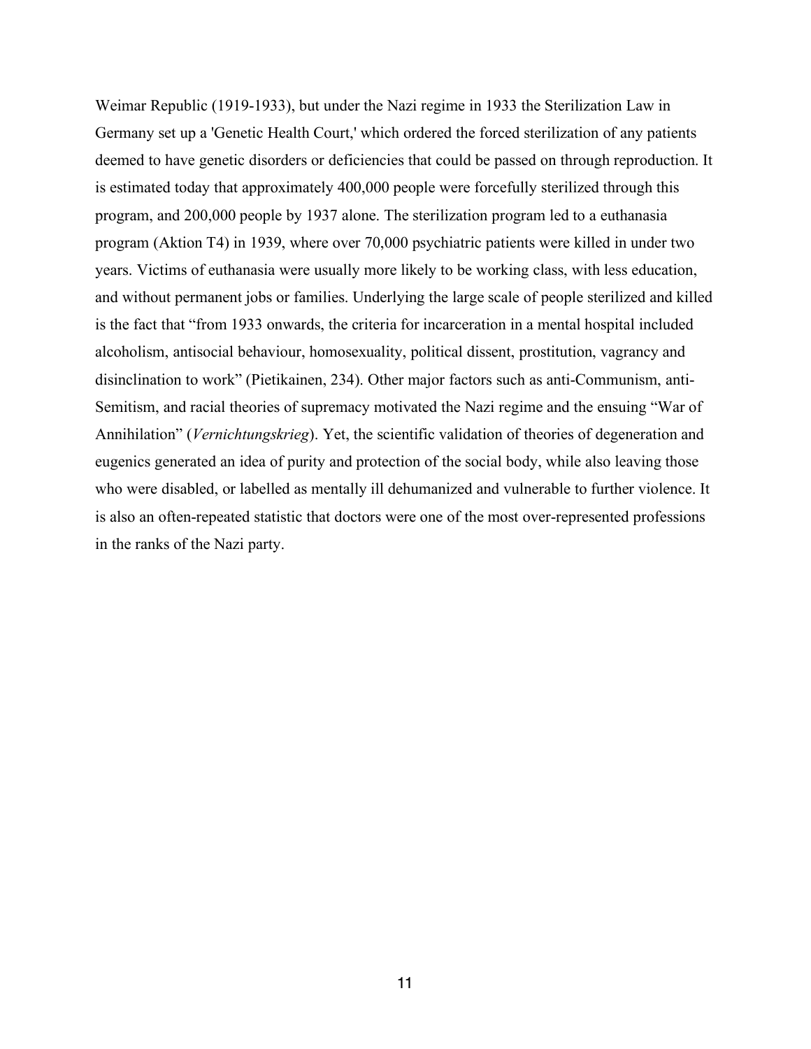Weimar Republic (1919-1933), but under the Nazi regime in 1933 the Sterilization Law in Germany set up a 'Genetic Health Court,' which ordered the forced sterilization of any patients deemed to have genetic disorders or deficiencies that could be passed on through reproduction. It is estimated today that approximately 400,000 people were forcefully sterilized through this program, and 200,000 people by 1937 alone. The sterilization program led to a euthanasia program (Aktion T4) in 1939, where over 70,000 psychiatric patients were killed in under two years. Victims of euthanasia were usually more likely to be working class, with less education, and without permanent jobs or families. Underlying the large scale of people sterilized and killed is the fact that "from 1933 onwards, the criteria for incarceration in a mental hospital included alcoholism, antisocial behaviour, homosexuality, political dissent, prostitution, vagrancy and disinclination to work" (Pietikainen, 234). Other major factors such as anti-Communism, anti-Semitism, and racial theories of supremacy motivated the Nazi regime and the ensuing "War of Annihilation" (*Vernichtungskrieg*). Yet, the scientific validation of theories of degeneration and eugenics generated an idea of purity and protection of the social body, while also leaving those who were disabled, or labelled as mentally ill dehumanized and vulnerable to further violence. It is also an often-repeated statistic that doctors were one of the most over-represented professions in the ranks of the Nazi party.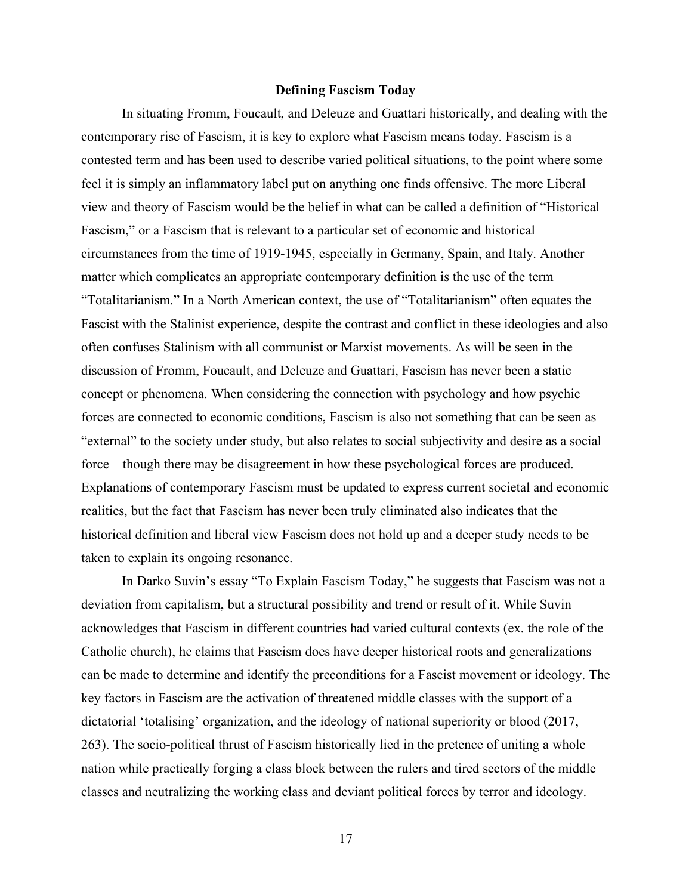## Defining Fascism Today

In situating Fromm, Foucault, and Deleuze and Guattari historically, and dealing with the contemporary rise of Fascism, it is key to explore what Fascism means today. Fascism is a contested term and has been used to describe varied political situations, to the point where some feel it is simply an inflammatory label put on anything one finds offensive. The more Liberal view and theory of Fascism would be the belief in what can be called a definition of "Historical Fascism," or a Fascism that is relevant to a particular set of economic and historical circumstances from the time of 1919-1945, especially in Germany, Spain, and Italy. Another matter which complicates an appropriate contemporary definition is the use of the term "Totalitarianism." In a North American context, the use of "Totalitarianism" often equates the Fascist with the Stalinist experience, despite the contrast and conflict in these ideologies and also often confuses Stalinism with all communist or Marxist movements. As will be seen in the discussion of Fromm, Foucault, and Deleuze and Guattari, Fascism has never been a static concept or phenomena. When considering the connection with psychology and how psychic forces are connected to economic conditions, Fascism is also not something that can be seen as "external" to the society under study, but also relates to social subjectivity and desire as a social force—though there may be disagreement in how these psychological forces are produced. Explanations of contemporary Fascism must be updated to express current societal and economic realities, but the fact that Fascism has never been truly eliminated also indicates that the historical definition and liberal view Fascism does not hold up and a deeper study needs to be taken to explain its ongoing resonance.

In Darko Suvin's essay "To Explain Fascism Today," he suggests that Fascism was not a deviation from capitalism, but a structural possibility and trend or result of it. While Suvin acknowledges that Fascism in different countries had varied cultural contexts (ex. the role of the Catholic church), he claims that Fascism does have deeper historical roots and generalizations can be made to determine and identify the preconditions for a Fascist movement or ideology. The key factors in Fascism are the activation of threatened middle classes with the support of a dictatorial 'totalising' organization, and the ideology of national superiority or blood (2017, 263). The socio-political thrust of Fascism historically lied in the pretence of uniting a whole nation while practically forging a class block between the rulers and tired sectors of the middle classes and neutralizing the working class and deviant political forces by terror and ideology.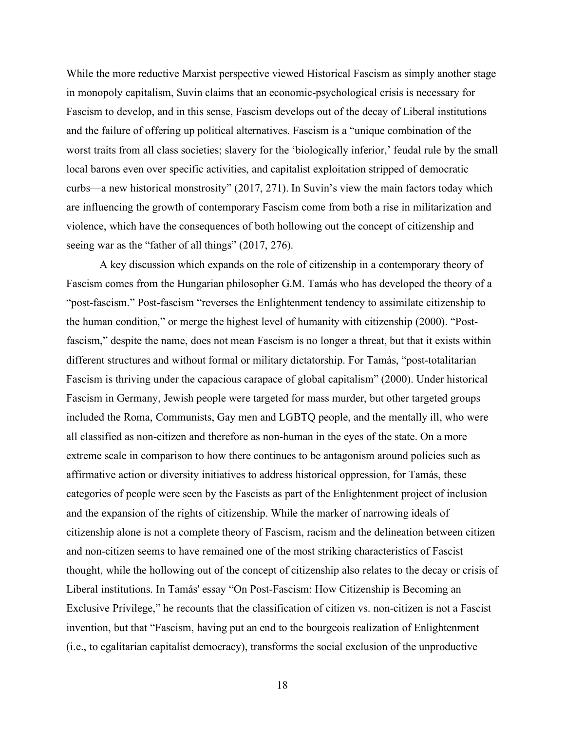While the more reductive Marxist perspective viewed Historical Fascism as simply another stage in monopoly capitalism, Suvin claims that an economic-psychological crisis is necessary for Fascism to develop, and in this sense, Fascism develops out of the decay of Liberal institutions and the failure of offering up political alternatives. Fascism is a "unique combination of the worst traits from all class societies; slavery for the 'biologically inferior,' feudal rule by the small local barons even over specific activities, and capitalist exploitation stripped of democratic curbs—a new historical monstrosity" (2017, 271). In Suvin's view the main factors today which are influencing the growth of contemporary Fascism come from both a rise in militarization and violence, which have the consequences of both hollowing out the concept of citizenship and seeing war as the "father of all things" (2017, 276).

A key discussion which expands on the role of citizenship in a contemporary theory of Fascism comes from the Hungarian philosopher G.M. Tamás who has developed the theory of a "post-fascism." Post-fascism "reverses the Enlightenment tendency to assimilate citizenship to the human condition," or merge the highest level of humanity with citizenship (2000). "Post-fascism," despite the name, does not mean Fascism is no longer a threat, but that it exists within different structures and without formal or military dictatorship. For Tamás, "post-totalitarian Fascism is thriving under the capacious carapace of global capitalism" (2000). Under historical Fascism in Germany, Jewish people were targeted for mass murder, but other targeted groups included the Roma, Communists, Gay men and LGBTQ people, and the mentally ill, who were all classified as non-citizen and therefore as non-human in the eyes of the state. On a more extreme scale in comparison to how there continues to be antagonism around policies such as affirmative action or diversity initiatives to address historical oppression, for Tamás, these categories of people were seen by the Fascists as part of the Enlightenment project of inclusion and the expansion of the rights of citizenship. While the marker of narrowing ideals of citizenship alone is not a complete theory of Fascism, racism and the delineation between citizen and non-citizen seems to have remained one of the most striking characteristics of Fascist thought, while the hollowing out of the concept of citizenship also relates to the decay or crisis of Liberal institutions. In Tamás' essay "On Post-Fascism: How Citizenship is Becoming an Exclusive Privilege," he recounts that the classification of citizen vs. non-citizen is not a Fascist invention, but that "Fascism, having put an end to the bourgeois realization of Enlightenment (i.e., to egalitarian capitalist democracy), transforms the social exclusion of the unproductive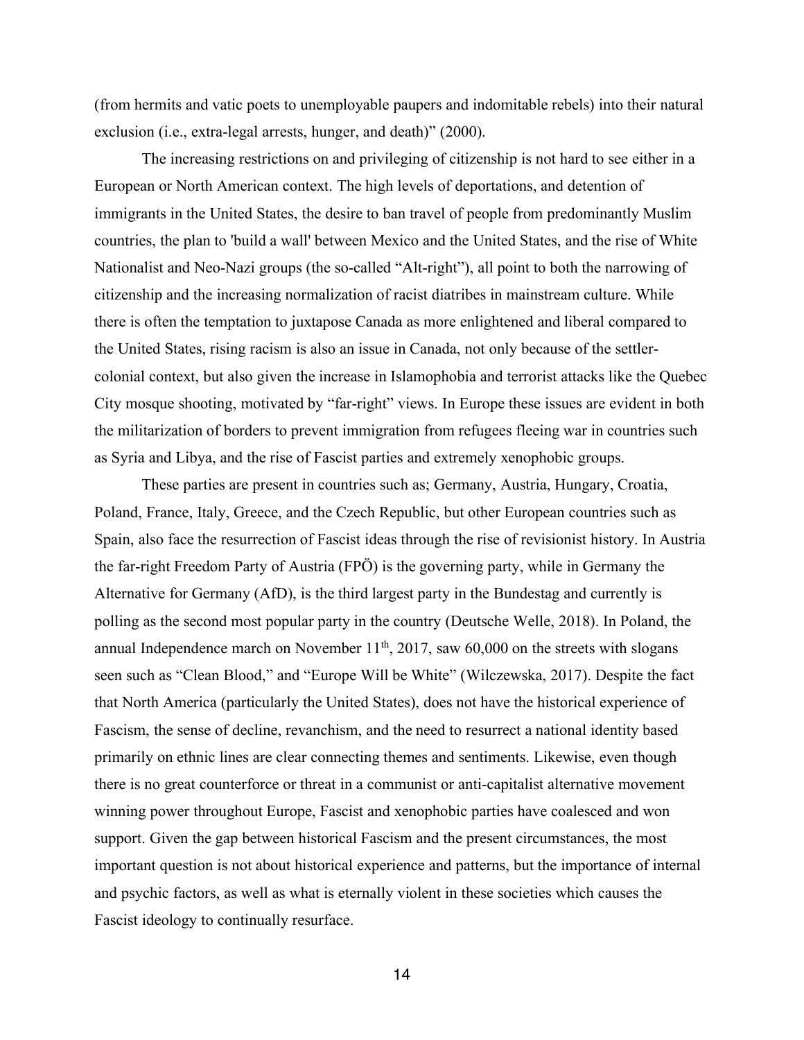(from hermits and vatic poets to unemployable paupers and indomitable rebels) into their natural exclusion (i.e., extra-legal arrests, hunger, and death)" (2000).

The increasing restrictions on and privileging of citizenship is not hard to see either in a European or North American context. The high levels of deportations, and detention of immigrants in the United States, the desire to ban travel of people from predominantly Muslim countries, the plan to 'build a wall' between Mexico and the United States, and the rise of White Nationalist and Neo-Nazi groups (the so-called "Alt-right"), all point to both the narrowing of citizenship and the increasing normalization of racist diatribes in mainstream culture. While there is often the temptation to juxtapose Canada as more enlightened and liberal compared to the United States, rising racism is also an issue in Canada, not only because of the settler-colonial context, but also given the increase in Islamophobia and terrorist attacks like the Quebec City mosque shooting, motivated by "far-right" views. In Europe these issues are evident in both the militarization of borders to prevent immigration from refugees fleeing war in countries such as Syria and Libya, and the rise of Fascist parties and extremely xenophobic groups.

These parties are present in countries such as; Germany, Austria, Hungary, Croatia, Poland, France, Italy, Greece, and the Czech Republic, but other European countries such as Spain, also face the resurrection of Fascist ideas through the rise of revisionist history. In Austria the far-right Freedom Party of Austria (FPÖ) is the governing party, while in Germany the Alternative for Germany (AfD), is the third largest party in the Bundestag and currently is polling as the second most popular party in the country (Deutsche Welle, 2018). In Poland, the annual Independence march on November 11th, 2017, saw 60,000 on the streets with slogans seen such as "Clean Blood," and "Europe Will be White" (Wilczewska, 2017). Despite the fact that North America (particularly the United States), does not have the historical experience of Fascism, the sense of decline, revanchism, and the need to resurrect a national identity based primarily on ethnic lines are clear connecting themes and sentiments. Likewise, even though there is no great counterforce or threat in a communist or anti-capitalist alternative movement winning power throughout Europe, Fascist and xenophobic parties have coalesced and won support. Given the gap between historical Fascism and the present circumstances, the most important question is not about historical experience and patterns, but the importance of internal and psychic factors, as well as what is eternally violent in these societies which causes the Fascist ideology to continually resurface.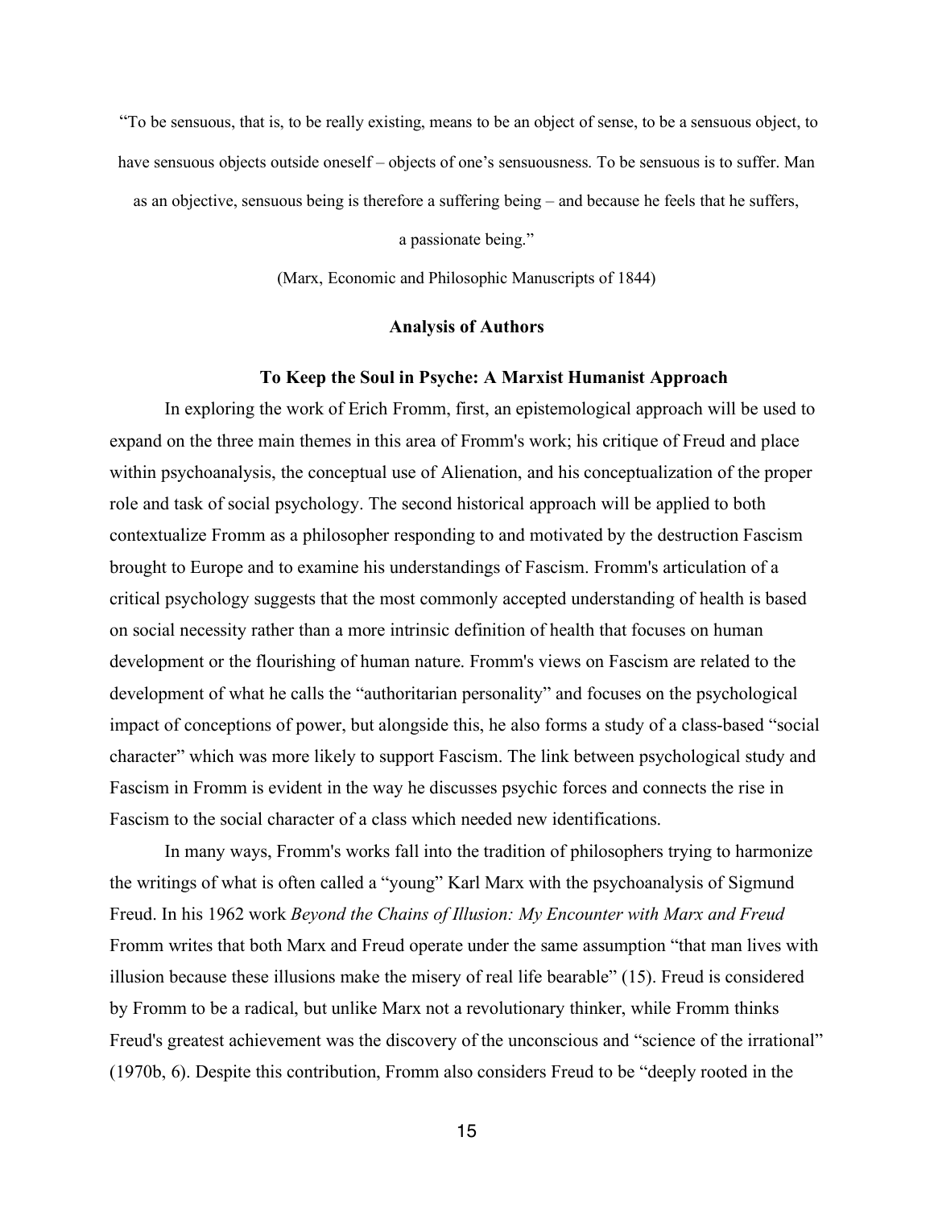"To be sensuous, that is, to be really existing, means to be an object of sense, to be a sensuous object, to have sensuous objects outside oneself – objects of one's sensuousness. To be sensuous is to suffer. Man as an objective, sensuous being is therefore a suffering being – and because he feels that he suffers, a passionate being."

(Marx, Economic and Philosophic Manuscripts of 1844)

## Analysis of Authors

### To Keep the Soul in Psyche: A Marxist Humanist Approach

In exploring the work of Erich Fromm, first, an epistemological approach will be used to expand on the three main themes in this area of Fromm's work; his critique of Freud and place within psychoanalysis, the conceptual use of Alienation, and his conceptualization of the proper role and task of social psychology. The second historical approach will be applied to both contextualize Fromm as a philosopher responding to and motivated by the destruction Fascism brought to Europe and to examine his understandings of Fascism. Fromm's articulation of a critical psychology suggests that the most commonly accepted understanding of health is based on social necessity rather than a more intrinsic definition of health that focuses on human development or the flourishing of human nature. Fromm's views on Fascism are related to the development of what he calls the "authoritarian personality" and focuses on the psychological impact of conceptions of power, but alongside this, he also forms a study of a class-based "social character" which was more likely to support Fascism. The link between psychological study and Fascism in Fromm is evident in the way he discusses psychic forces and connects the rise in Fascism to the social character of a class which needed new identifications.

In many ways, Fromm's works fall into the tradition of philosophers trying to harmonize the writings of what is often called a "young" Karl Marx with the psychoanalysis of Sigmund Freud. In his 1962 work *Beyond the Chains of Illusion: My Encounter with Marx and Freud* Fromm writes that both Marx and Freud operate under the same assumption "that man lives with illusion because these illusions make the misery of real life bearable" (15). Freud is considered by Fromm to be a radical, but unlike Marx not a revolutionary thinker, while Fromm thinks Freud's greatest achievement was the discovery of the unconscious and "science of the irrational" (1970b, 6). Despite this contribution, Fromm also considers Freud to be "deeply rooted in the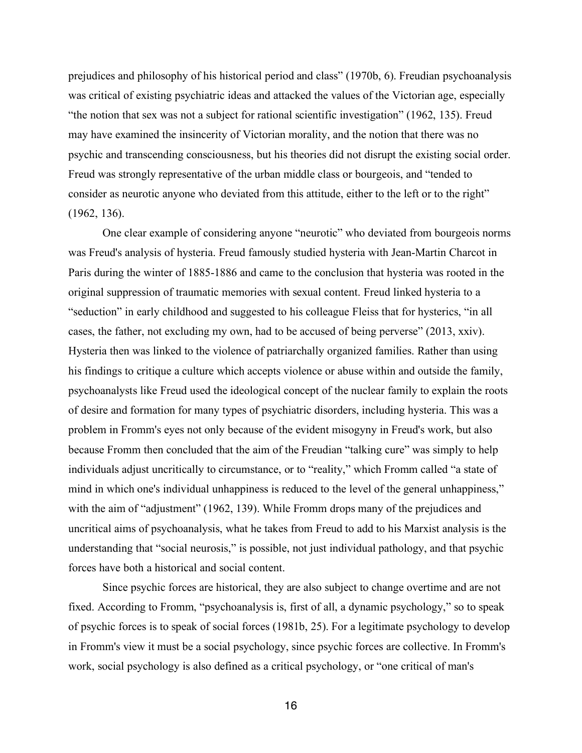prejudices and philosophy of his historical period and class" (1970b, 6). Freudian psychoanalysis was critical of existing psychiatric ideas and attacked the values of the Victorian age, especially "the notion that sex was not a subject for rational scientific investigation" (1962, 135). Freud may have examined the insincerity of Victorian morality, and the notion that there was no psychic and transcending consciousness, but his theories did not disrupt the existing social order. Freud was strongly representative of the urban middle class or bourgeois, and "tended to consider as neurotic anyone who deviated from this attitude, either to the left or to the right" (1962, 136).

One clear example of considering anyone "neurotic" who deviated from bourgeois norms was Freud's analysis of hysteria. Freud famously studied hysteria with Jean-Martin Charcot in Paris during the winter of 1885-1886 and came to the conclusion that hysteria was rooted in the original suppression of traumatic memories with sexual content. Freud linked hysteria to a "seduction" in early childhood and suggested to his colleague Fleiss that for hysterics, "in all cases, the father, not excluding my own, had to be accused of being perverse" (2013, xxiv). Hysteria then was linked to the violence of patriarchally organized families. Rather than using his findings to critique a culture which accepts violence or abuse within and outside the family, psychoanalysts like Freud used the ideological concept of the nuclear family to explain the roots of desire and formation for many types of psychiatric disorders, including hysteria. This was a problem in Fromm's eyes not only because of the evident misogyny in Freud's work, but also because Fromm then concluded that the aim of the Freudian "talking cure" was simply to help individuals adjust uncritically to circumstance, or to "reality," which Fromm called "a state of mind in which one's individual unhappiness is reduced to the level of the general unhappiness," with the aim of "adjustment" (1962, 139). While Fromm drops many of the prejudices and uncritical aims of psychoanalysis, what he takes from Freud to add to his Marxist analysis is the understanding that "social neurosis," is possible, not just individual pathology, and that psychic forces have both a historical and social content.

Since psychic forces are historical, they are also subject to change overtime and are not fixed. According to Fromm, "psychoanalysis is, first of all, a dynamic psychology," so to speak of psychic forces is to speak of social forces (1981b, 25). For a legitimate psychology to develop in Fromm's view it must be a social psychology, since psychic forces are collective. In Fromm's work, social psychology is also defined as a critical psychology, or "one critical of man's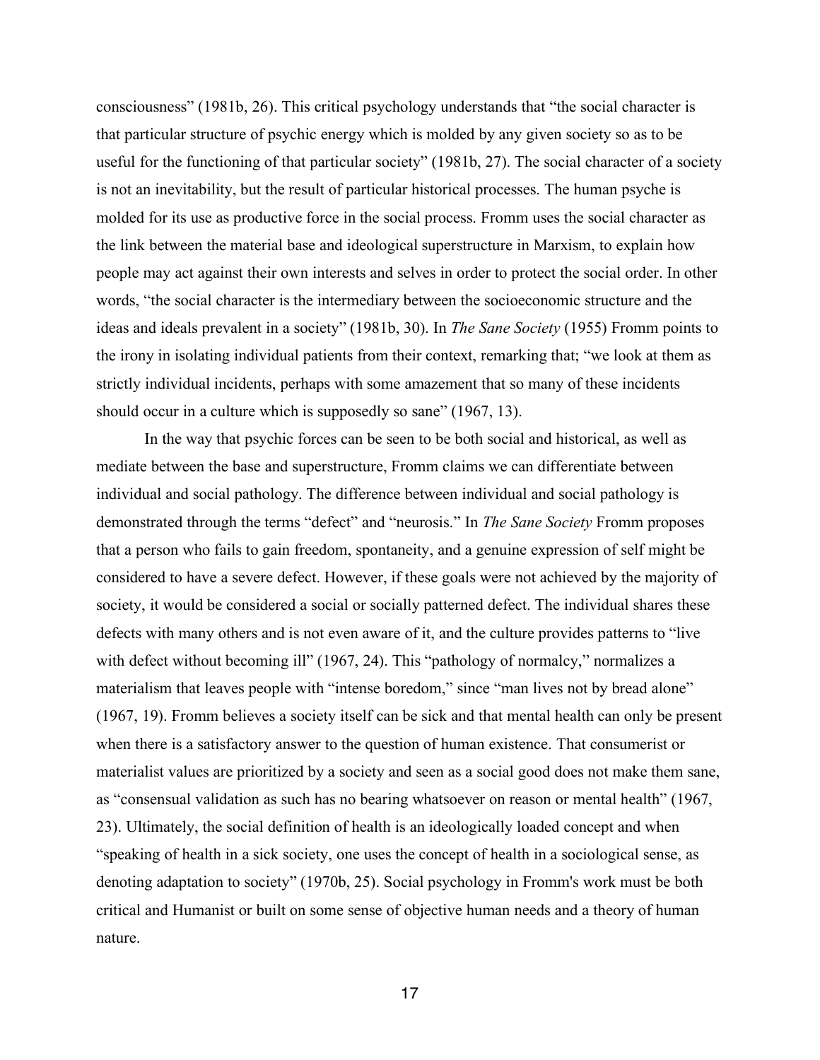consciousness" (1981b, 26). This critical psychology understands that "the social character is that particular structure of psychic energy which is molded by any given society so as to be useful for the functioning of that particular society" (1981b, 27). The social character of a society is not an inevitability, but the result of particular historical processes. The human psyche is molded for its use as productive force in the social process. Fromm uses the social character as the link between the material base and ideological superstructure in Marxism, to explain how people may act against their own interests and selves in order to protect the social order. In other words, "the social character is the intermediary between the socioeconomic structure and the ideas and ideals prevalent in a society" (1981b, 30). In *The Sane Society* (1955) Fromm points to the irony in isolating individual patients from their context, remarking that; "we look at them as strictly individual incidents, perhaps with some amazement that so many of these incidents should occur in a culture which is supposedly so sane" (1967, 13).

In the way that psychic forces can be seen to be both social and historical, as well as mediate between the base and superstructure, Fromm claims we can differentiate between individual and social pathology. The difference between individual and social pathology is demonstrated through the terms "defect" and "neurosis." In *The Sane Society* Fromm proposes that a person who fails to gain freedom, spontaneity, and a genuine expression of self might be considered to have a severe defect. However, if these goals were not achieved by the majority of society, it would be considered a social or socially patterned defect. The individual shares these defects with many others and is not even aware of it, and the culture provides patterns to "live with defect without becoming ill" (1967, 24). This "pathology of normalcy," normalizes a materialism that leaves people with "intense boredom," since "man lives not by bread alone" (1967, 19). Fromm believes a society itself can be sick and that mental health can only be present when there is a satisfactory answer to the question of human existence. That consumerist or materialist values are prioritized by a society and seen as a social good does not make them sane, as "consensual validation as such has no bearing whatsoever on reason or mental health" (1967, 23). Ultimately, the social definition of health is an ideologically loaded concept and when "speaking of health in a sick society, one uses the concept of health in a sociological sense, as denoting adaptation to society" (1970b, 25). Social psychology in Fromm's work must be both critical and Humanist or built on some sense of objective human needs and a theory of human nature.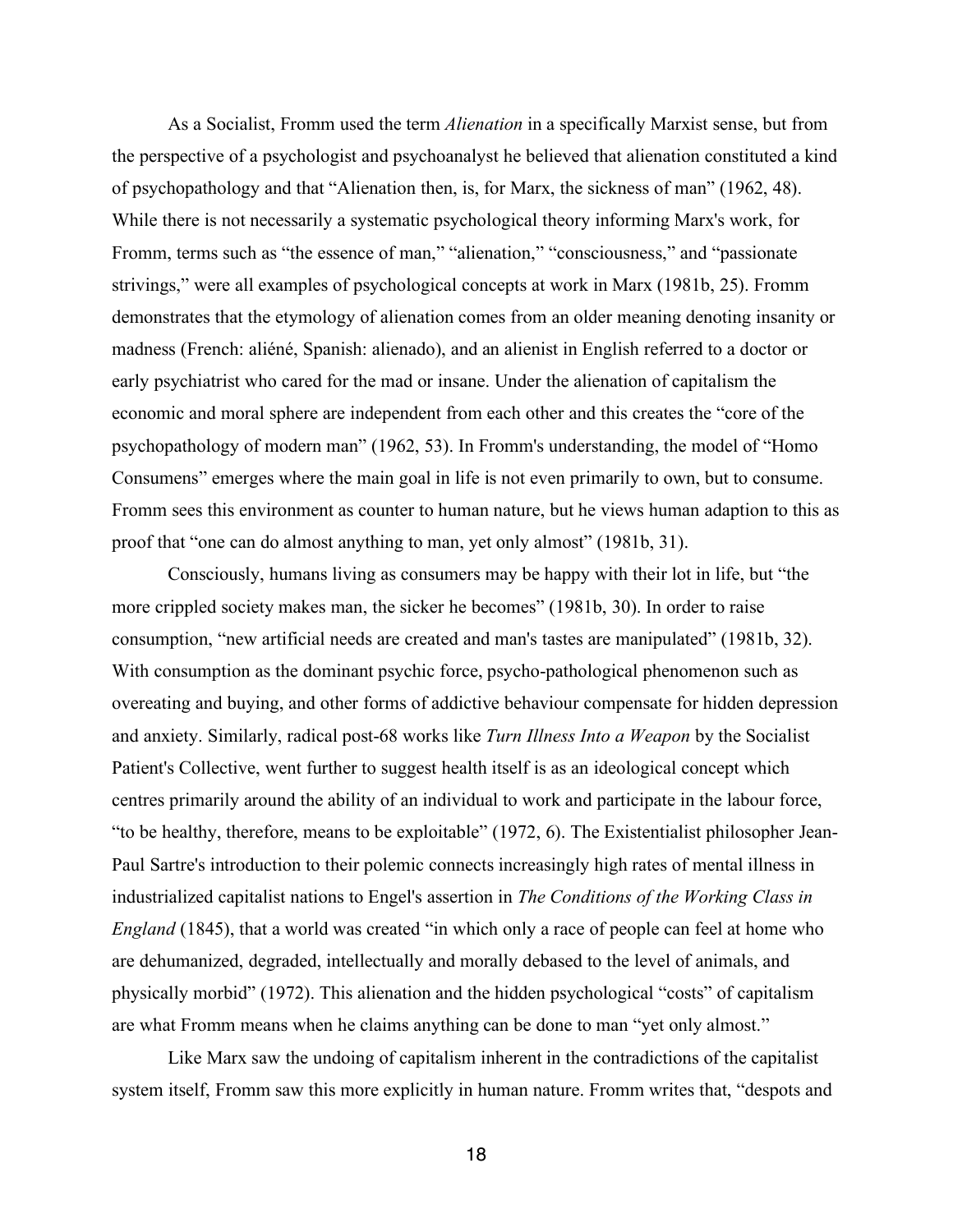As a Socialist, Fromm used the term *Alienation* in a specifically Marxist sense, but from the perspective of a psychologist and psychoanalyst he believed that alienation constituted a kind of psychopathology and that "Alienation then, is, for Marx, the sickness of man" (1962, 48). While there is not necessarily a systematic psychological theory informing Marx's work, for Fromm, terms such as "the essence of man," "alienation," "consciousness," and "passionate strivings," were all examples of psychological concepts at work in Marx (1981b, 25). Fromm demonstrates that the etymology of alienation comes from an older meaning denoting insanity or madness (French: aliéné, Spanish: alienado), and an alienist in English referred to a doctor or early psychiatrist who cared for the mad or insane. Under the alienation of capitalism the economic and moral sphere are independent from each other and this creates the "core of the psychopathology of modern man" (1962, 53). In Fromm's understanding, the model of "Homo Consumens" emerges where the main goal in life is not even primarily to own, but to consume. Fromm sees this environment as counter to human nature, but he views human adaption to this as proof that "one can do almost anything to man, yet only almost" (1981b, 31).

Consciously, humans living as consumers may be happy with their lot in life, but "the more crippled society makes man, the sicker he becomes" (1981b, 30). In order to raise consumption, "new artificial needs are created and man's tastes are manipulated" (1981b, 32). With consumption as the dominant psychic force, psycho-pathological phenomenon such as overeating and buying, and other forms of addictive behaviour compensate for hidden depression and anxiety. Similarly, radical post-68 works like *Turn Illness Into a Weapon* by the Socialist Patient's Collective, went further to suggest health itself is as an ideological concept which centres primarily around the ability of an individual to work and participate in the labour force, "to be healthy, therefore, means to be exploitable" (1972, 6). The Existentialist philosopher Jean-Paul Sartre's introduction to their polemic connects increasingly high rates of mental illness in industrialized capitalist nations to Engel's assertion in *The Conditions of the Working Class in England* (1845), that a world was created "in which only a race of people can feel at home who are dehumanized, degraded, intellectually and morally debased to the level of animals, and physically morbid" (1972). This alienation and the hidden psychological "costs" of capitalism are what Fromm means when he claims anything can be done to man "yet only almost."

Like Marx saw the undoing of capitalism inherent in the contradictions of the capitalist system itself, Fromm saw this more explicitly in human nature. Fromm writes that, "despots and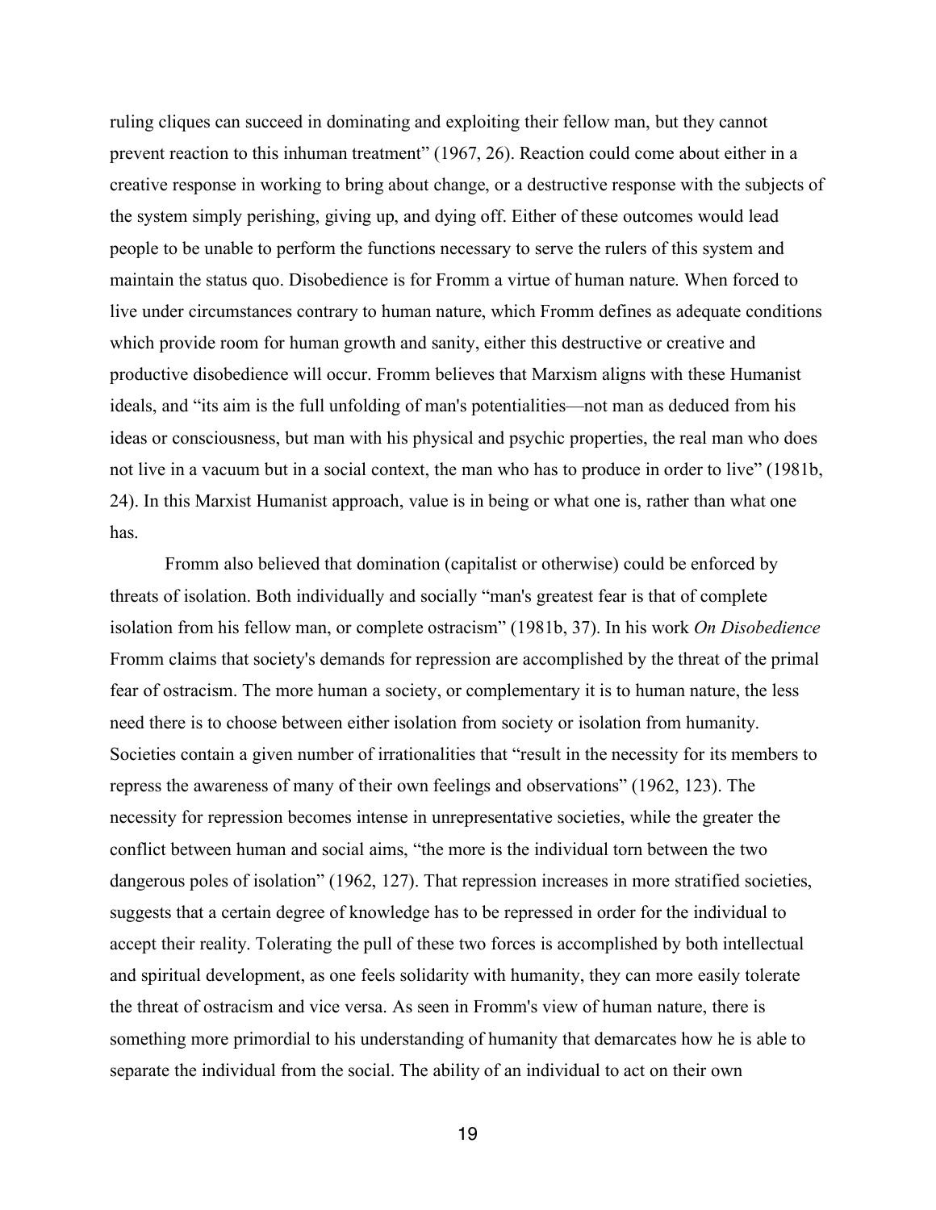ruling cliques can succeed in dominating and exploiting their fellow man, but they cannot prevent reaction to this inhuman treatment" (1967, 26). Reaction could come about either in a creative response in working to bring about change, or a destructive response with the subjects of the system simply perishing, giving up, and dying off. Either of these outcomes would lead people to be unable to perform the functions necessary to serve the rulers of this system and maintain the status quo. Disobedience is for Fromm a virtue of human nature. When forced to live under circumstances contrary to human nature, which Fromm defines as adequate conditions which provide room for human growth and sanity, either this destructive or creative and productive disobedience will occur. Fromm believes that Marxism aligns with these Humanist ideals, and "its aim is the full unfolding of man's potentialities—not man as deduced from his ideas or consciousness, but man with his physical and psychic properties, the real man who does not live in a vacuum but in a social context, the man who has to produce in order to live" (1981b, 24). In this Marxist Humanist approach, value is in being or what one is, rather than what one has.

Fromm also believed that domination (capitalist or otherwise) could be enforced by threats of isolation. Both individually and socially "man's greatest fear is that of complete isolation from his fellow man, or complete ostracism" (1981b, 37). In his work *On Disobedience* Fromm claims that society's demands for repression are accomplished by the threat of the primal fear of ostracism. The more human a society, or complementary it is to human nature, the less need there is to choose between either isolation from society or isolation from humanity. Societies contain a given number of irrationalities that "result in the necessity for its members to repress the awareness of many of their own feelings and observations" (1962, 123). The necessity for repression becomes intense in unrepresentative societies, while the greater the conflict between human and social aims, "the more is the individual torn between the two dangerous poles of isolation" (1962, 127). That repression increases in more stratified societies, suggests that a certain degree of knowledge has to be repressed in order for the individual to accept their reality. Tolerating the pull of these two forces is accomplished by both intellectual and spiritual development, as one feels solidarity with humanity, they can more easily tolerate the threat of ostracism and vice versa. As seen in Fromm's view of human nature, there is something more primordial to his understanding of humanity that demarcates how he is able to separate the individual from the social. The ability of an individual to act on their own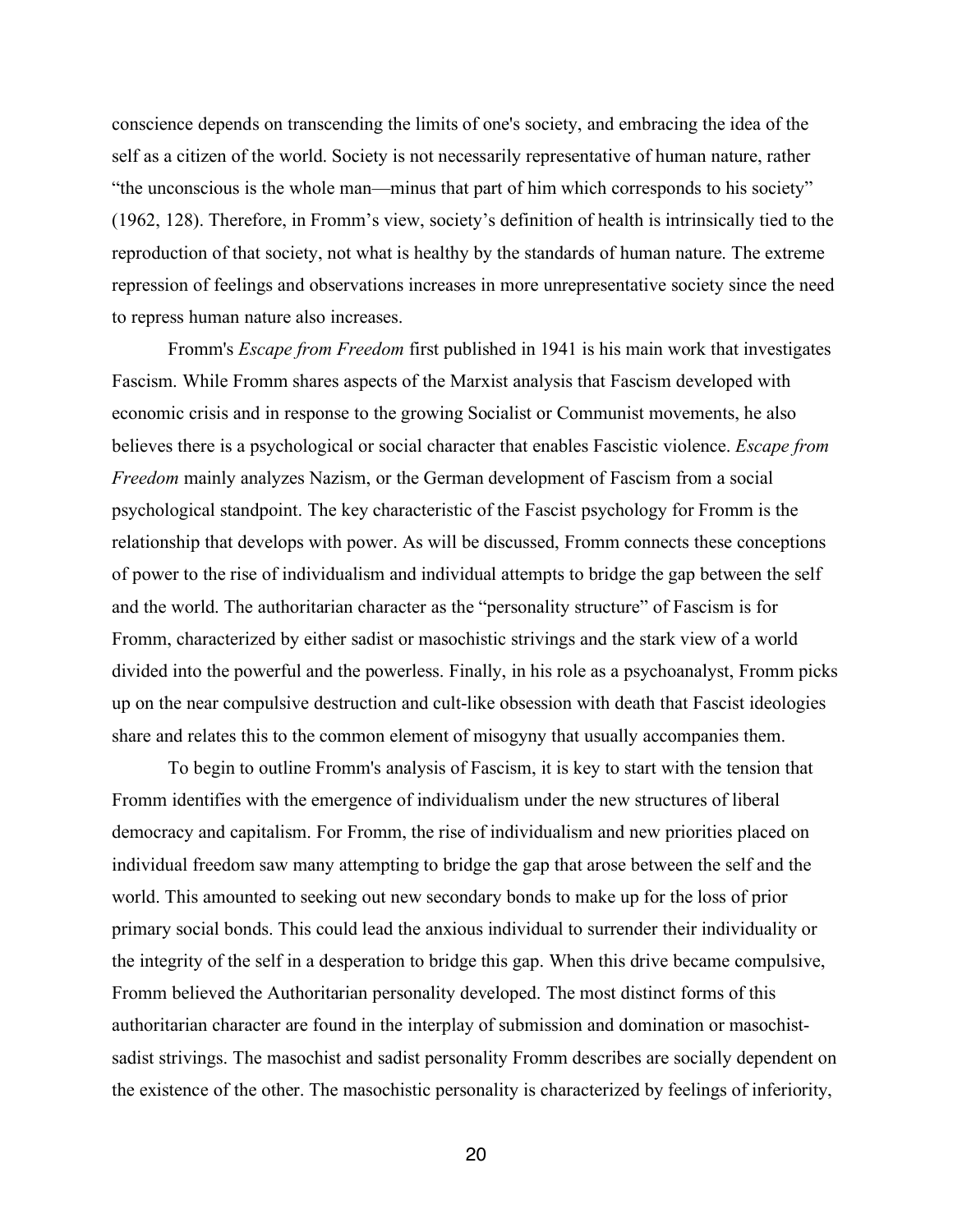conscience depends on transcending the limits of one's society, and embracing the idea of the self as a citizen of the world. Society is not necessarily representative of human nature, rather "the unconscious is the whole man—minus that part of him which corresponds to his society" (1962, 128). Therefore, in Fromm's view, society's definition of health is intrinsically tied to the reproduction of that society, not what is healthy by the standards of human nature. The extreme repression of feelings and observations increases in more unrepresentative society since the need to repress human nature also increases.

Fromm's *Escape from Freedom* first published in 1941 is his main work that investigates Fascism. While Fromm shares aspects of the Marxist analysis that Fascism developed with economic crisis and in response to the growing Socialist or Communist movements, he also believes there is a psychological or social character that enables Fascistic violence. *Escape from Freedom* mainly analyzes Nazism, or the German development of Fascism from a social psychological standpoint. The key characteristic of the Fascist psychology for Fromm is the relationship that develops with power. As will be discussed, Fromm connects these conceptions of power to the rise of individualism and individual attempts to bridge the gap between the self and the world. The authoritarian character as the "personality structure" of Fascism is for Fromm, characterized by either sadist or masochistic strivings and the stark view of a world divided into the powerful and the powerless. Finally, in his role as a psychoanalyst, Fromm picks up on the near compulsive destruction and cult-like obsession with death that Fascist ideologies share and relates this to the common element of misogyny that usually accompanies them.

To begin to outline Fromm's analysis of Fascism, it is key to start with the tension that Fromm identifies with the emergence of individualism under the new structures of liberal democracy and capitalism. For Fromm, the rise of individualism and new priorities placed on individual freedom saw many attempting to bridge the gap that arose between the self and the world. This amounted to seeking out new secondary bonds to make up for the loss of prior primary social bonds. This could lead the anxious individual to surrender their individuality or the integrity of the self in a desperation to bridge this gap. When this drive became compulsive, Fromm believed the Authoritarian personality developed. The most distinct forms of this authoritarian character are found in the interplay of submission and domination or masochist-sadist strivings. The masochist and sadist personality Fromm describes are socially dependent on the existence of the other. The masochistic personality is characterized by feelings of inferiority,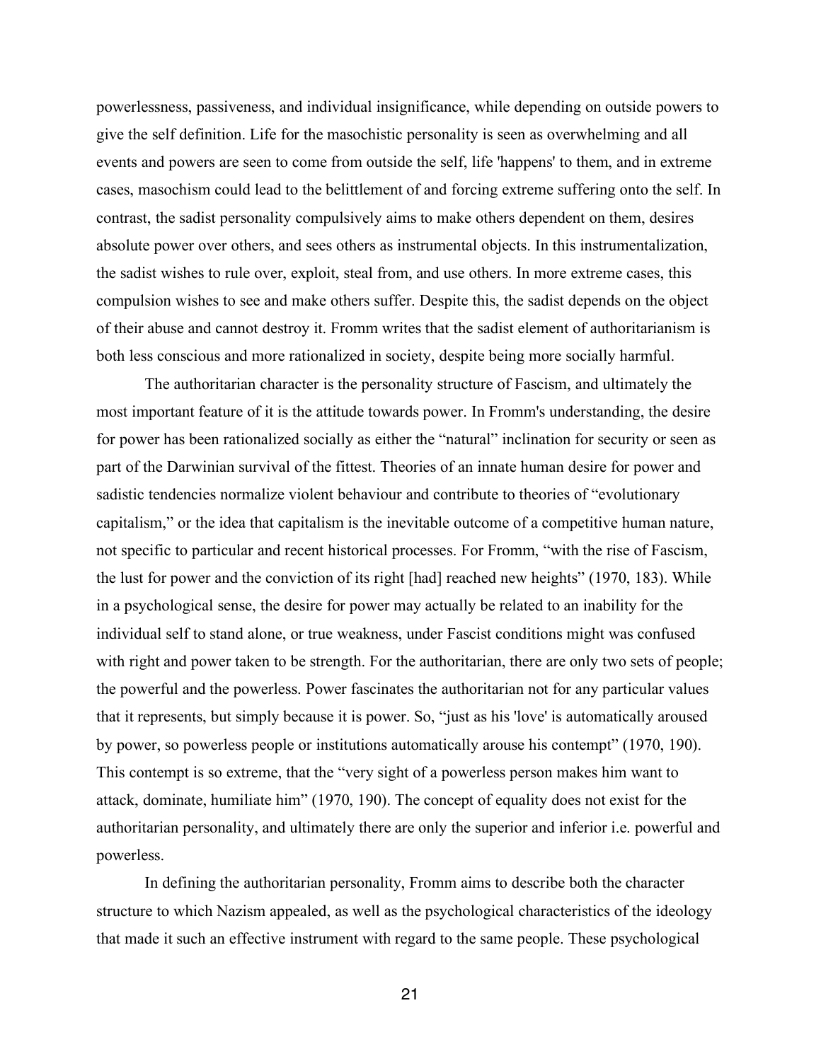powerlessness, passiveness, and individual insignificance, while depending on outside powers to give the self definition. Life for the masochistic personality is seen as overwhelming and all events and powers are seen to come from outside the self, life 'happens' to them, and in extreme cases, masochism could lead to the belittlement of and forcing extreme suffering onto the self. In contrast, the sadist personality compulsively aims to make others dependent on them, desires absolute power over others, and sees others as instrumental objects. In this instrumentalization, the sadist wishes to rule over, exploit, steal from, and use others. In more extreme cases, this compulsion wishes to see and make others suffer. Despite this, the sadist depends on the object of their abuse and cannot destroy it. Fromm writes that the sadist element of authoritarianism is both less conscious and more rationalized in society, despite being more socially harmful.

The authoritarian character is the personality structure of Fascism, and ultimately the most important feature of it is the attitude towards power. In Fromm's understanding, the desire for power has been rationalized socially as either the "natural" inclination for security or seen as part of the Darwinian survival of the fittest. Theories of an innate human desire for power and sadistic tendencies normalize violent behaviour and contribute to theories of "evolutionary capitalism," or the idea that capitalism is the inevitable outcome of a competitive human nature, not specific to particular and recent historical processes. For Fromm, "with the rise of Fascism, the lust for power and the conviction of its right [had] reached new heights" (1970, 183). While in a psychological sense, the desire for power may actually be related to an inability for the individual self to stand alone, or true weakness, under Fascist conditions might was confused with right and power taken to be strength. For the authoritarian, there are only two sets of people; the powerful and the powerless. Power fascinates the authoritarian not for any particular values that it represents, but simply because it is power. So, "just as his 'love' is automatically aroused by power, so powerless people or institutions automatically arouse his contempt" (1970, 190). This contempt is so extreme, that the "very sight of a powerless person makes him want to attack, dominate, humiliate him" (1970, 190). The concept of equality does not exist for the authoritarian personality, and ultimately there are only the superior and inferior i.e. powerful and powerless.

In defining the authoritarian personality, Fromm aims to describe both the character structure to which Nazism appealed, as well as the psychological characteristics of the ideology that made it such an effective instrument with regard to the same people. These psychological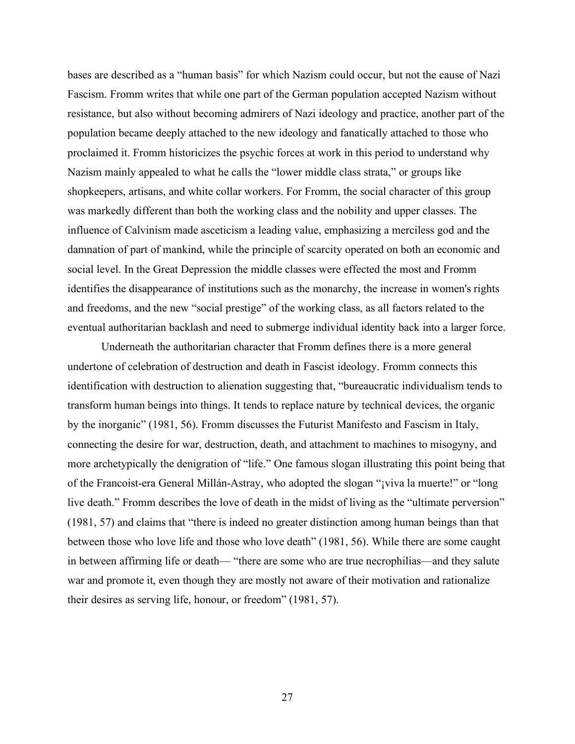bases are described as a “human basis” for which Nazism could occur, but not the cause of Nazi Fascism. Fromm writes that while one part of the German population accepted Nazism without resistance, but also without becoming admirers of Nazi ideology and practice, another part of the population became deeply attached to the new ideology and fanatically attached to those who proclaimed it. Fromm historicizes the psychic forces at work in this period to understand why Nazism mainly appealed to what he calls the “lower middle class strata,” or groups like shopkeepers, artisans, and white collar workers. For Fromm, the social character of this group was markedly different than both the working class and the nobility and upper classes. The influence of Calvinism made asceticism a leading value, emphasizing a merciless god and the damnation of part of mankind, while the principle of scarcity operated on both an economic and social level. In the Great Depression the middle classes were effected the most and Fromm identifies the disappearance of institutions such as the monarchy, the increase in women's rights and freedoms, and the new “social prestige” of the working class, as all factors related to the eventual authoritarian backlash and need to submerge individual identity back into a larger force.

Underneath the authoritarian character that Fromm defines there is a more general undertone of celebration of destruction and death in Fascist ideology. Fromm connects this identification with destruction to alienation suggesting that, “bureaucratic individualism tends to transform human beings into things. It tends to replace nature by technical devices, the organic by the inorganic” (1981, 56). Fromm discusses the Futurist Manifesto and Fascism in Italy, connecting the desire for war, destruction, death, and attachment to machines to misogyny, and more archetypically the denigration of “life.” One famous slogan illustrating this point being that of the Francoist-era General Millán-Astray, who adopted the slogan “¡viva la muerte!” or “long live death.” Fromm describes the love of death in the midst of living as the “ultimate perversion” (1981, 57) and claims that “there is indeed no greater distinction among human beings than that between those who love life and those who love death” (1981, 56). While there are some caught in between affirming life or death— “there are some who are true necrophilias—and they salute war and promote it, even though they are mostly not aware of their motivation and rationalize their desires as serving life, honour, or freedom” (1981, 57).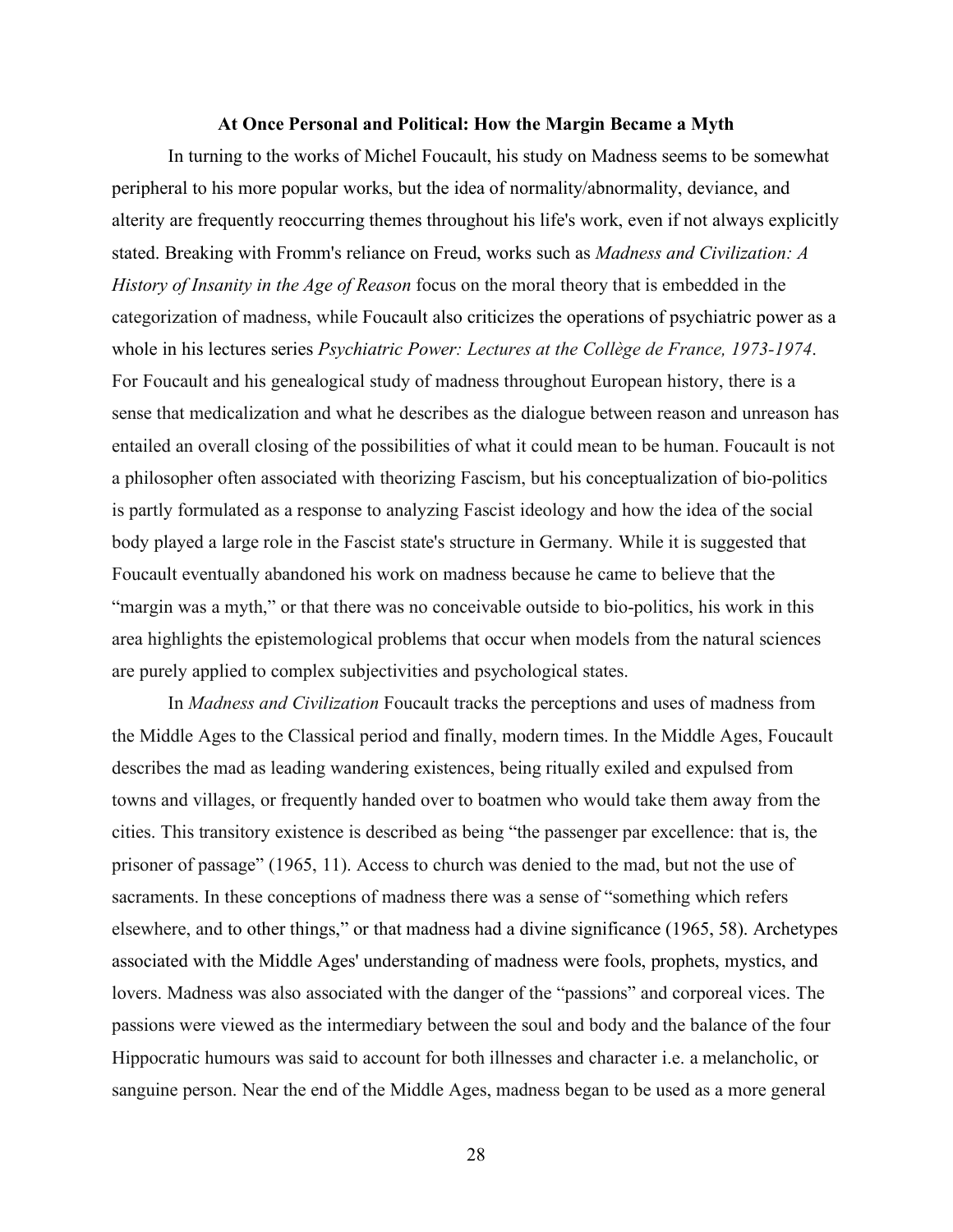## At Once Personal and Political: How the Margin Became a Myth

In turning to the works of Michel Foucault, his study on Madness seems to be somewhat peripheral to his more popular works, but the idea of normality/abnormality, deviance, and alterity are frequently reoccurring themes throughout his life's work, even if not always explicitly stated. Breaking with Fromm's reliance on Freud, works such as *Madness and Civilization: A History of Insanity in the Age of Reason* focus on the moral theory that is embedded in the categorization of madness, while Foucault also criticizes the operations of psychiatric power as a whole in his lectures series *Psychiatric Power: Lectures at the Collège de France, 1973-1974*. For Foucault and his genealogical study of madness throughout European history, there is a sense that medicalization and what he describes as the dialogue between reason and unreason has entailed an overall closing of the possibilities of what it could mean to be human. Foucault is not a philosopher often associated with theorizing Fascism, but his conceptualization of bio-politics is partly formulated as a response to analyzing Fascist ideology and how the idea of the social body played a large role in the Fascist state's structure in Germany. While it is suggested that Foucault eventually abandoned his work on madness because he came to believe that the "margin was a myth," or that there was no conceivable outside to bio-politics, his work in this area highlights the epistemological problems that occur when models from the natural sciences are purely applied to complex subjectivities and psychological states.

In *Madness and Civilization* Foucault tracks the perceptions and uses of madness from the Middle Ages to the Classical period and finally, modern times. In the Middle Ages, Foucault describes the mad as leading wandering existences, being ritually exiled and expulsed from towns and villages, or frequently handed over to boatmen who would take them away from the cities. This transitory existence is described as being "the passenger par excellence: that is, the prisoner of passage" (1965, 11). Access to church was denied to the mad, but not the use of sacraments. In these conceptions of madness there was a sense of "something which refers elsewhere, and to other things," or that madness had a divine significance (1965, 58). Archetypes associated with the Middle Ages' understanding of madness were fools, prophets, mystics, and lovers. Madness was also associated with the danger of the "passions" and corporeal vices. The passions were viewed as the intermediary between the soul and body and the balance of the four Hippocratic humours was said to account for both illnesses and character i.e. a melancholic, or sanguine person. Near the end of the Middle Ages, madness began to be used as a more general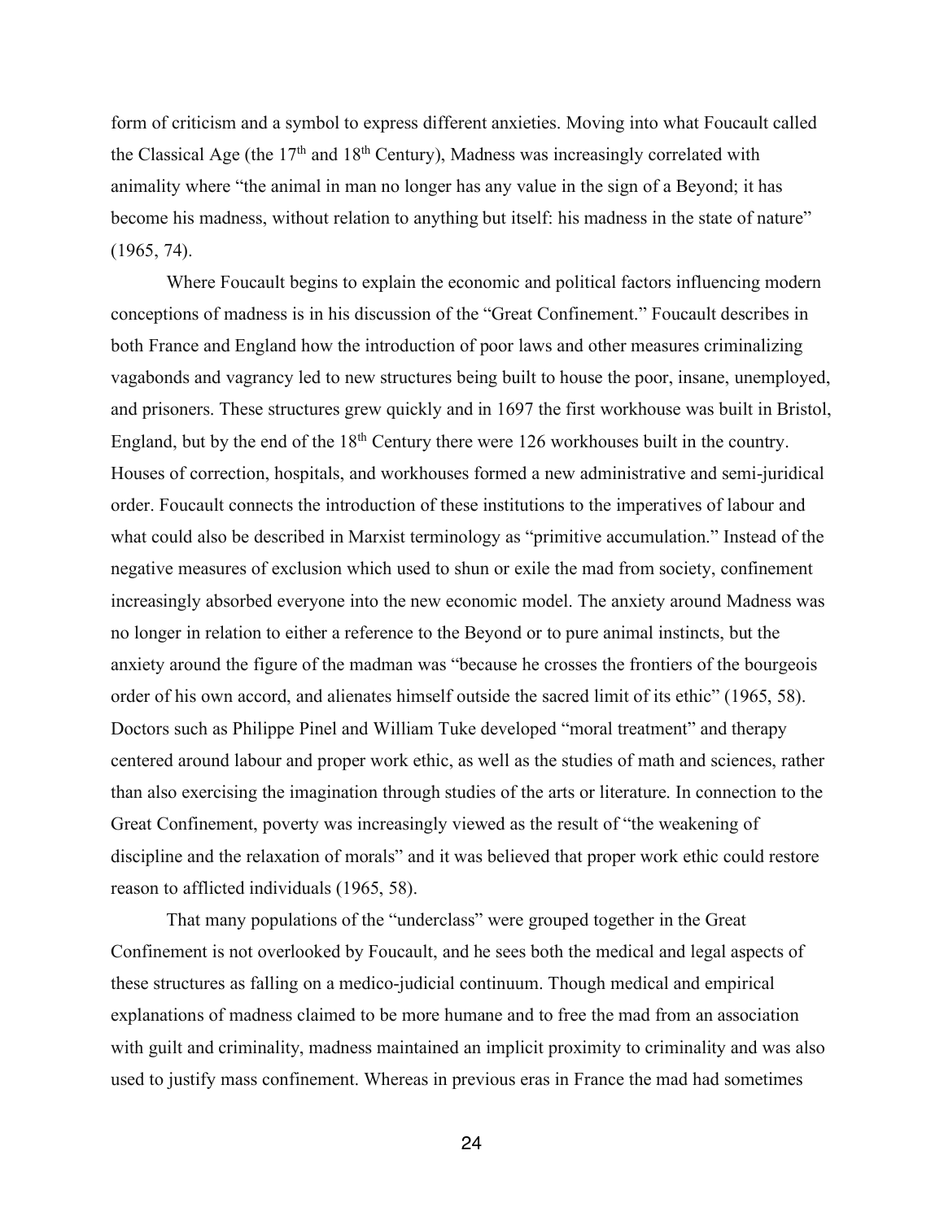form of criticism and a symbol to express different anxieties. Moving into what Foucault called the Classical Age (the 17th and 18th Century), Madness was increasingly correlated with animality where "the animal in man no longer has any value in the sign of a Beyond; it has become his madness, without relation to anything but itself: his madness in the state of nature" (1965, 74).

Where Foucault begins to explain the economic and political factors influencing modern conceptions of madness is in his discussion of the "Great Confinement." Foucault describes in both France and England how the introduction of poor laws and other measures criminalizing vagabonds and vagrancy led to new structures being built to house the poor, insane, unemployed, and prisoners. These structures grew quickly and in 1697 the first workhouse was built in Bristol, England, but by the end of the 18th Century there were 126 workhouses built in the country. Houses of correction, hospitals, and workhouses formed a new administrative and semi-juridical order. Foucault connects the introduction of these institutions to the imperatives of labour and what could also be described in Marxist terminology as "primitive accumulation." Instead of the negative measures of exclusion which used to shun or exile the mad from society, confinement increasingly absorbed everyone into the new economic model. The anxiety around Madness was no longer in relation to either a reference to the Beyond or to pure animal instincts, but the anxiety around the figure of the madman was "because he crosses the frontiers of the bourgeois order of his own accord, and alienates himself outside the sacred limit of its ethic" (1965, 58). Doctors such as Philippe Pinel and William Tuke developed "moral treatment" and therapy centered around labour and proper work ethic, as well as the studies of math and sciences, rather than also exercising the imagination through studies of the arts or literature. In connection to the Great Confinement, poverty was increasingly viewed as the result of "the weakening of discipline and the relaxation of morals" and it was believed that proper work ethic could restore reason to afflicted individuals (1965, 58).

That many populations of the "underclass" were grouped together in the Great Confinement is not overlooked by Foucault, and he sees both the medical and legal aspects of these structures as falling on a medico-judicial continuum. Though medical and empirical explanations of madness claimed to be more humane and to free the mad from an association with guilt and criminality, madness maintained an implicit proximity to criminality and was also used to justify mass confinement. Whereas in previous eras in France the mad had sometimes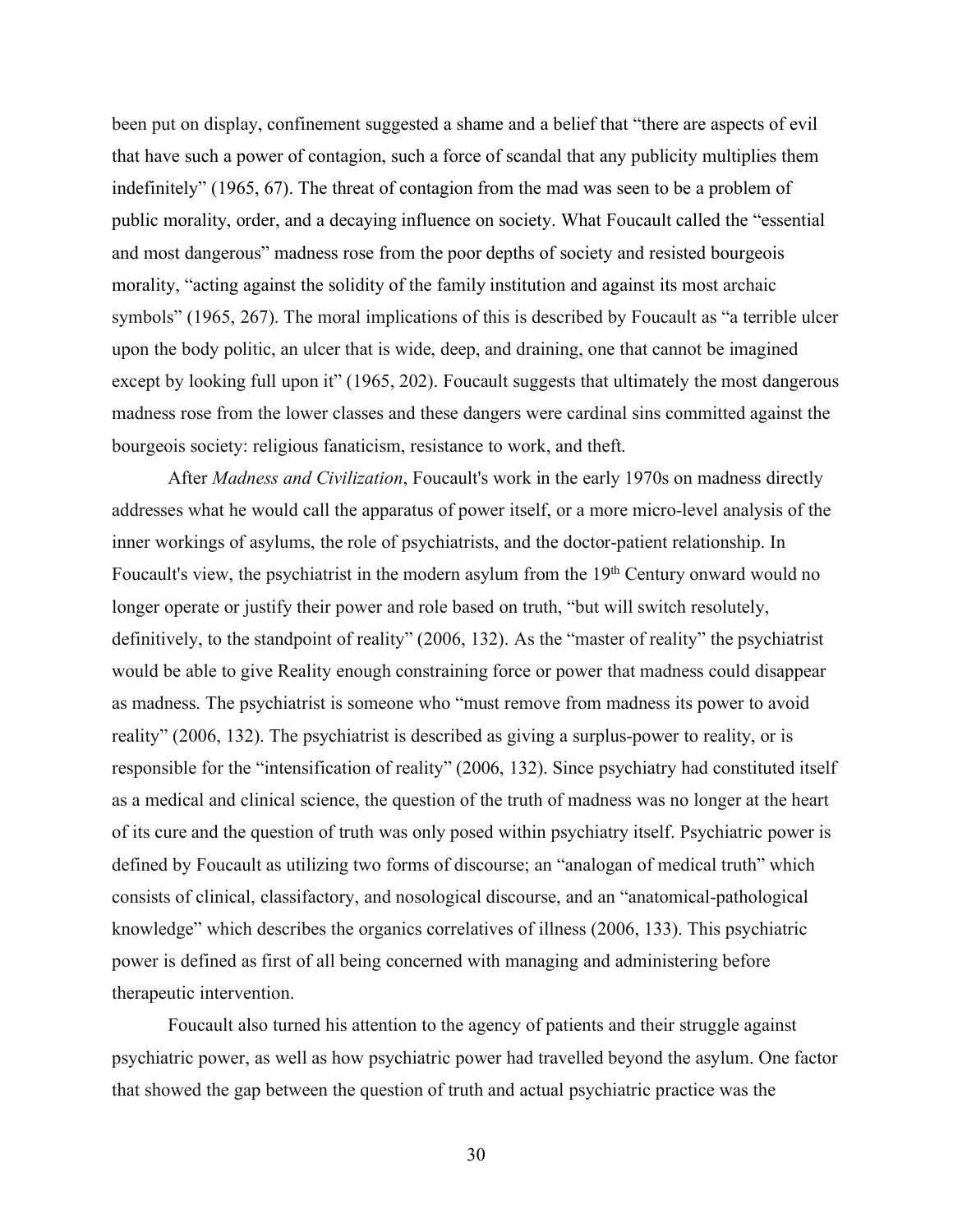been put on display, confinement suggested a shame and a belief that "there are aspects of evil that have such a power of contagion, such a force of scandal that any publicity multiplies them indefinitely" (1965, 67). The threat of contagion from the mad was seen to be a problem of public morality, order, and a decaying influence on society. What Foucault called the "essential and most dangerous" madness rose from the poor depths of society and resisted bourgeois morality, "acting against the solidity of the family institution and against its most archaic symbols" (1965, 267). The moral implications of this is described by Foucault as "a terrible ulcer upon the body politic, an ulcer that is wide, deep, and draining, one that cannot be imagined except by looking full upon it" (1965, 202). Foucault suggests that ultimately the most dangerous madness rose from the lower classes and these dangers were cardinal sins committed against the bourgeois society: religious fanaticism, resistance to work, and theft.

After *Madness and Civilization*, Foucault's work in the early 1970s on madness directly addresses what he would call the apparatus of power itself, or a more micro-level analysis of the inner workings of asylums, the role of psychiatrists, and the doctor-patient relationship. In Foucault's view, the psychiatrist in the modern asylum from the 19th Century onward would no longer operate or justify their power and role based on truth, "but will switch resolutely, definitively, to the standpoint of reality" (2006, 132). As the "master of reality" the psychiatrist would be able to give Reality enough constraining force or power that madness could disappear as madness. The psychiatrist is someone who "must remove from madness its power to avoid reality" (2006, 132). The psychiatrist is described as giving a surplus-power to reality, or is responsible for the "intensification of reality" (2006, 132). Since psychiatry had constituted itself as a medical and clinical science, the question of the truth of madness was no longer at the heart of its cure and the question of truth was only posed within psychiatry itself. Psychiatric power is defined by Foucault as utilizing two forms of discourse; an "analogan of medical truth" which consists of clinical, classifactory, and nosological discourse, and an "anatomical-pathological knowledge" which describes the organics correlatives of illness (2006, 133). This psychiatric power is defined as first of all being concerned with managing and administering before therapeutic intervention.

Foucault also turned his attention to the agency of patients and their struggle against psychiatric power, as well as how psychiatric power had travelled beyond the asylum. One factor that showed the gap between the question of truth and actual psychiatric practice was the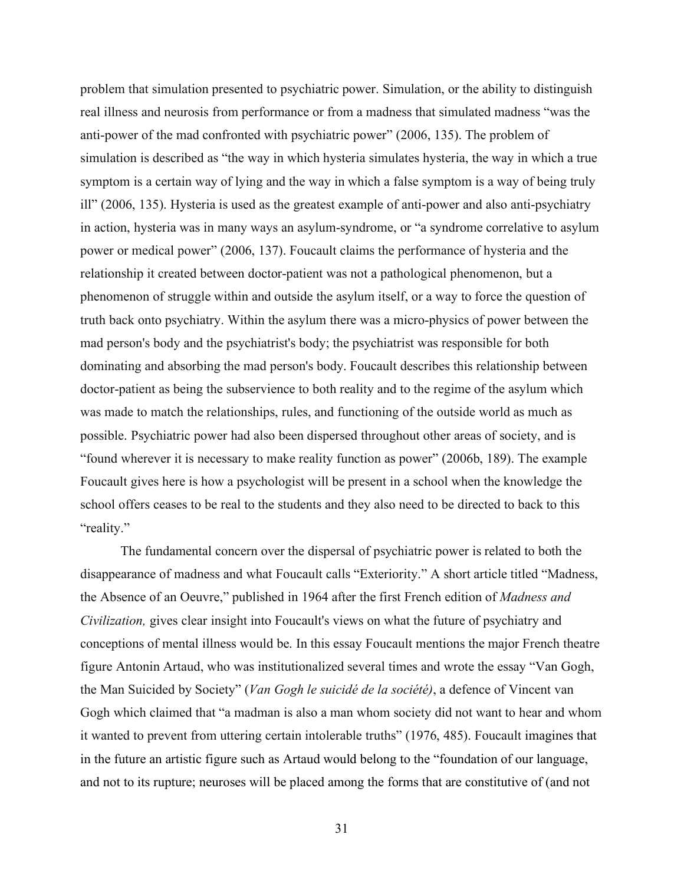problem that simulation presented to psychiatric power. Simulation, or the ability to distinguish real illness and neurosis from performance or from a madness that simulated madness "was the anti-power of the mad confronted with psychiatric power" (2006, 135). The problem of simulation is described as "the way in which hysteria simulates hysteria, the way in which a true symptom is a certain way of lying and the way in which a false symptom is a way of being truly ill" (2006, 135). Hysteria is used as the greatest example of anti-power and also anti-psychiatry in action, hysteria was in many ways an asylum-syndrome, or "a syndrome correlative to asylum power or medical power" (2006, 137). Foucault claims the performance of hysteria and the relationship it created between doctor-patient was not a pathological phenomenon, but a phenomenon of struggle within and outside the asylum itself, or a way to force the question of truth back onto psychiatry. Within the asylum there was a micro-physics of power between the mad person's body and the psychiatrist's body; the psychiatrist was responsible for both dominating and absorbing the mad person's body. Foucault describes this relationship between doctor-patient as being the subservience to both reality and to the regime of the asylum which was made to match the relationships, rules, and functioning of the outside world as much as possible. Psychiatric power had also been dispersed throughout other areas of society, and is "found wherever it is necessary to make reality function as power" (2006b, 189). The example Foucault gives here is how a psychologist will be present in a school when the knowledge the school offers ceases to be real to the students and they also need to be directed to back to this "reality."

The fundamental concern over the dispersal of psychiatric power is related to both the disappearance of madness and what Foucault calls "Exteriority." A short article titled "Madness, the Absence of an Oeuvre," published in 1964 after the first French edition of *Madness and Civilization,* gives clear insight into Foucault's views on what the future of psychiatry and conceptions of mental illness would be. In this essay Foucault mentions the major French theatre figure Antonin Artaud, who was institutionalized several times and wrote the essay "Van Gogh, the Man Suicided by Society" (*Van Gogh le suicidé de la société)*, a defence of Vincent van Gogh which claimed that "a madman is also a man whom society did not want to hear and whom it wanted to prevent from uttering certain intolerable truths" (1976, 485). Foucault imagines that in the future an artistic figure such as Artaud would belong to the "foundation of our language, and not to its rupture; neuroses will be placed among the forms that are constitutive of (and not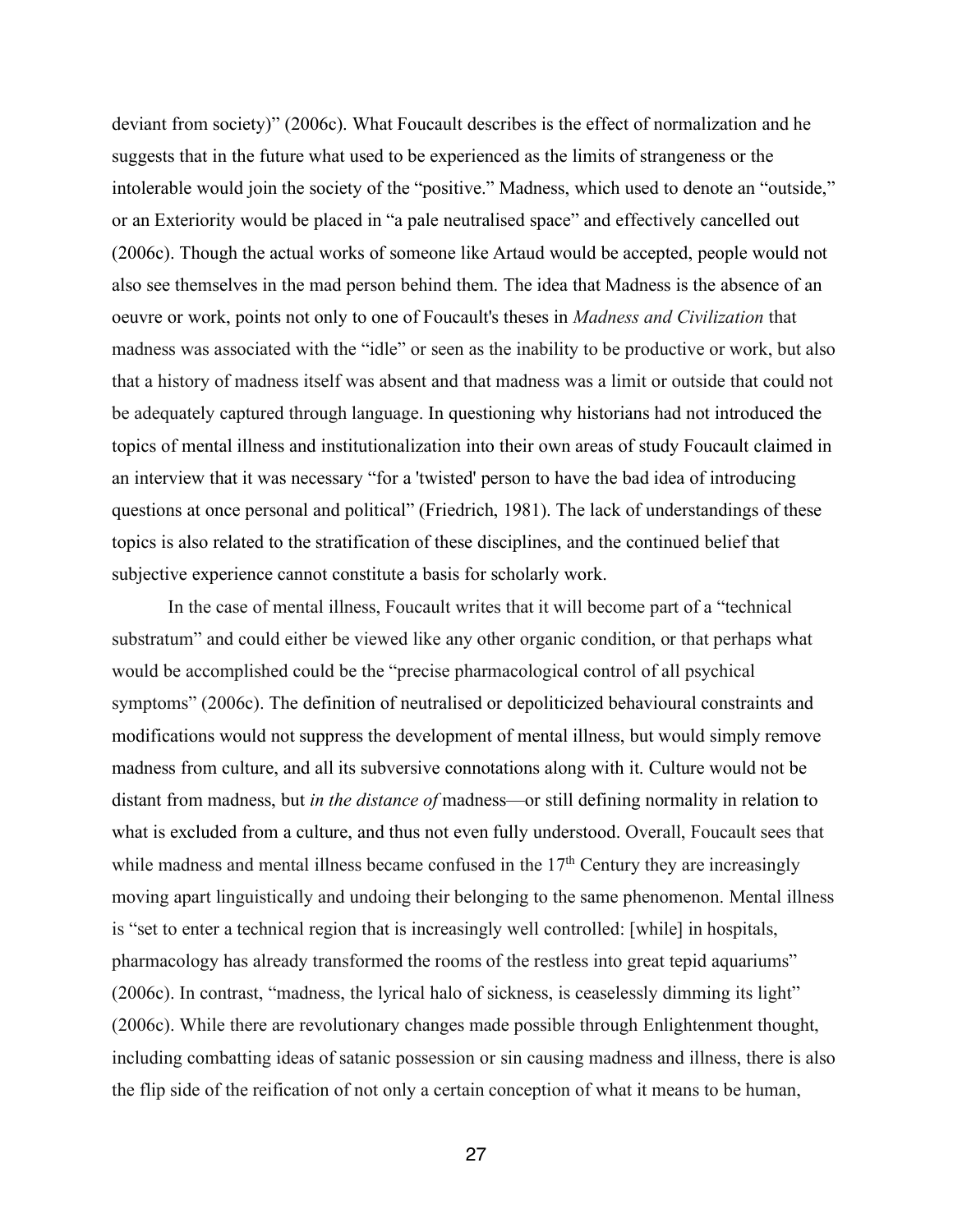deviant from society)" (2006c). What Foucault describes is the effect of normalization and he suggests that in the future what used to be experienced as the limits of strangeness or the intolerable would join the society of the "positive." Madness, which used to denote an "outside," or an Exteriority would be placed in "a pale neutralised space" and effectively cancelled out (2006c). Though the actual works of someone like Artaud would be accepted, people would not also see themselves in the mad person behind them. The idea that Madness is the absence of an oeuvre or work, points not only to one of Foucault's theses in *Madness and Civilization* that madness was associated with the "idle" or seen as the inability to be productive or work, but also that a history of madness itself was absent and that madness was a limit or outside that could not be adequately captured through language. In questioning why historians had not introduced the topics of mental illness and institutionalization into their own areas of study Foucault claimed in an interview that it was necessary "for a 'twisted' person to have the bad idea of introducing questions at once personal and political" (Friedrich, 1981). The lack of understandings of these topics is also related to the stratification of these disciplines, and the continued belief that subjective experience cannot constitute a basis for scholarly work.

In the case of mental illness, Foucault writes that it will become part of a "technical substratum" and could either be viewed like any other organic condition, or that perhaps what would be accomplished could be the "precise pharmacological control of all psychical symptoms" (2006c). The definition of neutralised or depoliticized behavioural constraints and modifications would not suppress the development of mental illness, but would simply remove madness from culture, and all its subversive connotations along with it. Culture would not be distant from madness, but *in the distance of* madness—or still defining normality in relation to what is excluded from a culture, and thus not even fully understood. Overall, Foucault sees that while madness and mental illness became confused in the 17th Century they are increasingly moving apart linguistically and undoing their belonging to the same phenomenon. Mental illness is "set to enter a technical region that is increasingly well controlled: [while] in hospitals, pharmacology has already transformed the rooms of the restless into great tepid aquariums" (2006c). In contrast, "madness, the lyrical halo of sickness, is ceaselessly dimming its light" (2006c). While there are revolutionary changes made possible through Enlightenment thought, including combatting ideas of satanic possession or sin causing madness and illness, there is also the flip side of the reification of not only a certain conception of what it means to be human,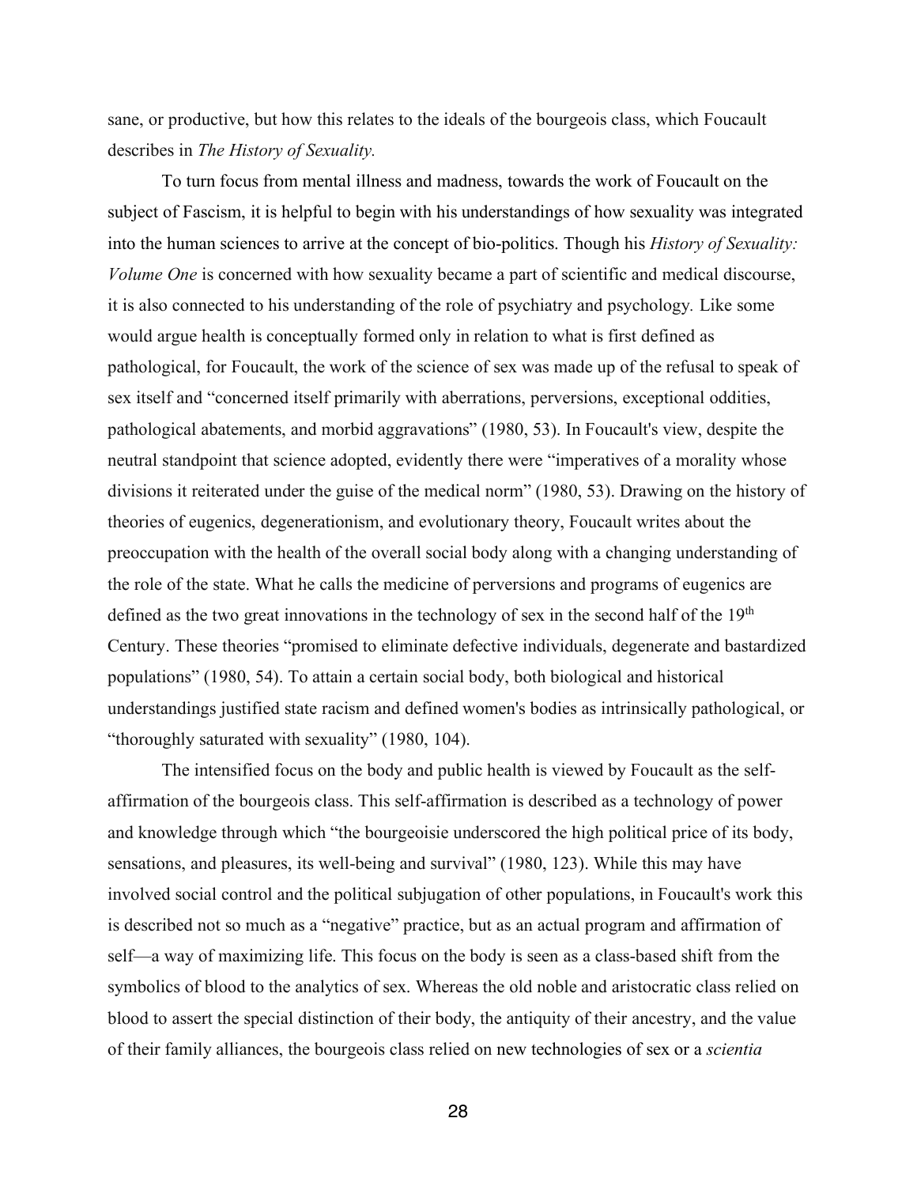sane, or productive, but how this relates to the ideals of the bourgeois class, which Foucault describes in *The History of Sexuality.*

To turn focus from mental illness and madness, towards the work of Foucault on the subject of Fascism, it is helpful to begin with his understandings of how sexuality was integrated into the human sciences to arrive at the concept of bio-politics. Though his *History of Sexuality: Volume One* is concerned with how sexuality became a part of scientific and medical discourse, it is also connected to his understanding of the role of psychiatry and psychology*.* Like some would argue health is conceptually formed only in relation to what is first defined as pathological, for Foucault, the work of the science of sex was made up of the refusal to speak of sex itself and "concerned itself primarily with aberrations, perversions, exceptional oddities, pathological abatements, and morbid aggravations" (1980, 53). In Foucault's view, despite the neutral standpoint that science adopted, evidently there were "imperatives of a morality whose divisions it reiterated under the guise of the medical norm" (1980, 53). Drawing on the history of theories of eugenics, degenerationism, and evolutionary theory, Foucault writes about the preoccupation with the health of the overall social body along with a changing understanding of the role of the state. What he calls the medicine of perversions and programs of eugenics are defined as the two great innovations in the technology of sex in the second half of the 19th Century. These theories "promised to eliminate defective individuals, degenerate and bastardized populations" (1980, 54). To attain a certain social body, both biological and historical understandings justified state racism and defined women's bodies as intrinsically pathological, or "thoroughly saturated with sexuality" (1980, 104).

The intensified focus on the body and public health is viewed by Foucault as the self-affirmation of the bourgeois class. This self-affirmation is described as a technology of power and knowledge through which "the bourgeoisie underscored the high political price of its body, sensations, and pleasures, its well-being and survival" (1980, 123). While this may have involved social control and the political subjugation of other populations, in Foucault's work this is described not so much as a "negative" practice, but as an actual program and affirmation of self—a way of maximizing life. This focus on the body is seen as a class-based shift from the symbolics of blood to the analytics of sex. Whereas the old noble and aristocratic class relied on blood to assert the special distinction of their body, the antiquity of their ancestry, and the value of their family alliances, the bourgeois class relied on new technologies of sex or a *scientia*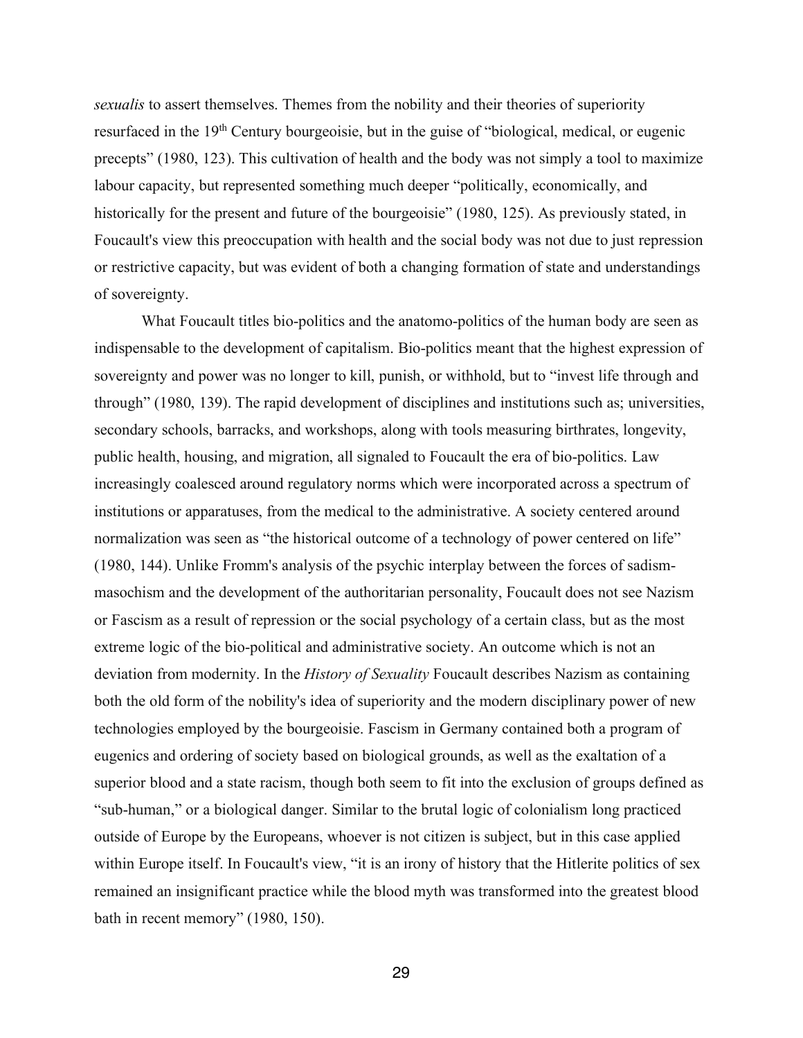*sexualis* to assert themselves. Themes from the nobility and their theories of superiority resurfaced in the 19th Century bourgeoisie, but in the guise of "biological, medical, or eugenic precepts" (1980, 123). This cultivation of health and the body was not simply a tool to maximize labour capacity, but represented something much deeper "politically, economically, and historically for the present and future of the bourgeoisie" (1980, 125). As previously stated, in Foucault's view this preoccupation with health and the social body was not due to just repression or restrictive capacity, but was evident of both a changing formation of state and understandings of sovereignty.

What Foucault titles bio-politics and the anatomo-politics of the human body are seen as indispensable to the development of capitalism. Bio-politics meant that the highest expression of sovereignty and power was no longer to kill, punish, or withhold, but to "invest life through and through" (1980, 139). The rapid development of disciplines and institutions such as; universities, secondary schools, barracks, and workshops, along with tools measuring birthrates, longevity, public health, housing, and migration, all signaled to Foucault the era of bio-politics. Law increasingly coalesced around regulatory norms which were incorporated across a spectrum of institutions or apparatuses, from the medical to the administrative. A society centered around normalization was seen as "the historical outcome of a technology of power centered on life" (1980, 144). Unlike Fromm's analysis of the psychic interplay between the forces of sadism-masochism and the development of the authoritarian personality, Foucault does not see Nazism or Fascism as a result of repression or the social psychology of a certain class, but as the most extreme logic of the bio-political and administrative society. An outcome which is not an deviation from modernity. In the *History of Sexuality* Foucault describes Nazism as containing both the old form of the nobility's idea of superiority and the modern disciplinary power of new technologies employed by the bourgeoisie. Fascism in Germany contained both a program of eugenics and ordering of society based on biological grounds, as well as the exaltation of a superior blood and a state racism, though both seem to fit into the exclusion of groups defined as "sub-human," or a biological danger. Similar to the brutal logic of colonialism long practiced outside of Europe by the Europeans, whoever is not citizen is subject, but in this case applied within Europe itself. In Foucault's view, "it is an irony of history that the Hitlerite politics of sex remained an insignificant practice while the blood myth was transformed into the greatest blood bath in recent memory" (1980, 150).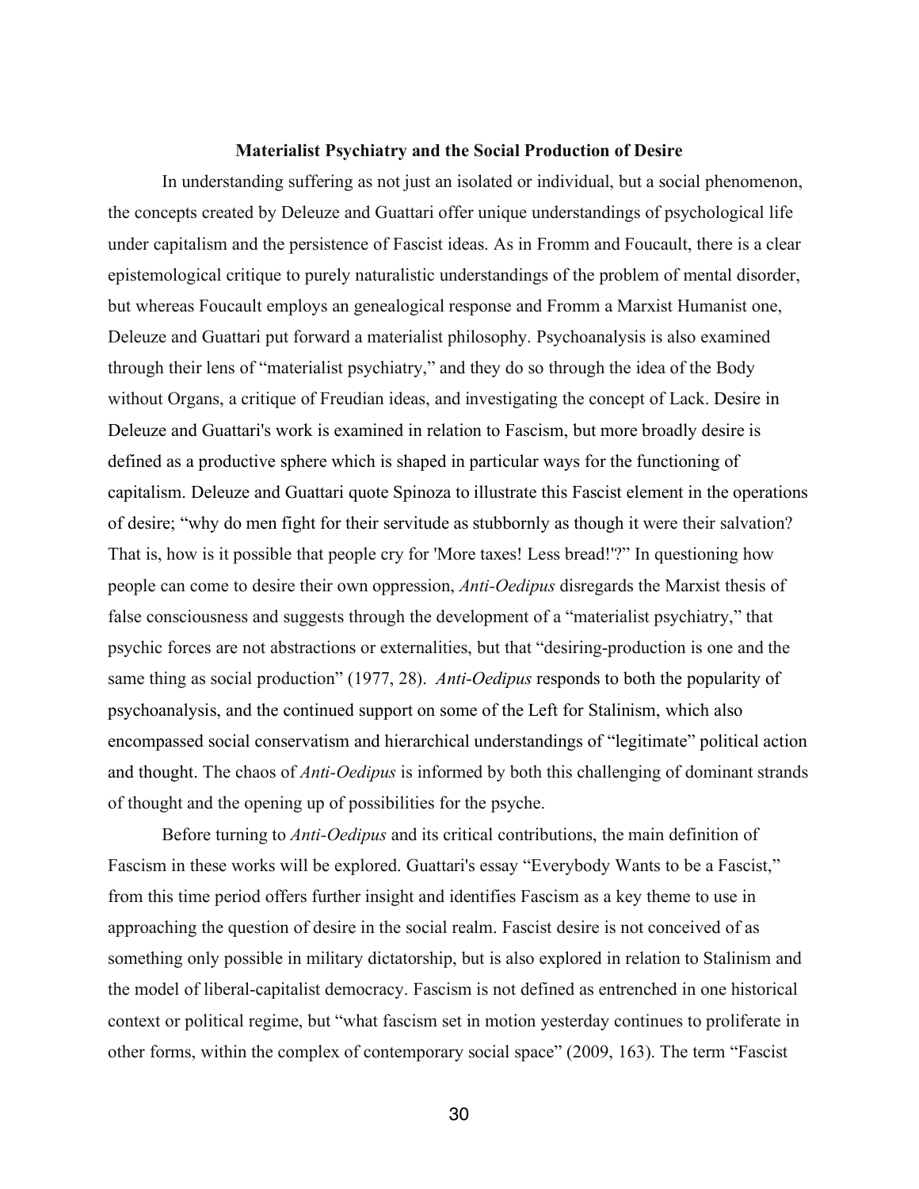## Materialist Psychiatry and the Social Production of Desire

In understanding suffering as not just an isolated or individual, but a social phenomenon, the concepts created by Deleuze and Guattari offer unique understandings of psychological life under capitalism and the persistence of Fascist ideas. As in Fromm and Foucault, there is a clear epistemological critique to purely naturalistic understandings of the problem of mental disorder, but whereas Foucault employs an genealogical response and Fromm a Marxist Humanist one, Deleuze and Guattari put forward a materialist philosophy. Psychoanalysis is also examined through their lens of "materialist psychiatry," and they do so through the idea of the Body without Organs, a critique of Freudian ideas, and investigating the concept of Lack. Desire in Deleuze and Guattari's work is examined in relation to Fascism, but more broadly desire is defined as a productive sphere which is shaped in particular ways for the functioning of capitalism. Deleuze and Guattari quote Spinoza to illustrate this Fascist element in the operations of desire; "why do men fight for their servitude as stubbornly as though it were their salvation? That is, how is it possible that people cry for 'More taxes! Less bread!'?" In questioning how people can come to desire their own oppression, *Anti-Oedipus* disregards the Marxist thesis of false consciousness and suggests through the development of a "materialist psychiatry," that psychic forces are not abstractions or externalities, but that "desiring-production is one and the same thing as social production" (1977, 28). *Anti-Oedipus* responds to both the popularity of psychoanalysis, and the continued support on some of the Left for Stalinism, which also encompassed social conservatism and hierarchical understandings of "legitimate" political action and thought. The chaos of *Anti-Oedipus* is informed by both this challenging of dominant strands of thought and the opening up of possibilities for the psyche.

Before turning to *Anti-Oedipus* and its critical contributions, the main definition of Fascism in these works will be explored. Guattari's essay "Everybody Wants to be a Fascist," from this time period offers further insight and identifies Fascism as a key theme to use in approaching the question of desire in the social realm. Fascist desire is not conceived of as something only possible in military dictatorship, but is also explored in relation to Stalinism and the model of liberal-capitalist democracy. Fascism is not defined as entrenched in one historical context or political regime, but "what fascism set in motion yesterday continues to proliferate in other forms, within the complex of contemporary social space" (2009, 163). The term "Fascist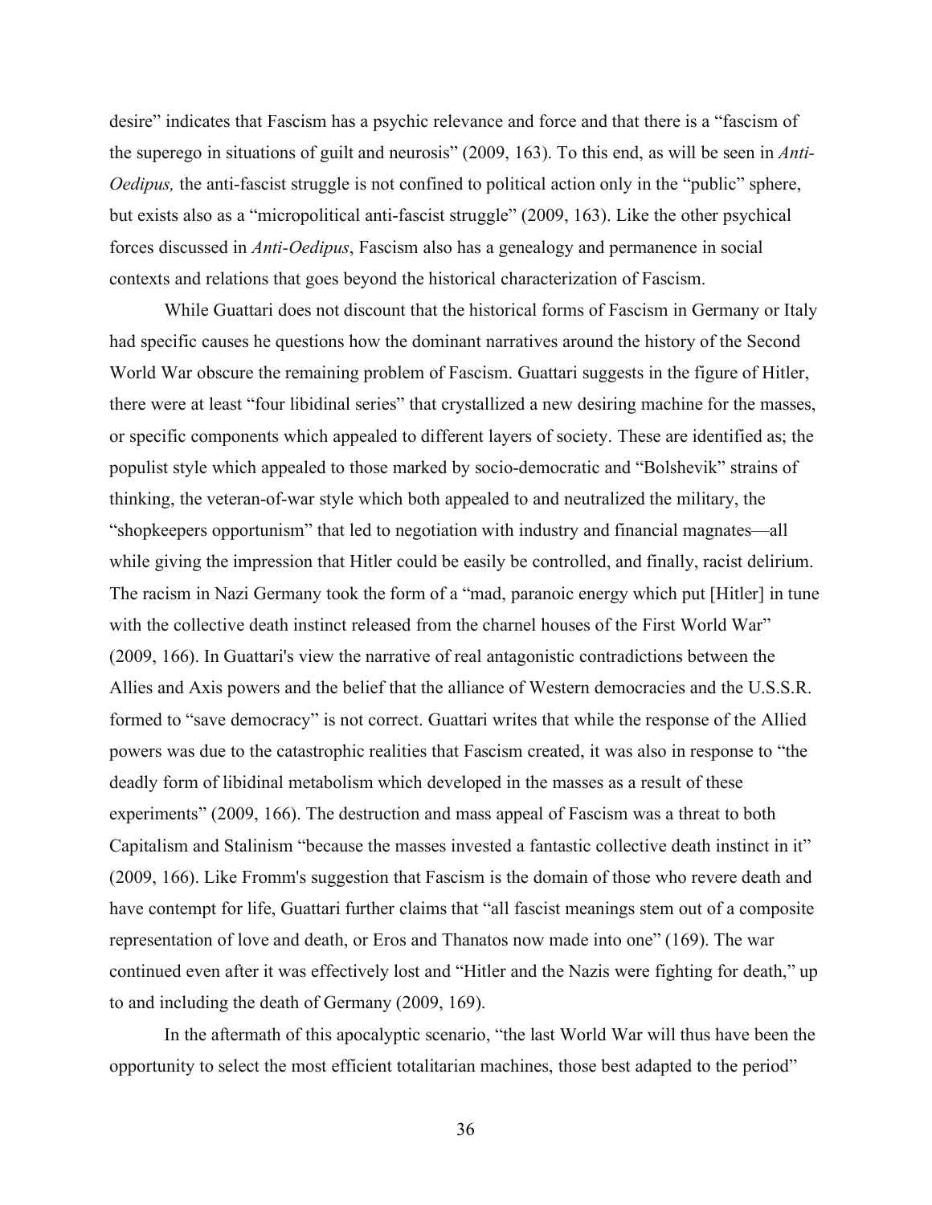desire" indicates that Fascism has a psychic relevance and force and that there is a "fascism of the superego in situations of guilt and neurosis" (2009, 163). To this end, as will be seen in *Anti-Oedipus,* the anti-fascist struggle is not confined to political action only in the "public" sphere, but exists also as a "micropolitical anti-fascist struggle" (2009, 163). Like the other psychical forces discussed in *Anti-Oedipus*, Fascism also has a genealogy and permanence in social contexts and relations that goes beyond the historical characterization of Fascism.

While Guattari does not discount that the historical forms of Fascism in Germany or Italy had specific causes he questions how the dominant narratives around the history of the Second World War obscure the remaining problem of Fascism. Guattari suggests in the figure of Hitler, there were at least "four libidinal series" that crystallized a new desiring machine for the masses, or specific components which appealed to different layers of society. These are identified as; the populist style which appealed to those marked by socio-democratic and "Bolshevik" strains of thinking, the veteran-of-war style which both appealed to and neutralized the military, the "shopkeepers opportunism" that led to negotiation with industry and financial magnates—all while giving the impression that Hitler could be easily be controlled, and finally, racist delirium. The racism in Nazi Germany took the form of a "mad, paranoic energy which put [Hitler] in tune with the collective death instinct released from the charnel houses of the First World War" (2009, 166). In Guattari's view the narrative of real antagonistic contradictions between the Allies and Axis powers and the belief that the alliance of Western democracies and the U.S.S.R. formed to "save democracy" is not correct. Guattari writes that while the response of the Allied powers was due to the catastrophic realities that Fascism created, it was also in response to "the deadly form of libidinal metabolism which developed in the masses as a result of these experiments" (2009, 166). The destruction and mass appeal of Fascism was a threat to both Capitalism and Stalinism "because the masses invested a fantastic collective death instinct in it" (2009, 166). Like Fromm's suggestion that Fascism is the domain of those who revere death and have contempt for life, Guattari further claims that "all fascist meanings stem out of a composite representation of love and death, or Eros and Thanatos now made into one" (169). The war continued even after it was effectively lost and "Hitler and the Nazis were fighting for death," up to and including the death of Germany (2009, 169).

In the aftermath of this apocalyptic scenario, "the last World War will thus have been the opportunity to select the most efficient totalitarian machines, those best adapted to the period"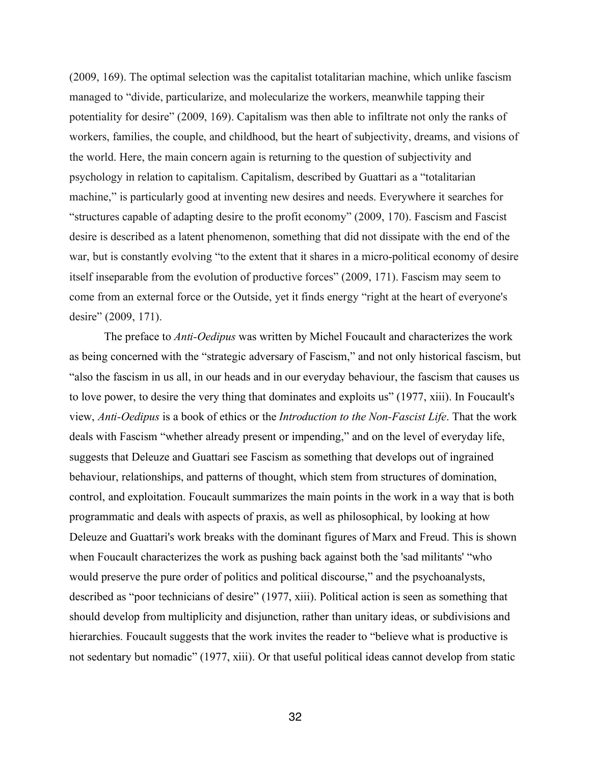(2009, 169). The optimal selection was the capitalist totalitarian machine, which unlike fascism managed to "divide, particularize, and molecularize the workers, meanwhile tapping their potentiality for desire" (2009, 169). Capitalism was then able to infiltrate not only the ranks of workers, families, the couple, and childhood, but the heart of subjectivity, dreams, and visions of the world. Here, the main concern again is returning to the question of subjectivity and psychology in relation to capitalism. Capitalism, described by Guattari as a "totalitarian machine," is particularly good at inventing new desires and needs. Everywhere it searches for "structures capable of adapting desire to the profit economy" (2009, 170). Fascism and Fascist desire is described as a latent phenomenon, something that did not dissipate with the end of the war, but is constantly evolving "to the extent that it shares in a micro-political economy of desire itself inseparable from the evolution of productive forces" (2009, 171). Fascism may seem to come from an external force or the Outside, yet it finds energy "right at the heart of everyone's desire" (2009, 171).

The preface to *Anti-Oedipus* was written by Michel Foucault and characterizes the work as being concerned with the "strategic adversary of Fascism," and not only historical fascism, but "also the fascism in us all, in our heads and in our everyday behaviour, the fascism that causes us to love power, to desire the very thing that dominates and exploits us" (1977, xiii). In Foucault's view, *Anti-Oedipus* is a book of ethics or the *Introduction to the Non-Fascist Life*. That the work deals with Fascism "whether already present or impending," and on the level of everyday life, suggests that Deleuze and Guattari see Fascism as something that develops out of ingrained behaviour, relationships, and patterns of thought, which stem from structures of domination, control, and exploitation. Foucault summarizes the main points in the work in a way that is both programmatic and deals with aspects of praxis, as well as philosophical, by looking at how Deleuze and Guattari's work breaks with the dominant figures of Marx and Freud. This is shown when Foucault characterizes the work as pushing back against both the 'sad militants' "who would preserve the pure order of politics and political discourse," and the psychoanalysts, described as "poor technicians of desire" (1977, xiii). Political action is seen as something that should develop from multiplicity and disjunction, rather than unitary ideas, or subdivisions and hierarchies. Foucault suggests that the work invites the reader to "believe what is productive is not sedentary but nomadic" (1977, xiii). Or that useful political ideas cannot develop from static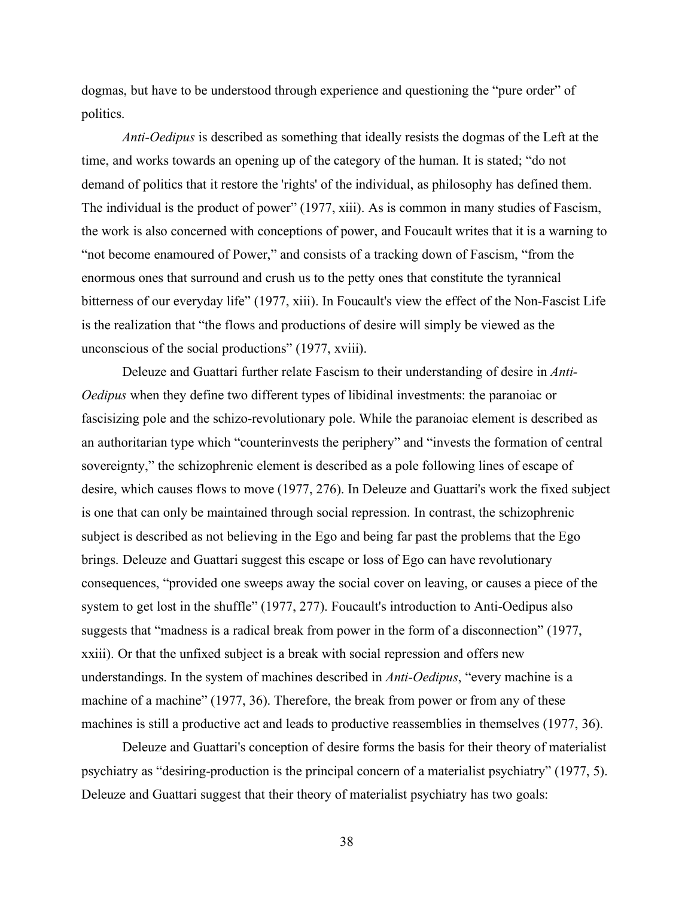dogmas, but have to be understood through experience and questioning the "pure order" of politics.

*Anti-Oedipus* is described as something that ideally resists the dogmas of the Left at the time, and works towards an opening up of the category of the human. It is stated; "do not demand of politics that it restore the 'rights' of the individual, as philosophy has defined them. The individual is the product of power" (1977, xiii). As is common in many studies of Fascism, the work is also concerned with conceptions of power, and Foucault writes that it is a warning to "not become enamoured of Power," and consists of a tracking down of Fascism, "from the enormous ones that surround and crush us to the petty ones that constitute the tyrannical bitterness of our everyday life" (1977, xiii). In Foucault's view the effect of the Non-Fascist Life is the realization that "the flows and productions of desire will simply be viewed as the unconscious of the social productions" (1977, xviii).

Deleuze and Guattari further relate Fascism to their understanding of desire in *Anti-Oedipus* when they define two different types of libidinal investments: the paranoiac or fascisizing pole and the schizo-revolutionary pole. While the paranoiac element is described as an authoritarian type which "counterinvests the periphery" and "invests the formation of central sovereignty," the schizophrenic element is described as a pole following lines of escape of desire, which causes flows to move (1977, 276). In Deleuze and Guattari's work the fixed subject is one that can only be maintained through social repression. In contrast, the schizophrenic subject is described as not believing in the Ego and being far past the problems that the Ego brings. Deleuze and Guattari suggest this escape or loss of Ego can have revolutionary consequences, "provided one sweeps away the social cover on leaving, or causes a piece of the system to get lost in the shuffle" (1977, 277). Foucault's introduction to Anti-Oedipus also suggests that "madness is a radical break from power in the form of a disconnection" (1977, xxiii). Or that the unfixed subject is a break with social repression and offers new understandings. In the system of machines described in *Anti-Oedipus*, "every machine is a machine of a machine" (1977, 36). Therefore, the break from power or from any of these machines is still a productive act and leads to productive reassemblies in themselves (1977, 36).

Deleuze and Guattari's conception of desire forms the basis for their theory of materialist psychiatry as "desiring-production is the principal concern of a materialist psychiatry" (1977, 5). Deleuze and Guattari suggest that their theory of materialist psychiatry has two goals: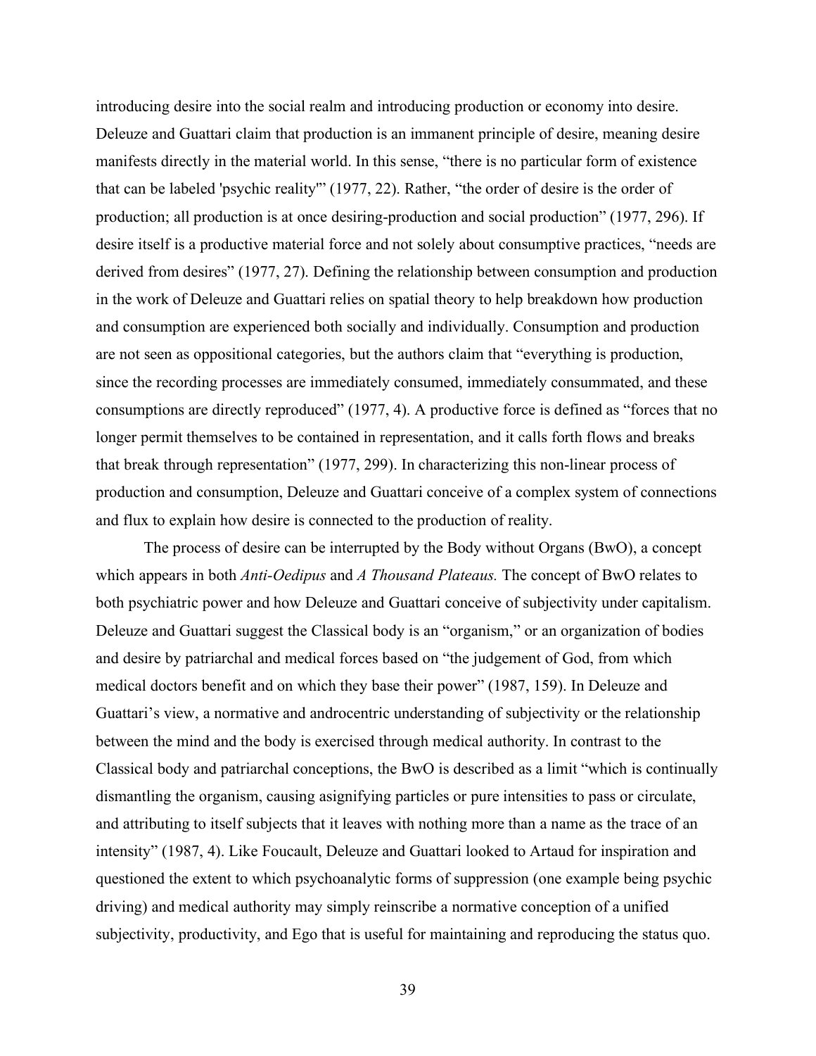introducing desire into the social realm and introducing production or economy into desire. Deleuze and Guattari claim that production is an immanent principle of desire, meaning desire manifests directly in the material world. In this sense, "there is no particular form of existence that can be labeled 'psychic reality'" (1977, 22). Rather, "the order of desire is the order of production; all production is at once desiring-production and social production" (1977, 296). If desire itself is a productive material force and not solely about consumptive practices, "needs are derived from desires" (1977, 27). Defining the relationship between consumption and production in the work of Deleuze and Guattari relies on spatial theory to help breakdown how production and consumption are experienced both socially and individually. Consumption and production are not seen as oppositional categories, but the authors claim that "everything is production, since the recording processes are immediately consumed, immediately consummated, and these consumptions are directly reproduced" (1977, 4). A productive force is defined as "forces that no longer permit themselves to be contained in representation, and it calls forth flows and breaks that break through representation" (1977, 299). In characterizing this non-linear process of production and consumption, Deleuze and Guattari conceive of a complex system of connections and flux to explain how desire is connected to the production of reality.

The process of desire can be interrupted by the Body without Organs (BwO), a concept which appears in both *Anti-Oedipus* and *A Thousand Plateaus.* The concept of BwO relates to both psychiatric power and how Deleuze and Guattari conceive of subjectivity under capitalism. Deleuze and Guattari suggest the Classical body is an "organism," or an organization of bodies and desire by patriarchal and medical forces based on "the judgement of God, from which medical doctors benefit and on which they base their power" (1987, 159). In Deleuze and Guattari's view, a normative and androcentric understanding of subjectivity or the relationship between the mind and the body is exercised through medical authority. In contrast to the Classical body and patriarchal conceptions, the BwO is described as a limit "which is continually dismantling the organism, causing asignifying particles or pure intensities to pass or circulate, and attributing to itself subjects that it leaves with nothing more than a name as the trace of an intensity" (1987, 4). Like Foucault, Deleuze and Guattari looked to Artaud for inspiration and questioned the extent to which psychoanalytic forms of suppression (one example being psychic driving) and medical authority may simply reinscribe a normative conception of a unified subjectivity, productivity, and Ego that is useful for maintaining and reproducing the status quo.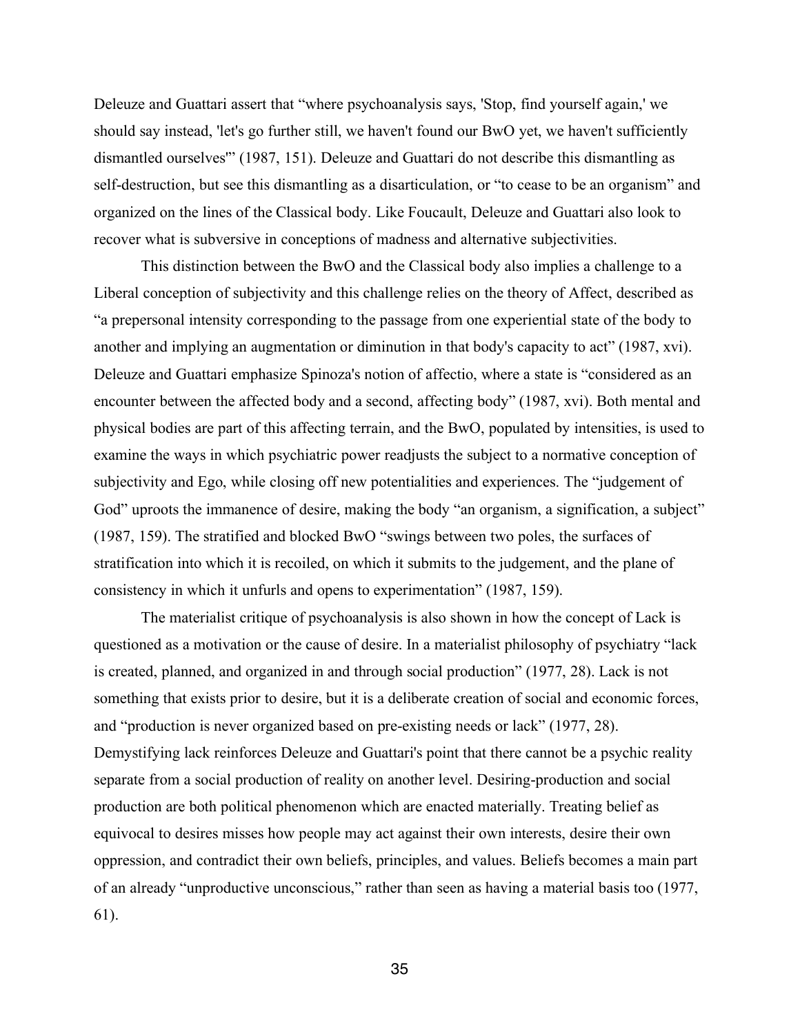Deleuze and Guattari assert that "where psychoanalysis says, 'Stop, find yourself again,' we should say instead, 'let's go further still, we haven't found our BwO yet, we haven't sufficiently dismantled ourselves'" (1987, 151). Deleuze and Guattari do not describe this dismantling as self-destruction, but see this dismantling as a disarticulation, or "to cease to be an organism" and organized on the lines of the Classical body. Like Foucault, Deleuze and Guattari also look to recover what is subversive in conceptions of madness and alternative subjectivities.

This distinction between the BwO and the Classical body also implies a challenge to a Liberal conception of subjectivity and this challenge relies on the theory of Affect, described as "a prepersonal intensity corresponding to the passage from one experiential state of the body to another and implying an augmentation or diminution in that body's capacity to act" (1987, xvi). Deleuze and Guattari emphasize Spinoza's notion of affectio, where a state is "considered as an encounter between the affected body and a second, affecting body" (1987, xvi). Both mental and physical bodies are part of this affecting terrain, and the BwO, populated by intensities, is used to examine the ways in which psychiatric power readjusts the subject to a normative conception of subjectivity and Ego, while closing off new potentialities and experiences. The "judgement of God" uproots the immanence of desire, making the body "an organism, a signification, a subject" (1987, 159). The stratified and blocked BwO "swings between two poles, the surfaces of stratification into which it is recoiled, on which it submits to the judgement, and the plane of consistency in which it unfurls and opens to experimentation" (1987, 159).

The materialist critique of psychoanalysis is also shown in how the concept of Lack is questioned as a motivation or the cause of desire. In a materialist philosophy of psychiatry "lack is created, planned, and organized in and through social production" (1977, 28). Lack is not something that exists prior to desire, but it is a deliberate creation of social and economic forces, and "production is never organized based on pre-existing needs or lack" (1977, 28). Demystifying lack reinforces Deleuze and Guattari's point that there cannot be a psychic reality separate from a social production of reality on another level. Desiring-production and social production are both political phenomenon which are enacted materially. Treating belief as equivocal to desires misses how people may act against their own interests, desire their own oppression, and contradict their own beliefs, principles, and values. Beliefs becomes a main part of an already "unproductive unconscious," rather than seen as having a material basis too (1977, 61).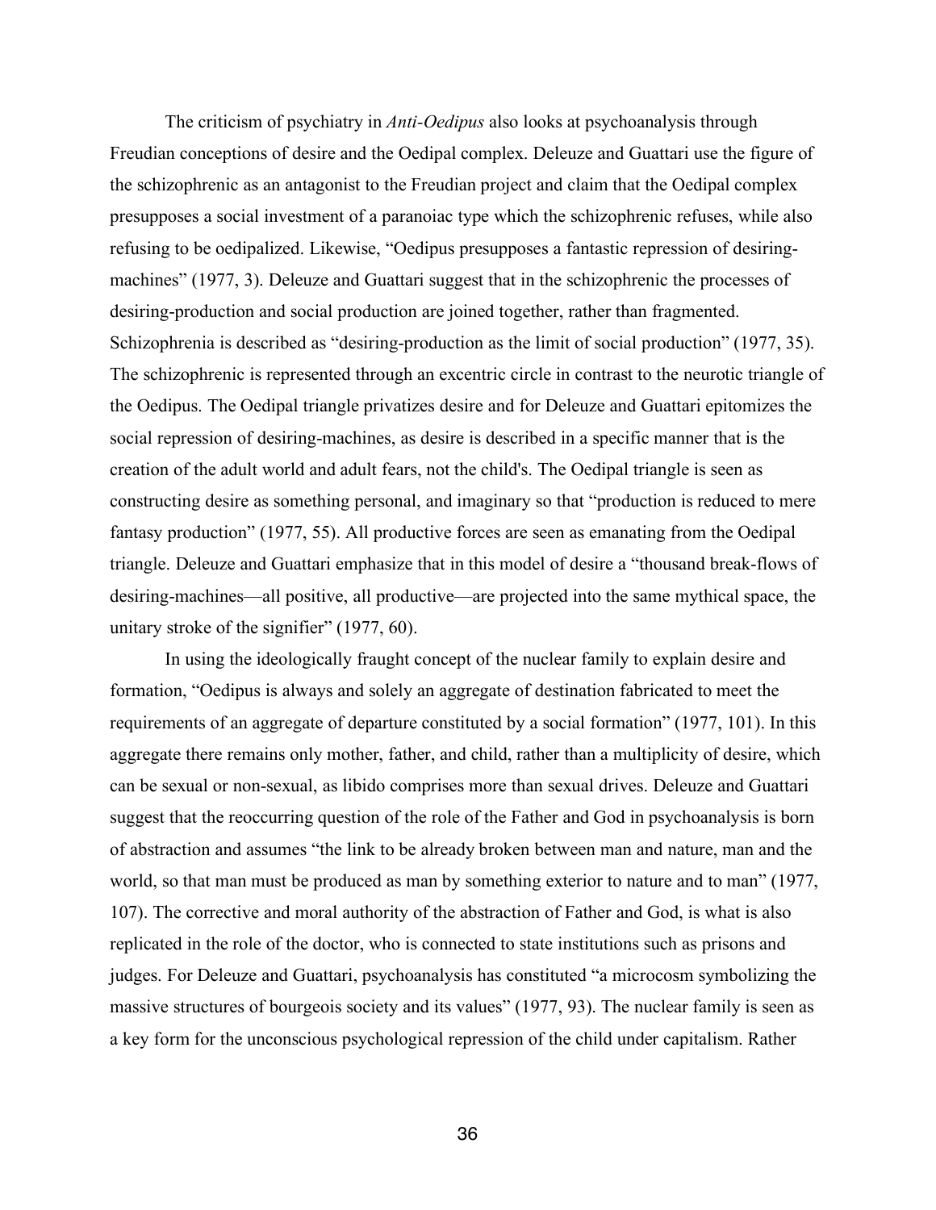The criticism of psychiatry in *Anti-Oedipus* also looks at psychoanalysis through Freudian conceptions of desire and the Oedipal complex. Deleuze and Guattari use the figure of the schizophrenic as an antagonist to the Freudian project and claim that the Oedipal complex presupposes a social investment of a paranoiac type which the schizophrenic refuses, while also refusing to be oedipalized. Likewise, "Oedipus presupposes a fantastic repression of desiring-machines" (1977, 3). Deleuze and Guattari suggest that in the schizophrenic the processes of desiring-production and social production are joined together, rather than fragmented. Schizophrenia is described as "desiring-production as the limit of social production" (1977, 35). The schizophrenic is represented through an excentric circle in contrast to the neurotic triangle of the Oedipus. The Oedipal triangle privatizes desire and for Deleuze and Guattari epitomizes the social repression of desiring-machines, as desire is described in a specific manner that is the creation of the adult world and adult fears, not the child's. The Oedipal triangle is seen as constructing desire as something personal, and imaginary so that "production is reduced to mere fantasy production" (1977, 55). All productive forces are seen as emanating from the Oedipal triangle. Deleuze and Guattari emphasize that in this model of desire a "thousand break-flows of desiring-machines—all positive, all productive—are projected into the same mythical space, the unitary stroke of the signifier" (1977, 60).

In using the ideologically fraught concept of the nuclear family to explain desire and formation, "Oedipus is always and solely an aggregate of destination fabricated to meet the requirements of an aggregate of departure constituted by a social formation" (1977, 101). In this aggregate there remains only mother, father, and child, rather than a multiplicity of desire, which can be sexual or non-sexual, as libido comprises more than sexual drives. Deleuze and Guattari suggest that the reoccurring question of the role of the Father and God in psychoanalysis is born of abstraction and assumes "the link to be already broken between man and nature, man and the world, so that man must be produced as man by something exterior to nature and to man" (1977, 107). The corrective and moral authority of the abstraction of Father and God, is what is also replicated in the role of the doctor, who is connected to state institutions such as prisons and judges. For Deleuze and Guattari, psychoanalysis has constituted "a microcosm symbolizing the massive structures of bourgeois society and its values" (1977, 93). The nuclear family is seen as a key form for the unconscious psychological repression of the child under capitalism. Rather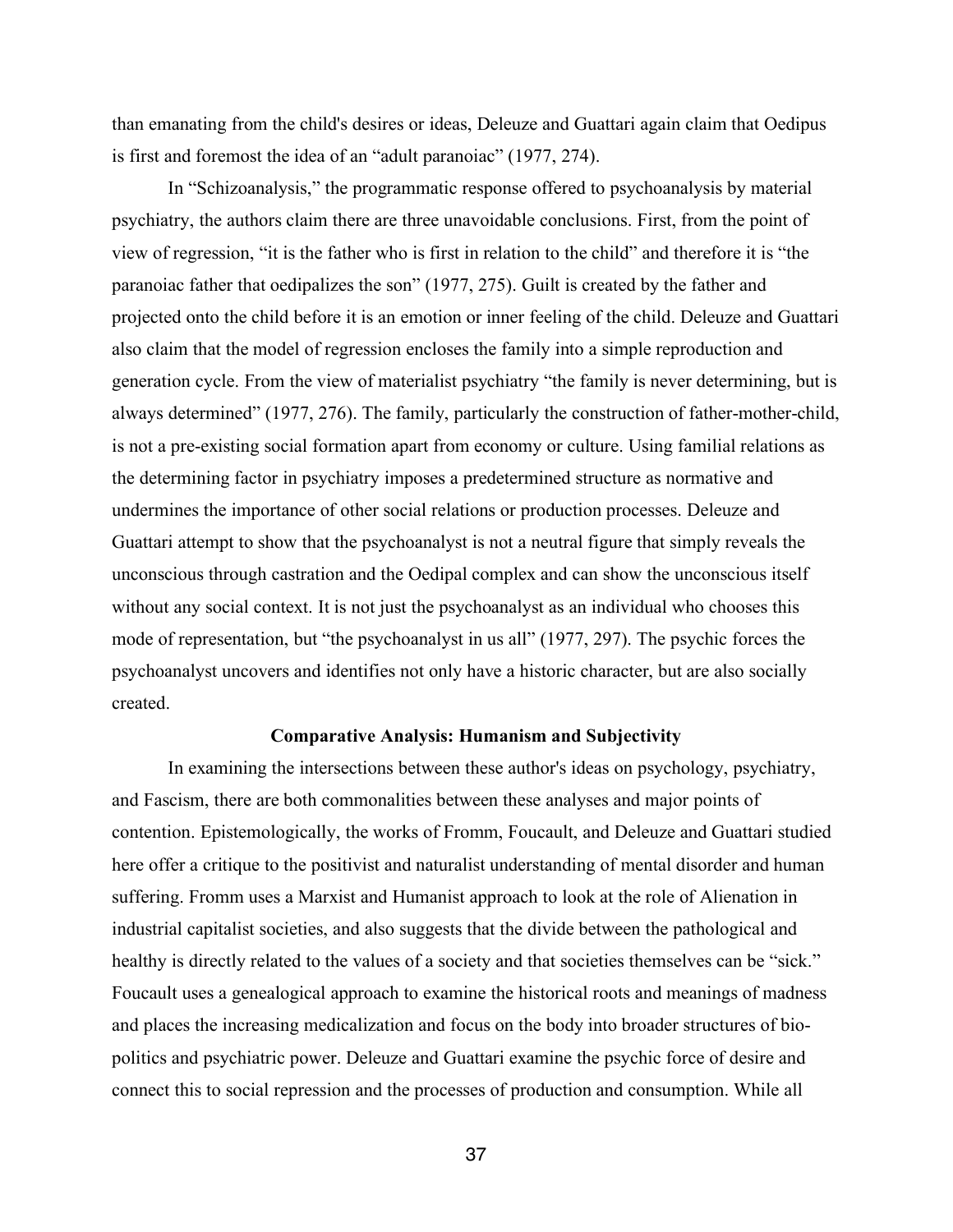than emanating from the child's desires or ideas, Deleuze and Guattari again claim that Oedipus is first and foremost the idea of an "adult paranoiac" (1977, 274).

In "Schizoanalysis," the programmatic response offered to psychoanalysis by material psychiatry, the authors claim there are three unavoidable conclusions. First, from the point of view of regression, "it is the father who is first in relation to the child" and therefore it is "the paranoiac father that oedipalizes the son" (1977, 275). Guilt is created by the father and projected onto the child before it is an emotion or inner feeling of the child. Deleuze and Guattari also claim that the model of regression encloses the family into a simple reproduction and generation cycle. From the view of materialist psychiatry "the family is never determining, but is always determined" (1977, 276). The family, particularly the construction of father-mother-child, is not a pre-existing social formation apart from economy or culture. Using familial relations as the determining factor in psychiatry imposes a predetermined structure as normative and undermines the importance of other social relations or production processes. Deleuze and Guattari attempt to show that the psychoanalyst is not a neutral figure that simply reveals the unconscious through castration and the Oedipal complex and can show the unconscious itself without any social context. It is not just the psychoanalyst as an individual who chooses this mode of representation, but "the psychoanalyst in us all" (1977, 297). The psychic forces the psychoanalyst uncovers and identifies not only have a historic character, but are also socially created.

## Comparative Analysis: Humanism and Subjectivity

In examining the intersections between these author's ideas on psychology, psychiatry, and Fascism, there are both commonalities between these analyses and major points of contention. Epistemologically, the works of Fromm, Foucault, and Deleuze and Guattari studied here offer a critique to the positivist and naturalist understanding of mental disorder and human suffering. Fromm uses a Marxist and Humanist approach to look at the role of Alienation in industrial capitalist societies, and also suggests that the divide between the pathological and healthy is directly related to the values of a society and that societies themselves can be "sick." Foucault uses a genealogical approach to examine the historical roots and meanings of madness and places the increasing medicalization and focus on the body into broader structures of bio-politics and psychiatric power. Deleuze and Guattari examine the psychic force of desire and connect this to social repression and the processes of production and consumption. While all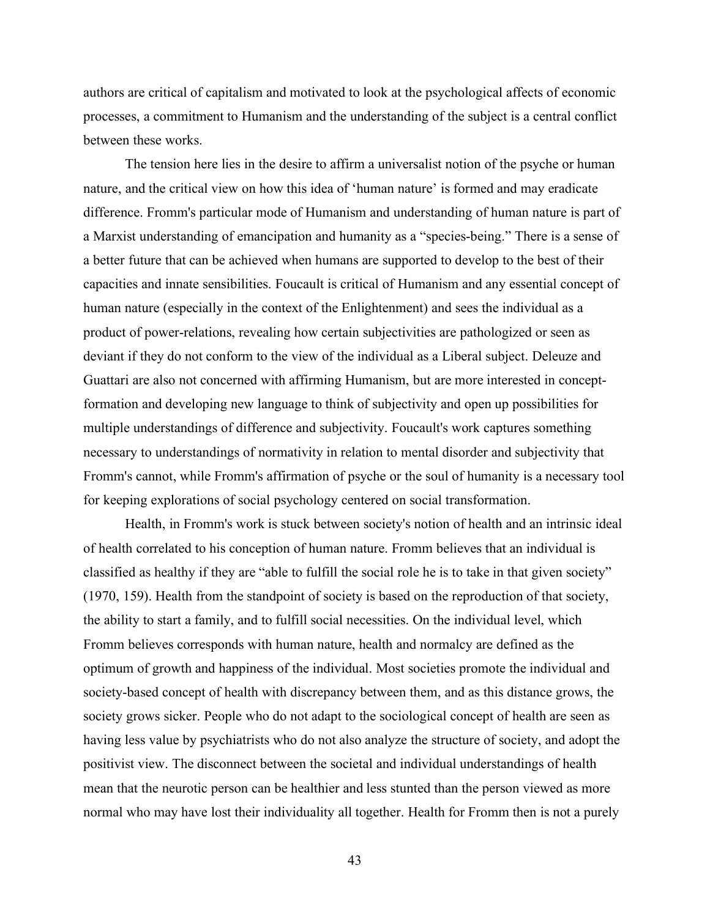authors are critical of capitalism and motivated to look at the psychological affects of economic processes, a commitment to Humanism and the understanding of the subject is a central conflict between these works.

The tension here lies in the desire to affirm a universalist notion of the psyche or human nature, and the critical view on how this idea of 'human nature' is formed and may eradicate difference. Fromm's particular mode of Humanism and understanding of human nature is part of a Marxist understanding of emancipation and humanity as a "species-being." There is a sense of a better future that can be achieved when humans are supported to develop to the best of their capacities and innate sensibilities. Foucault is critical of Humanism and any essential concept of human nature (especially in the context of the Enlightenment) and sees the individual as a product of power-relations, revealing how certain subjectivities are pathologized or seen as deviant if they do not conform to the view of the individual as a Liberal subject. Deleuze and Guattari are also not concerned with affirming Humanism, but are more interested in concept-formation and developing new language to think of subjectivity and open up possibilities for multiple understandings of difference and subjectivity. Foucault's work captures something necessary to understandings of normativity in relation to mental disorder and subjectivity that Fromm's cannot, while Fromm's affirmation of psyche or the soul of humanity is a necessary tool for keeping explorations of social psychology centered on social transformation.

Health, in Fromm's work is stuck between society's notion of health and an intrinsic ideal of health correlated to his conception of human nature. Fromm believes that an individual is classified as healthy if they are "able to fulfill the social role he is to take in that given society" (1970, 159). Health from the standpoint of society is based on the reproduction of that society, the ability to start a family, and to fulfill social necessities. On the individual level, which Fromm believes corresponds with human nature, health and normalcy are defined as the optimum of growth and happiness of the individual. Most societies promote the individual and society-based concept of health with discrepancy between them, and as this distance grows, the society grows sicker. People who do not adapt to the sociological concept of health are seen as having less value by psychiatrists who do not also analyze the structure of society, and adopt the positivist view. The disconnect between the societal and individual understandings of health mean that the neurotic person can be healthier and less stunted than the person viewed as more normal who may have lost their individuality all together. Health for Fromm then is not a purely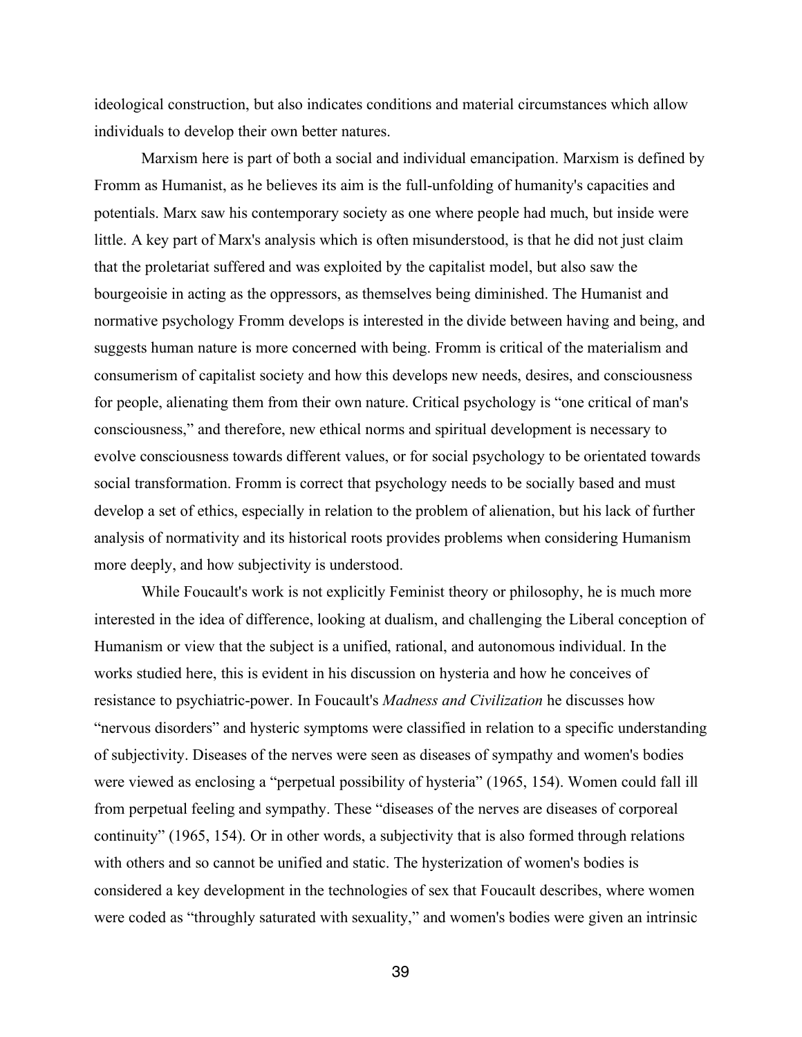ideological construction, but also indicates conditions and material circumstances which allow individuals to develop their own better natures.

Marxism here is part of both a social and individual emancipation. Marxism is defined by Fromm as Humanist, as he believes its aim is the full-unfolding of humanity's capacities and potentials. Marx saw his contemporary society as one where people had much, but inside were little. A key part of Marx's analysis which is often misunderstood, is that he did not just claim that the proletariat suffered and was exploited by the capitalist model, but also saw the bourgeoisie in acting as the oppressors, as themselves being diminished. The Humanist and normative psychology Fromm develops is interested in the divide between having and being, and suggests human nature is more concerned with being. Fromm is critical of the materialism and consumerism of capitalist society and how this develops new needs, desires, and consciousness for people, alienating them from their own nature. Critical psychology is "one critical of man's consciousness," and therefore, new ethical norms and spiritual development is necessary to evolve consciousness towards different values, or for social psychology to be orientated towards social transformation. Fromm is correct that psychology needs to be socially based and must develop a set of ethics, especially in relation to the problem of alienation, but his lack of further analysis of normativity and its historical roots provides problems when considering Humanism more deeply, and how subjectivity is understood.

While Foucault's work is not explicitly Feminist theory or philosophy, he is much more interested in the idea of difference, looking at dualism, and challenging the Liberal conception of Humanism or view that the subject is a unified, rational, and autonomous individual. In the works studied here, this is evident in his discussion on hysteria and how he conceives of resistance to psychiatric-power. In Foucault's *Madness and Civilization* he discusses how "nervous disorders" and hysteric symptoms were classified in relation to a specific understanding of subjectivity. Diseases of the nerves were seen as diseases of sympathy and women's bodies were viewed as enclosing a "perpetual possibility of hysteria" (1965, 154). Women could fall ill from perpetual feeling and sympathy. These "diseases of the nerves are diseases of corporeal continuity" (1965, 154). Or in other words, a subjectivity that is also formed through relations with others and so cannot be unified and static. The hysterization of women's bodies is considered a key development in the technologies of sex that Foucault describes, where women were coded as "throughly saturated with sexuality," and women's bodies were given an intrinsic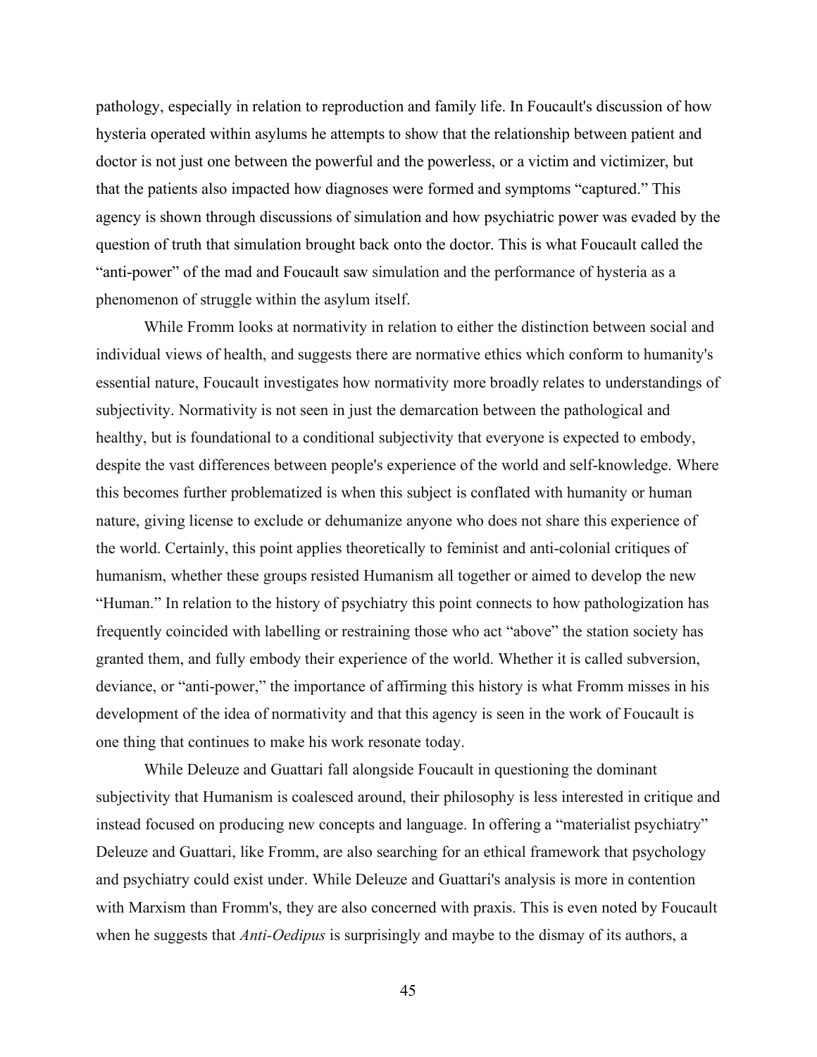pathology, especially in relation to reproduction and family life. In Foucault's discussion of how hysteria operated within asylums he attempts to show that the relationship between patient and doctor is not just one between the powerful and the powerless, or a victim and victimizer, but that the patients also impacted how diagnoses were formed and symptoms "captured." This agency is shown through discussions of simulation and how psychiatric power was evaded by the question of truth that simulation brought back onto the doctor. This is what Foucault called the "anti-power" of the mad and Foucault saw simulation and the performance of hysteria as a phenomenon of struggle within the asylum itself.

While Fromm looks at normativity in relation to either the distinction between social and individual views of health, and suggests there are normative ethics which conform to humanity's essential nature, Foucault investigates how normativity more broadly relates to understandings of subjectivity. Normativity is not seen in just the demarcation between the pathological and healthy, but is foundational to a conditional subjectivity that everyone is expected to embody, despite the vast differences between people's experience of the world and self-knowledge. Where this becomes further problematized is when this subject is conflated with humanity or human nature, giving license to exclude or dehumanize anyone who does not share this experience of the world. Certainly, this point applies theoretically to feminist and anti-colonial critiques of humanism, whether these groups resisted Humanism all together or aimed to develop the new "Human." In relation to the history of psychiatry this point connects to how pathologization has frequently coincided with labelling or restraining those who act "above" the station society has granted them, and fully embody their experience of the world. Whether it is called subversion, deviance, or "anti-power," the importance of affirming this history is what Fromm misses in his development of the idea of normativity and that this agency is seen in the work of Foucault is one thing that continues to make his work resonate today.

While Deleuze and Guattari fall alongside Foucault in questioning the dominant subjectivity that Humanism is coalesced around, their philosophy is less interested in critique and instead focused on producing new concepts and language. In offering a "materialist psychiatry" Deleuze and Guattari, like Fromm, are also searching for an ethical framework that psychology and psychiatry could exist under. While Deleuze and Guattari's analysis is more in contention with Marxism than Fromm's, they are also concerned with praxis. This is even noted by Foucault when he suggests that *Anti-Oedipus* is surprisingly and maybe to the dismay of its authors, a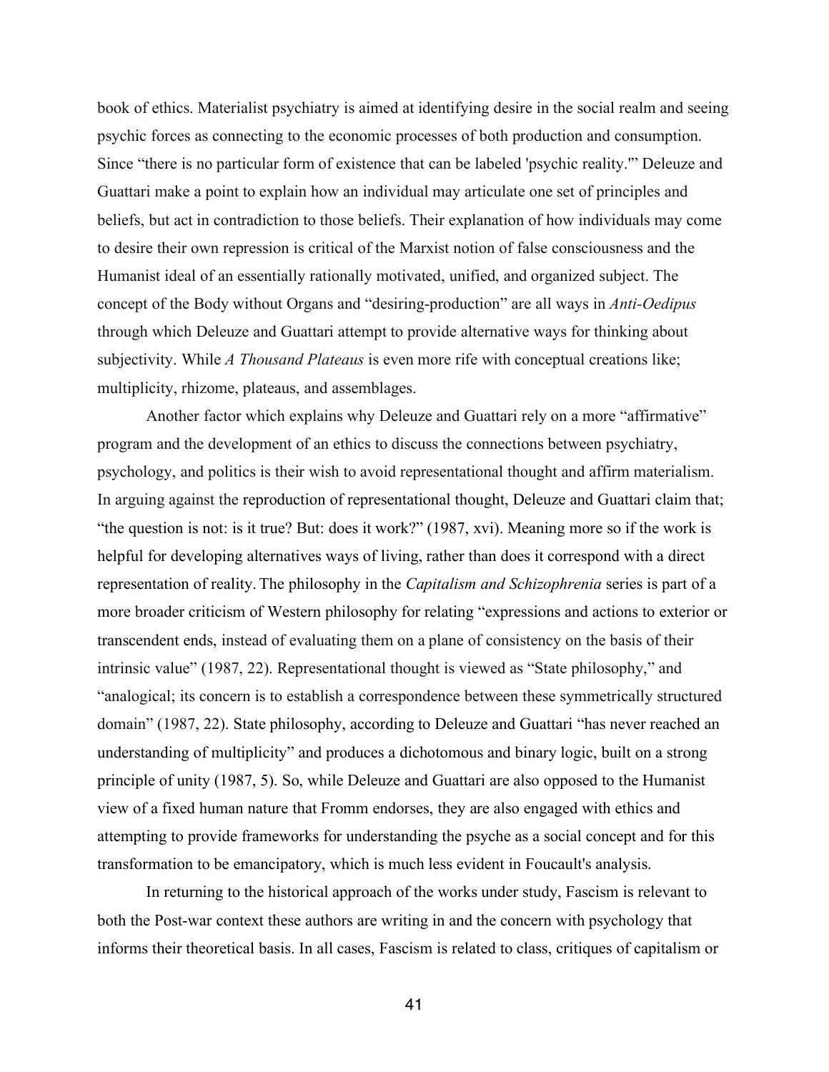book of ethics. Materialist psychiatry is aimed at identifying desire in the social realm and seeing psychic forces as connecting to the economic processes of both production and consumption. Since "there is no particular form of existence that can be labeled 'psychic reality.'" Deleuze and Guattari make a point to explain how an individual may articulate one set of principles and beliefs, but act in contradiction to those beliefs. Their explanation of how individuals may come to desire their own repression is critical of the Marxist notion of false consciousness and the Humanist ideal of an essentially rationally motivated, unified, and organized subject. The concept of the Body without Organs and "desiring-production" are all ways in *Anti-Oedipus* through which Deleuze and Guattari attempt to provide alternative ways for thinking about subjectivity. While *A Thousand Plateaus* is even more rife with conceptual creations like; multiplicity, rhizome, plateaus, and assemblages.

Another factor which explains why Deleuze and Guattari rely on a more "affirmative" program and the development of an ethics to discuss the connections between psychiatry, psychology, and politics is their wish to avoid representational thought and affirm materialism. In arguing against the reproduction of representational thought, Deleuze and Guattari claim that; "the question is not: is it true? But: does it work?" (1987, xvi). Meaning more so if the work is helpful for developing alternatives ways of living, rather than does it correspond with a direct representation of reality. The philosophy in the *Capitalism and Schizophrenia* series is part of a more broader criticism of Western philosophy for relating "expressions and actions to exterior or transcendent ends, instead of evaluating them on a plane of consistency on the basis of their intrinsic value" (1987, 22). Representational thought is viewed as "State philosophy," and "analogical; its concern is to establish a correspondence between these symmetrically structured domain" (1987, 22). State philosophy, according to Deleuze and Guattari "has never reached an understanding of multiplicity" and produces a dichotomous and binary logic, built on a strong principle of unity (1987, 5). So, while Deleuze and Guattari are also opposed to the Humanist view of a fixed human nature that Fromm endorses, they are also engaged with ethics and attempting to provide frameworks for understanding the psyche as a social concept and for this transformation to be emancipatory, which is much less evident in Foucault's analysis.

In returning to the historical approach of the works under study, Fascism is relevant to both the Post-war context these authors are writing in and the concern with psychology that informs their theoretical basis. In all cases, Fascism is related to class, critiques of capitalism or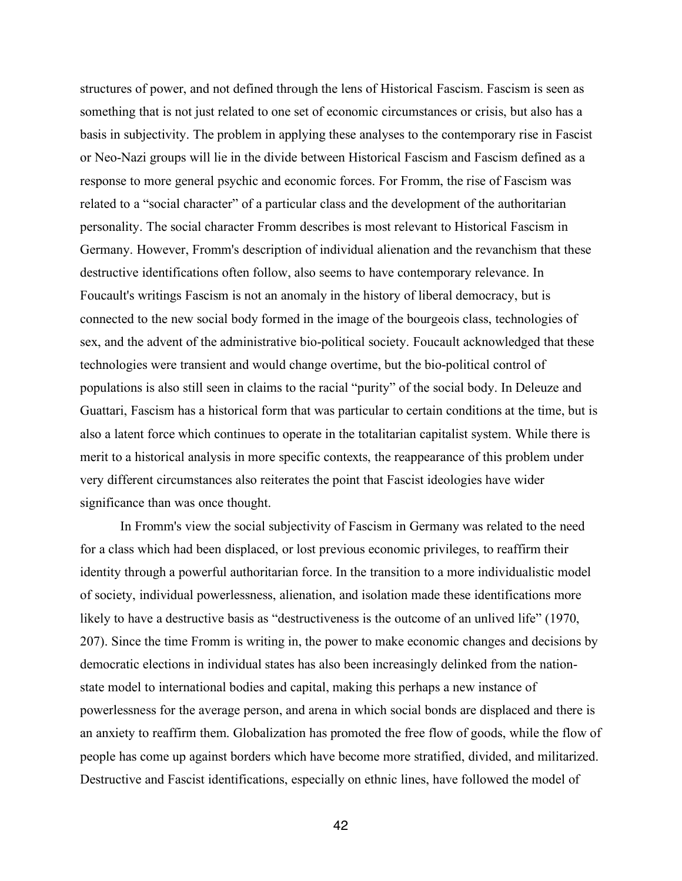structures of power, and not defined through the lens of Historical Fascism. Fascism is seen as something that is not just related to one set of economic circumstances or crisis, but also has a basis in subjectivity. The problem in applying these analyses to the contemporary rise in Fascist or Neo-Nazi groups will lie in the divide between Historical Fascism and Fascism defined as a response to more general psychic and economic forces. For Fromm, the rise of Fascism was related to a "social character" of a particular class and the development of the authoritarian personality. The social character Fromm describes is most relevant to Historical Fascism in Germany. However, Fromm's description of individual alienation and the revanchism that these destructive identifications often follow, also seems to have contemporary relevance. In Foucault's writings Fascism is not an anomaly in the history of liberal democracy, but is connected to the new social body formed in the image of the bourgeois class, technologies of sex, and the advent of the administrative bio-political society. Foucault acknowledged that these technologies were transient and would change overtime, but the bio-political control of populations is also still seen in claims to the racial "purity" of the social body. In Deleuze and Guattari, Fascism has a historical form that was particular to certain conditions at the time, but is also a latent force which continues to operate in the totalitarian capitalist system. While there is merit to a historical analysis in more specific contexts, the reappearance of this problem under very different circumstances also reiterates the point that Fascist ideologies have wider significance than was once thought.

In Fromm's view the social subjectivity of Fascism in Germany was related to the need for a class which had been displaced, or lost previous economic privileges, to reaffirm their identity through a powerful authoritarian force. In the transition to a more individualistic model of society, individual powerlessness, alienation, and isolation made these identifications more likely to have a destructive basis as "destructiveness is the outcome of an unlived life" (1970, 207). Since the time Fromm is writing in, the power to make economic changes and decisions by democratic elections in individual states has also been increasingly delinked from the nation-state model to international bodies and capital, making this perhaps a new instance of powerlessness for the average person, and arena in which social bonds are displaced and there is an anxiety to reaffirm them. Globalization has promoted the free flow of goods, while the flow of people has come up against borders which have become more stratified, divided, and militarized. Destructive and Fascist identifications, especially on ethnic lines, have followed the model of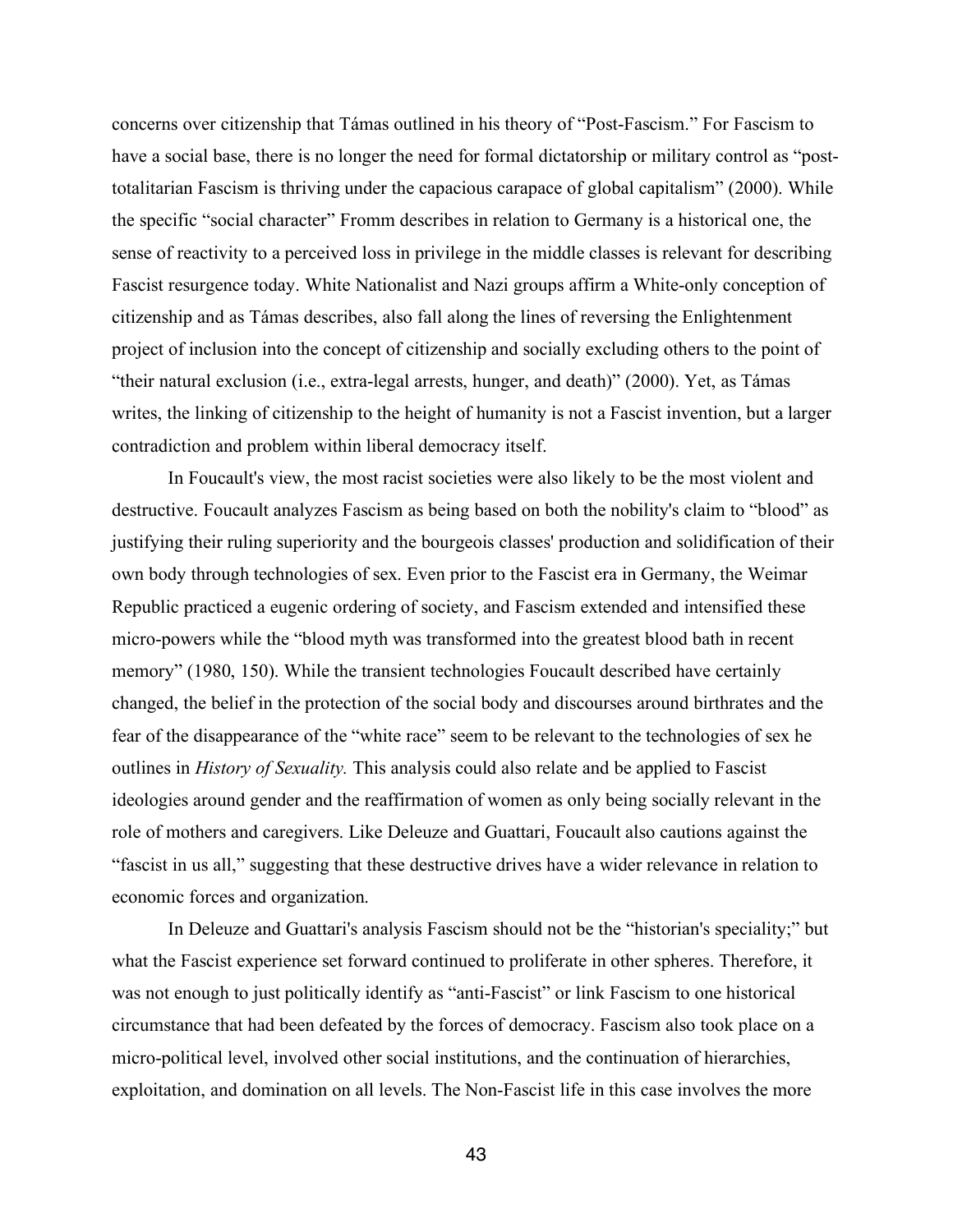concerns over citizenship that Támas outlined in his theory of "Post-Fascism." For Fascism to have a social base, there is no longer the need for formal dictatorship or military control as "post-totalitarian Fascism is thriving under the capacious carapace of global capitalism" (2000). While the specific "social character" Fromm describes in relation to Germany is a historical one, the sense of reactivity to a perceived loss in privilege in the middle classes is relevant for describing Fascist resurgence today. White Nationalist and Nazi groups affirm a White-only conception of citizenship and as Támas describes, also fall along the lines of reversing the Enlightenment project of inclusion into the concept of citizenship and socially excluding others to the point of "their natural exclusion (i.e., extra-legal arrests, hunger, and death)" (2000). Yet, as Támas writes, the linking of citizenship to the height of humanity is not a Fascist invention, but a larger contradiction and problem within liberal democracy itself.

In Foucault's view, the most racist societies were also likely to be the most violent and destructive. Foucault analyzes Fascism as being based on both the nobility's claim to "blood" as justifying their ruling superiority and the bourgeois classes' production and solidification of their own body through technologies of sex. Even prior to the Fascist era in Germany, the Weimar Republic practiced a eugenic ordering of society, and Fascism extended and intensified these micro-powers while the "blood myth was transformed into the greatest blood bath in recent memory" (1980, 150). While the transient technologies Foucault described have certainly changed, the belief in the protection of the social body and discourses around birthrates and the fear of the disappearance of the "white race" seem to be relevant to the technologies of sex he outlines in *History of Sexuality.* This analysis could also relate and be applied to Fascist ideologies around gender and the reaffirmation of women as only being socially relevant in the role of mothers and caregivers. Like Deleuze and Guattari, Foucault also cautions against the "fascist in us all," suggesting that these destructive drives have a wider relevance in relation to economic forces and organization.

In Deleuze and Guattari's analysis Fascism should not be the "historian's speciality;" but what the Fascist experience set forward continued to proliferate in other spheres. Therefore, it was not enough to just politically identify as "anti-Fascist" or link Fascism to one historical circumstance that had been defeated by the forces of democracy. Fascism also took place on a micro-political level, involved other social institutions, and the continuation of hierarchies, exploitation, and domination on all levels. The Non-Fascist life in this case involves the more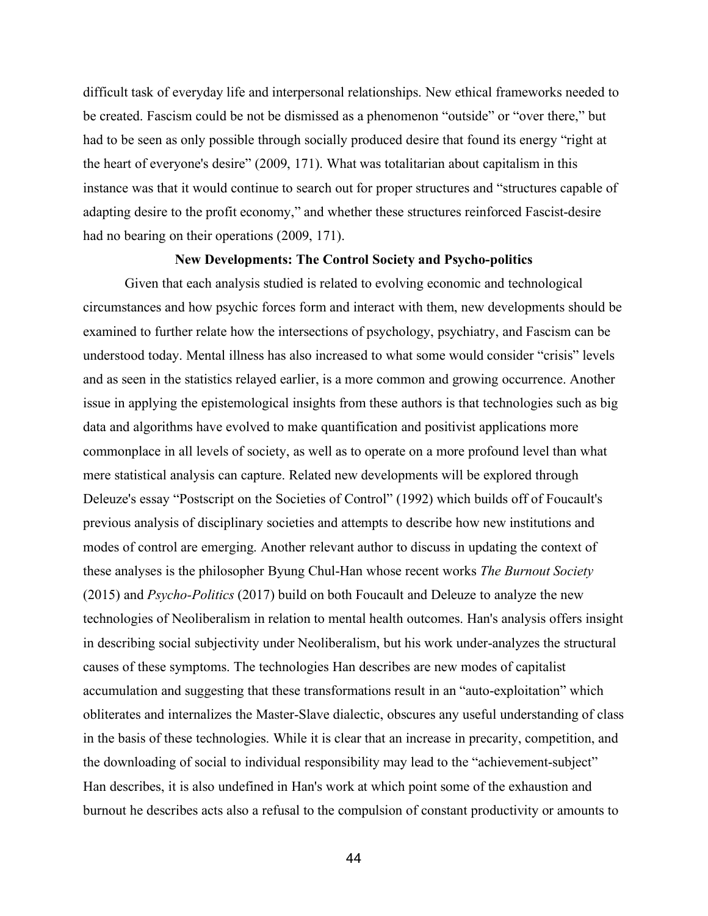difficult task of everyday life and interpersonal relationships. New ethical frameworks needed to be created. Fascism could be not be dismissed as a phenomenon "outside" or "over there," but had to be seen as only possible through socially produced desire that found its energy "right at the heart of everyone's desire" (2009, 171). What was totalitarian about capitalism in this instance was that it would continue to search out for proper structures and "structures capable of adapting desire to the profit economy," and whether these structures reinforced Fascist-desire had no bearing on their operations (2009, 171).

### New Developments: The Control Society and Psycho-politics

Given that each analysis studied is related to evolving economic and technological circumstances and how psychic forces form and interact with them, new developments should be examined to further relate how the intersections of psychology, psychiatry, and Fascism can be understood today. Mental illness has also increased to what some would consider "crisis" levels and as seen in the statistics relayed earlier, is a more common and growing occurrence. Another issue in applying the epistemological insights from these authors is that technologies such as big data and algorithms have evolved to make quantification and positivist applications more commonplace in all levels of society, as well as to operate on a more profound level than what mere statistical analysis can capture. Related new developments will be explored through Deleuze's essay "Postscript on the Societies of Control" (1992) which builds off of Foucault's previous analysis of disciplinary societies and attempts to describe how new institutions and modes of control are emerging. Another relevant author to discuss in updating the context of these analyses is the philosopher Byung Chul-Han whose recent works *The Burnout Society* (2015) and *Psycho-Politics* (2017) build on both Foucault and Deleuze to analyze the new technologies of Neoliberalism in relation to mental health outcomes. Han's analysis offers insight in describing social subjectivity under Neoliberalism, but his work under-analyzes the structural causes of these symptoms. The technologies Han describes are new modes of capitalist accumulation and suggesting that these transformations result in an "auto-exploitation" which obliterates and internalizes the Master-Slave dialectic, obscures any useful understanding of class in the basis of these technologies. While it is clear that an increase in precarity, competition, and the downloading of social to individual responsibility may lead to the "achievement-subject" Han describes, it is also undefined in Han's work at which point some of the exhaustion and burnout he describes acts also a refusal to the compulsion of constant productivity or amounts to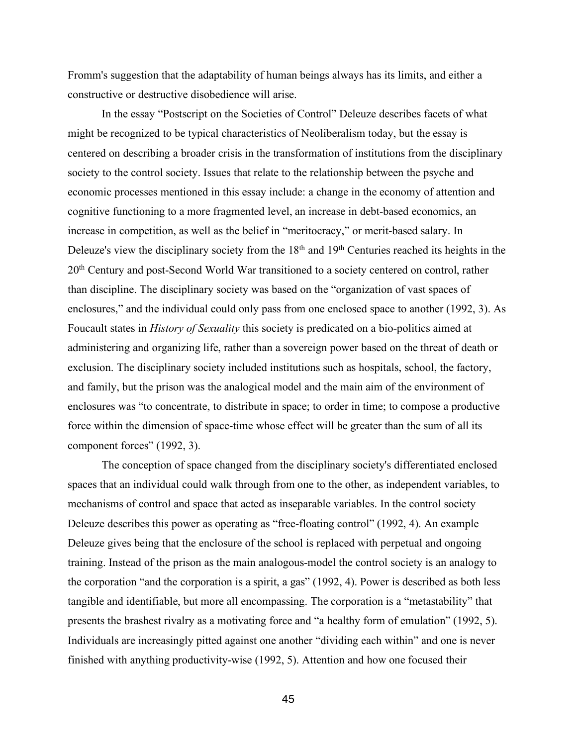Fromm's suggestion that the adaptability of human beings always has its limits, and either a constructive or destructive disobedience will arise.

In the essay "Postscript on the Societies of Control" Deleuze describes facets of what might be recognized to be typical characteristics of Neoliberalism today, but the essay is centered on describing a broader crisis in the transformation of institutions from the disciplinary society to the control society. Issues that relate to the relationship between the psyche and economic processes mentioned in this essay include: a change in the economy of attention and cognitive functioning to a more fragmented level, an increase in debt-based economics, an increase in competition, as well as the belief in "meritocracy," or merit-based salary. In Deleuze's view the disciplinary society from the 18th and 19th Centuries reached its heights in the 20th Century and post-Second World War transitioned to a society centered on control, rather than discipline. The disciplinary society was based on the "organization of vast spaces of enclosures," and the individual could only pass from one enclosed space to another (1992, 3). As Foucault states in *History of Sexuality* this society is predicated on a bio-politics aimed at administering and organizing life, rather than a sovereign power based on the threat of death or exclusion. The disciplinary society included institutions such as hospitals, school, the factory, and family, but the prison was the analogical model and the main aim of the environment of enclosures was "to concentrate, to distribute in space; to order in time; to compose a productive force within the dimension of space-time whose effect will be greater than the sum of all its component forces" (1992, 3).

The conception of space changed from the disciplinary society's differentiated enclosed spaces that an individual could walk through from one to the other, as independent variables, to mechanisms of control and space that acted as inseparable variables. In the control society Deleuze describes this power as operating as "free-floating control" (1992, 4). An example Deleuze gives being that the enclosure of the school is replaced with perpetual and ongoing training. Instead of the prison as the main analogous-model the control society is an analogy to the corporation "and the corporation is a spirit, a gas" (1992, 4). Power is described as both less tangible and identifiable, but more all encompassing. The corporation is a "metastability" that presents the brashest rivalry as a motivating force and "a healthy form of emulation" (1992, 5). Individuals are increasingly pitted against one another "dividing each within" and one is never finished with anything productivity-wise (1992, 5). Attention and how one focused their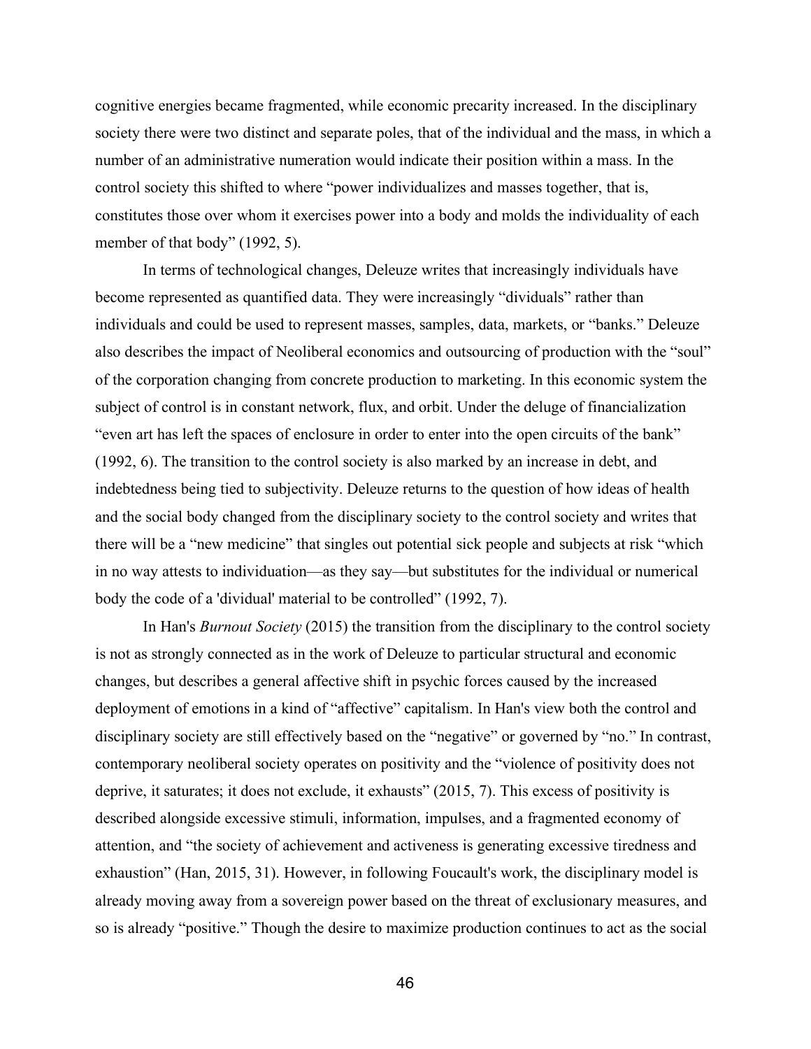cognitive energies became fragmented, while economic precarity increased. In the disciplinary society there were two distinct and separate poles, that of the individual and the mass, in which a number of an administrative numeration would indicate their position within a mass. In the control society this shifted to where "power individualizes and masses together, that is, constitutes those over whom it exercises power into a body and molds the individuality of each member of that body" (1992, 5).

In terms of technological changes, Deleuze writes that increasingly individuals have become represented as quantified data. They were increasingly "dividuals" rather than individuals and could be used to represent masses, samples, data, markets, or "banks." Deleuze also describes the impact of Neoliberal economics and outsourcing of production with the "soul" of the corporation changing from concrete production to marketing. In this economic system the subject of control is in constant network, flux, and orbit. Under the deluge of financialization "even art has left the spaces of enclosure in order to enter into the open circuits of the bank" (1992, 6). The transition to the control society is also marked by an increase in debt, and indebtedness being tied to subjectivity. Deleuze returns to the question of how ideas of health and the social body changed from the disciplinary society to the control society and writes that there will be a "new medicine" that singles out potential sick people and subjects at risk "which in no way attests to individuation—as they say—but substitutes for the individual or numerical body the code of a 'dividual' material to be controlled" (1992, 7).

In Han's *Burnout Society* (2015) the transition from the disciplinary to the control society is not as strongly connected as in the work of Deleuze to particular structural and economic changes, but describes a general affective shift in psychic forces caused by the increased deployment of emotions in a kind of "affective" capitalism. In Han's view both the control and disciplinary society are still effectively based on the "negative" or governed by "no." In contrast, contemporary neoliberal society operates on positivity and the "violence of positivity does not deprive, it saturates; it does not exclude, it exhausts" (2015, 7). This excess of positivity is described alongside excessive stimuli, information, impulses, and a fragmented economy of attention, and "the society of achievement and activeness is generating excessive tiredness and exhaustion" (Han, 2015, 31). However, in following Foucault's work, the disciplinary model is already moving away from a sovereign power based on the threat of exclusionary measures, and so is already "positive." Though the desire to maximize production continues to act as the social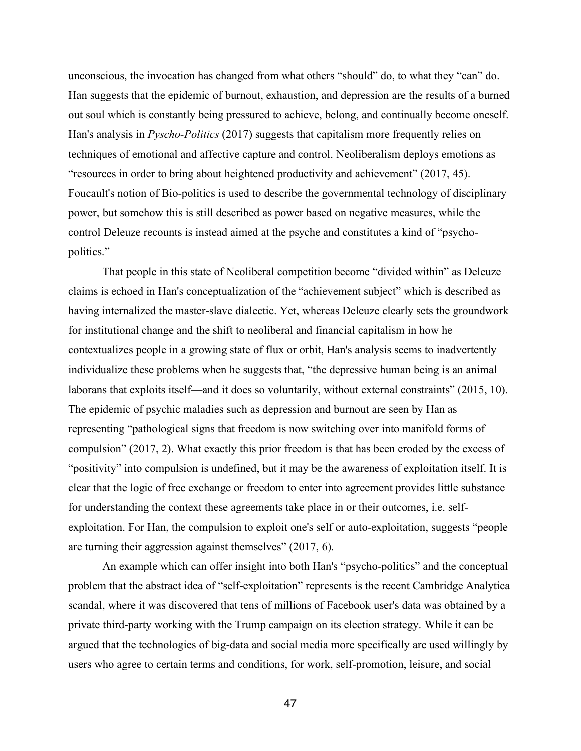unconscious, the invocation has changed from what others "should" do, to what they "can" do. Han suggests that the epidemic of burnout, exhaustion, and depression are the results of a burned out soul which is constantly being pressured to achieve, belong, and continually become oneself. Han's analysis in *Pyscho-Politics* (2017) suggests that capitalism more frequently relies on techniques of emotional and affective capture and control. Neoliberalism deploys emotions as "resources in order to bring about heightened productivity and achievement" (2017, 45). Foucault's notion of Bio-politics is used to describe the governmental technology of disciplinary power, but somehow this is still described as power based on negative measures, while the control Deleuze recounts is instead aimed at the psyche and constitutes a kind of "psycho-politics."

That people in this state of Neoliberal competition become "divided within" as Deleuze claims is echoed in Han's conceptualization of the "achievement subject" which is described as having internalized the master-slave dialectic. Yet, whereas Deleuze clearly sets the groundwork for institutional change and the shift to neoliberal and financial capitalism in how he contextualizes people in a growing state of flux or orbit, Han's analysis seems to inadvertently individualize these problems when he suggests that, "the depressive human being is an animal laborans that exploits itself—and it does so voluntarily, without external constraints" (2015, 10). The epidemic of psychic maladies such as depression and burnout are seen by Han as representing "pathological signs that freedom is now switching over into manifold forms of compulsion" (2017, 2). What exactly this prior freedom is that has been eroded by the excess of "positivity" into compulsion is undefined, but it may be the awareness of exploitation itself. It is clear that the logic of free exchange or freedom to enter into agreement provides little substance for understanding the context these agreements take place in or their outcomes, i.e. self-exploitation. For Han, the compulsion to exploit one's self or auto-exploitation, suggests "people are turning their aggression against themselves" (2017, 6).

An example which can offer insight into both Han's "psycho-politics" and the conceptual problem that the abstract idea of "self-exploitation" represents is the recent Cambridge Analytica scandal, where it was discovered that tens of millions of Facebook user's data was obtained by a private third-party working with the Trump campaign on its election strategy. While it can be argued that the technologies of big-data and social media more specifically are used willingly by users who agree to certain terms and conditions, for work, self-promotion, leisure, and social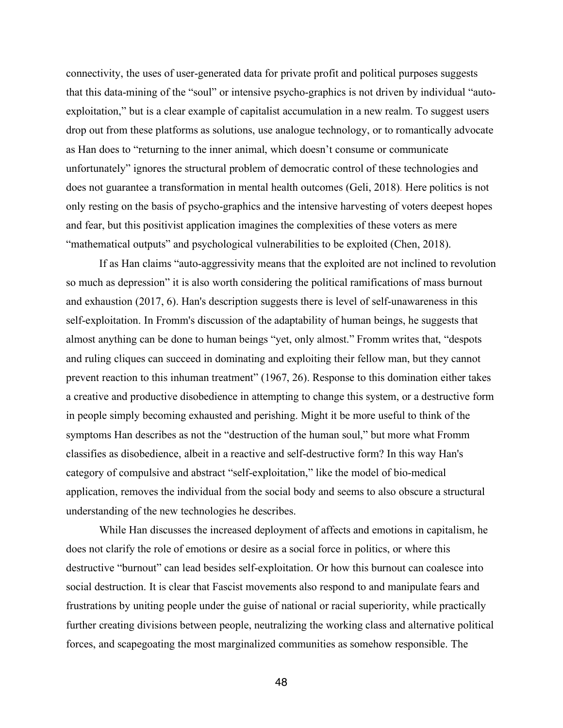connectivity, the uses of user-generated data for private profit and political purposes suggests that this data-mining of the "soul" or intensive psycho-graphics is not driven by individual "auto-exploitation," but is a clear example of capitalist accumulation in a new realm. To suggest users drop out from these platforms as solutions, use analogue technology, or to romantically advocate as Han does to "returning to the inner animal, which doesn't consume or communicate unfortunately" ignores the structural problem of democratic control of these technologies and does not guarantee a transformation in mental health outcomes (Geli, 2018). Here politics is not only resting on the basis of psycho-graphics and the intensive harvesting of voters deepest hopes and fear, but this positivist application imagines the complexities of these voters as mere "mathematical outputs" and psychological vulnerabilities to be exploited (Chen, 2018).

If as Han claims "auto-aggressivity means that the exploited are not inclined to revolution so much as depression" it is also worth considering the political ramifications of mass burnout and exhaustion (2017, 6). Han's description suggests there is level of self-unawareness in this self-exploitation. In Fromm's discussion of the adaptability of human beings, he suggests that almost anything can be done to human beings "yet, only almost." Fromm writes that, "despots and ruling cliques can succeed in dominating and exploiting their fellow man, but they cannot prevent reaction to this inhuman treatment" (1967, 26). Response to this domination either takes a creative and productive disobedience in attempting to change this system, or a destructive form in people simply becoming exhausted and perishing. Might it be more useful to think of the symptoms Han describes as not the "destruction of the human soul," but more what Fromm classifies as disobedience, albeit in a reactive and self-destructive form? In this way Han's category of compulsive and abstract "self-exploitation," like the model of bio-medical application, removes the individual from the social body and seems to also obscure a structural understanding of the new technologies he describes.

While Han discusses the increased deployment of affects and emotions in capitalism, he does not clarify the role of emotions or desire as a social force in politics, or where this destructive "burnout" can lead besides self-exploitation. Or how this burnout can coalesce into social destruction. It is clear that Fascist movements also respond to and manipulate fears and frustrations by uniting people under the guise of national or racial superiority, while practically further creating divisions between people, neutralizing the working class and alternative political forces, and scapegoating the most marginalized communities as somehow responsible. The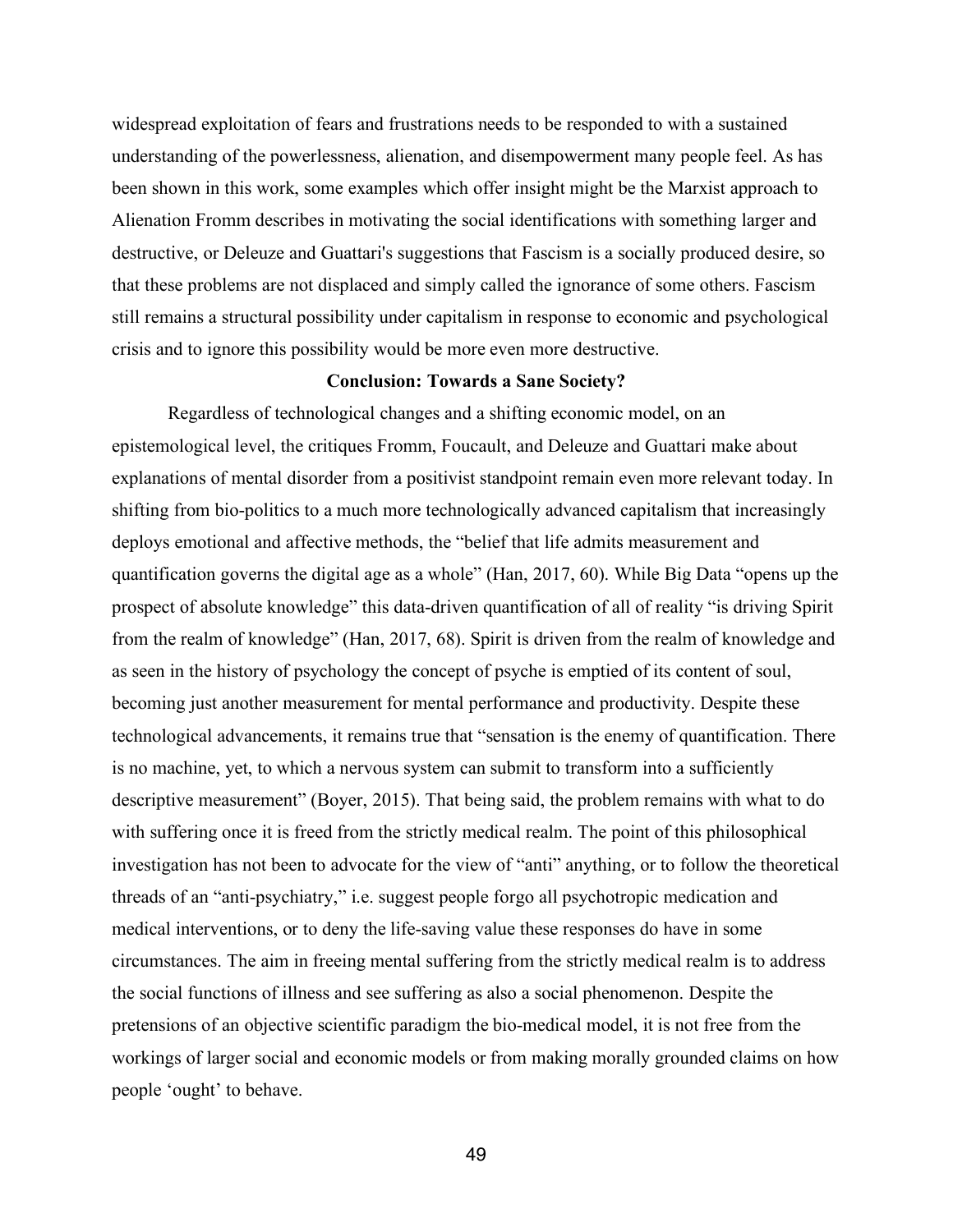widespread exploitation of fears and frustrations needs to be responded to with a sustained understanding of the powerlessness, alienation, and disempowerment many people feel. As has been shown in this work, some examples which offer insight might be the Marxist approach to Alienation Fromm describes in motivating the social identifications with something larger and destructive, or Deleuze and Guattari's suggestions that Fascism is a socially produced desire, so that these problems are not displaced and simply called the ignorance of some others. Fascism still remains a structural possibility under capitalism in response to economic and psychological crisis and to ignore this possibility would be more even more destructive.

## Conclusion: Towards a Sane Society?

Regardless of technological changes and a shifting economic model, on an epistemological level, the critiques Fromm, Foucault, and Deleuze and Guattari make about explanations of mental disorder from a positivist standpoint remain even more relevant today. In shifting from bio-politics to a much more technologically advanced capitalism that increasingly deploys emotional and affective methods, the "belief that life admits measurement and quantification governs the digital age as a whole" (Han, 2017, 60). While Big Data "opens up the prospect of absolute knowledge" this data-driven quantification of all of reality "is driving Spirit from the realm of knowledge" (Han, 2017, 68). Spirit is driven from the realm of knowledge and as seen in the history of psychology the concept of psyche is emptied of its content of soul, becoming just another measurement for mental performance and productivity. Despite these technological advancements, it remains true that "sensation is the enemy of quantification. There is no machine, yet, to which a nervous system can submit to transform into a sufficiently descriptive measurement" (Boyer, 2015). That being said, the problem remains with what to do with suffering once it is freed from the strictly medical realm. The point of this philosophical investigation has not been to advocate for the view of "anti" anything, or to follow the theoretical threads of an "anti-psychiatry," i.e. suggest people forgo all psychotropic medication and medical interventions, or to deny the life-saving value these responses do have in some circumstances. The aim in freeing mental suffering from the strictly medical realm is to address the social functions of illness and see suffering as also a social phenomenon. Despite the pretensions of an objective scientific paradigm the bio-medical model, it is not free from the workings of larger social and economic models or from making morally grounded claims on how people 'ought' to behave.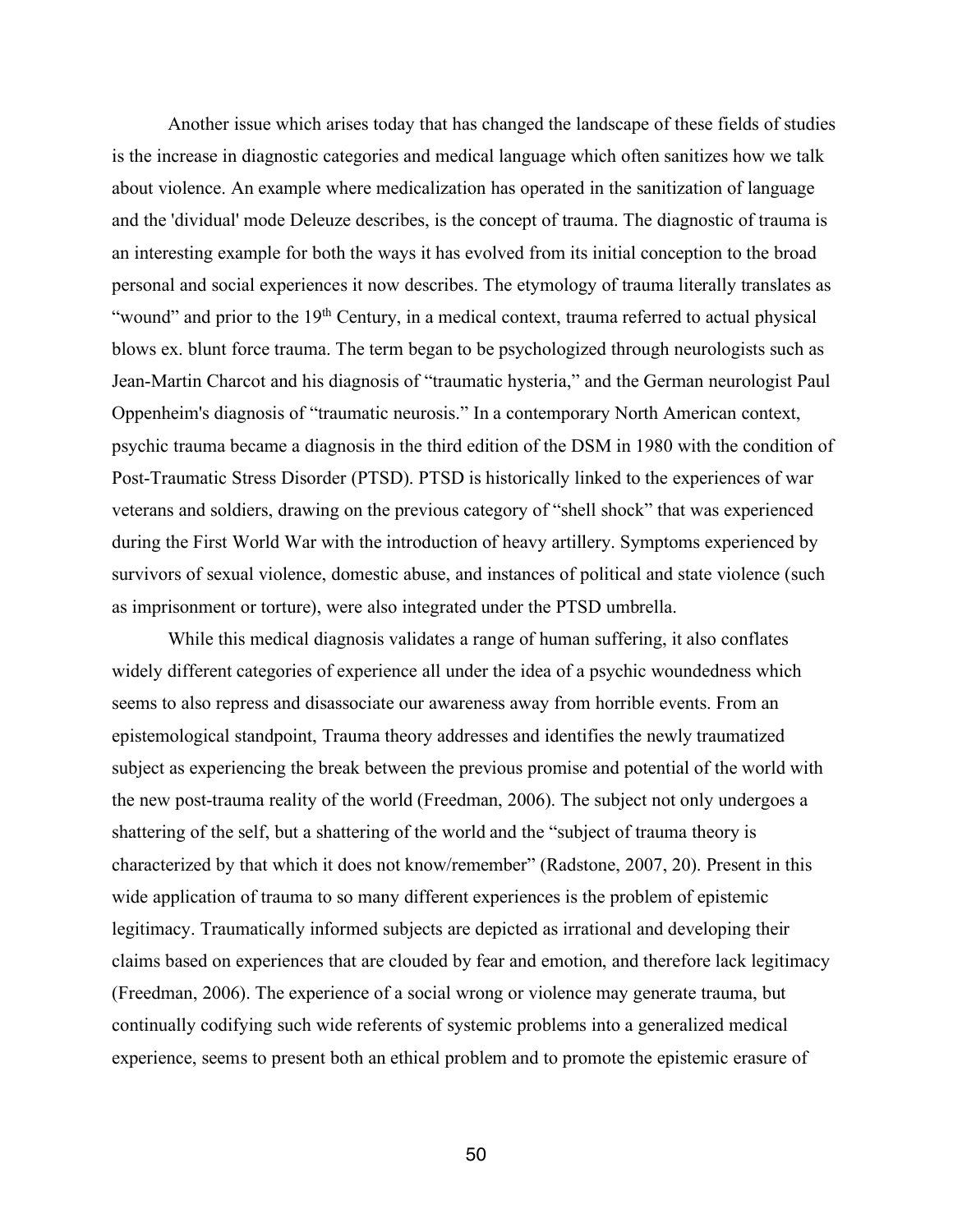Another issue which arises today that has changed the landscape of these fields of studies is the increase in diagnostic categories and medical language which often sanitizes how we talk about violence. An example where medicalization has operated in the sanitization of language and the 'dividual' mode Deleuze describes, is the concept of trauma. The diagnostic of trauma is an interesting example for both the ways it has evolved from its initial conception to the broad personal and social experiences it now describes. The etymology of trauma literally translates as "wound" and prior to the 19th Century, in a medical context, trauma referred to actual physical blows ex. blunt force trauma. The term began to be psychologized through neurologists such as Jean-Martin Charcot and his diagnosis of "traumatic hysteria," and the German neurologist Paul Oppenheim's diagnosis of "traumatic neurosis." In a contemporary North American context, psychic trauma became a diagnosis in the third edition of the DSM in 1980 with the condition of Post-Traumatic Stress Disorder (PTSD). PTSD is historically linked to the experiences of war veterans and soldiers, drawing on the previous category of "shell shock" that was experienced during the First World War with the introduction of heavy artillery. Symptoms experienced by survivors of sexual violence, domestic abuse, and instances of political and state violence (such as imprisonment or torture), were also integrated under the PTSD umbrella.

While this medical diagnosis validates a range of human suffering, it also conflates widely different categories of experience all under the idea of a psychic woundedness which seems to also repress and disassociate our awareness away from horrible events. From an epistemological standpoint, Trauma theory addresses and identifies the newly traumatized subject as experiencing the break between the previous promise and potential of the world with the new post-trauma reality of the world (Freedman, 2006). The subject not only undergoes a shattering of the self, but a shattering of the world and the "subject of trauma theory is characterized by that which it does not know/remember" (Radstone, 2007, 20). Present in this wide application of trauma to so many different experiences is the problem of epistemic legitimacy. Traumatically informed subjects are depicted as irrational and developing their claims based on experiences that are clouded by fear and emotion, and therefore lack legitimacy (Freedman, 2006). The experience of a social wrong or violence may generate trauma, but continually codifying such wide referents of systemic problems into a generalized medical experience, seems to present both an ethical problem and to promote the epistemic erasure of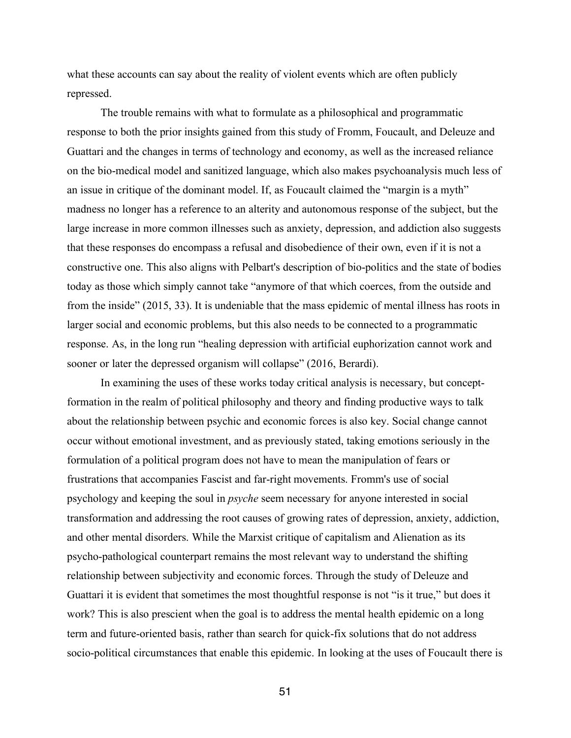what these accounts can say about the reality of violent events which are often publicly repressed.

The trouble remains with what to formulate as a philosophical and programmatic response to both the prior insights gained from this study of Fromm, Foucault, and Deleuze and Guattari and the changes in terms of technology and economy, as well as the increased reliance on the bio-medical model and sanitized language, which also makes psychoanalysis much less of an issue in critique of the dominant model. If, as Foucault claimed the "margin is a myth" madness no longer has a reference to an alterity and autonomous response of the subject, but the large increase in more common illnesses such as anxiety, depression, and addiction also suggests that these responses do encompass a refusal and disobedience of their own, even if it is not a constructive one. This also aligns with Pelbart's description of bio-politics and the state of bodies today as those which simply cannot take "anymore of that which coerces, from the outside and from the inside" (2015, 33). It is undeniable that the mass epidemic of mental illness has roots in larger social and economic problems, but this also needs to be connected to a programmatic response. As, in the long run "healing depression with artificial euphorization cannot work and sooner or later the depressed organism will collapse" (2016, Berardi).

In examining the uses of these works today critical analysis is necessary, but concept-formation in the realm of political philosophy and theory and finding productive ways to talk about the relationship between psychic and economic forces is also key. Social change cannot occur without emotional investment, and as previously stated, taking emotions seriously in the formulation of a political program does not have to mean the manipulation of fears or frustrations that accompanies Fascist and far-right movements. Fromm's use of social psychology and keeping the soul in *psyche* seem necessary for anyone interested in social transformation and addressing the root causes of growing rates of depression, anxiety, addiction, and other mental disorders. While the Marxist critique of capitalism and Alienation as its psycho-pathological counterpart remains the most relevant way to understand the shifting relationship between subjectivity and economic forces. Through the study of Deleuze and Guattari it is evident that sometimes the most thoughtful response is not "is it true," but does it work? This is also prescient when the goal is to address the mental health epidemic on a long term and future-oriented basis, rather than search for quick-fix solutions that do not address socio-political circumstances that enable this epidemic. In looking at the uses of Foucault there is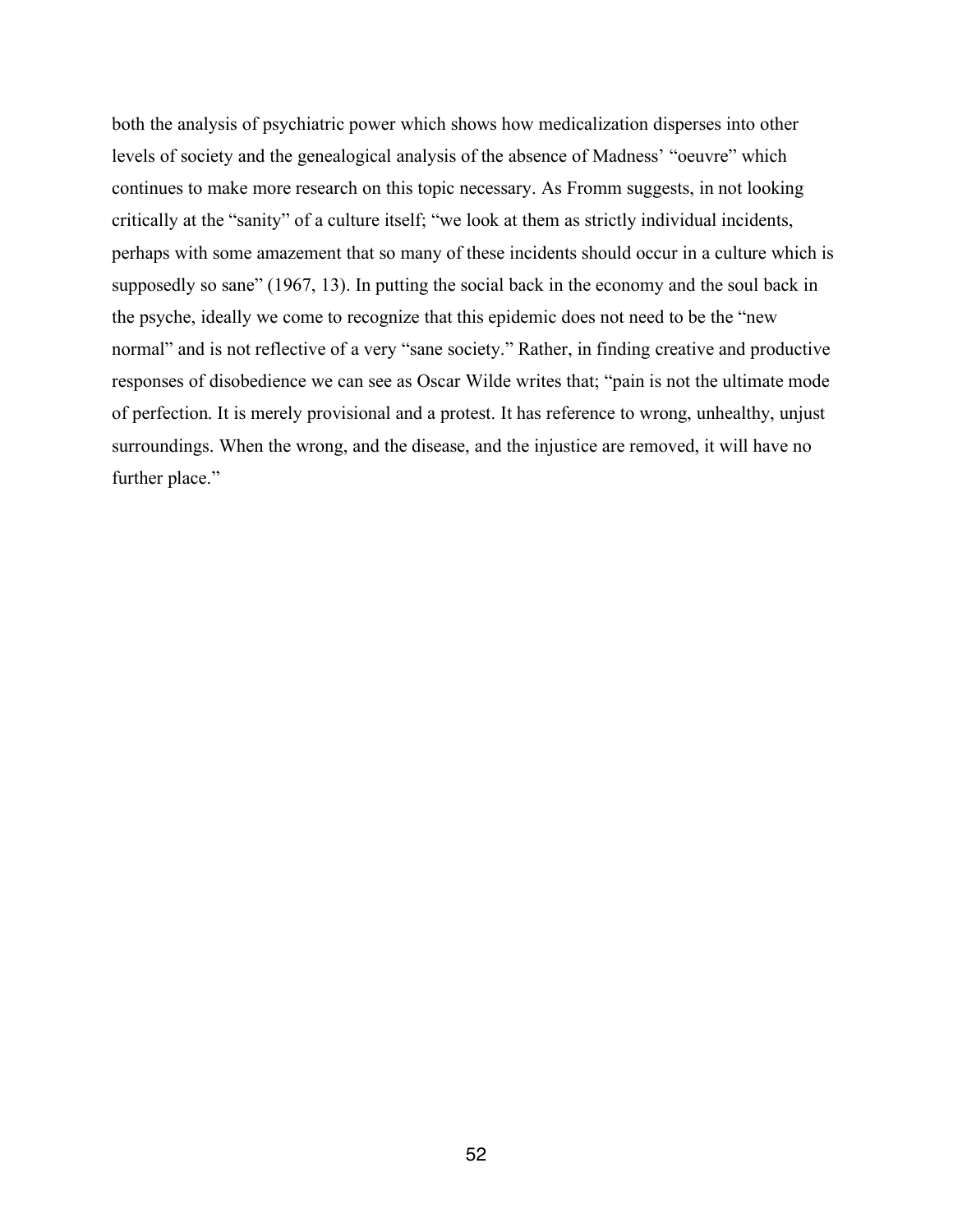both the analysis of psychiatric power which shows how medicalization disperses into other levels of society and the genealogical analysis of the absence of Madness' "oeuvre" which continues to make more research on this topic necessary. As Fromm suggests, in not looking critically at the "sanity" of a culture itself; "we look at them as strictly individual incidents, perhaps with some amazement that so many of these incidents should occur in a culture which is supposedly so sane" (1967, 13). In putting the social back in the economy and the soul back in the psyche, ideally we come to recognize that this epidemic does not need to be the "new normal" and is not reflective of a very "sane society." Rather, in finding creative and productive responses of disobedience we can see as Oscar Wilde writes that; "pain is not the ultimate mode of perfection. It is merely provisional and a protest. It has reference to wrong, unhealthy, unjust surroundings. When the wrong, and the disease, and the injustice are removed, it will have no further place."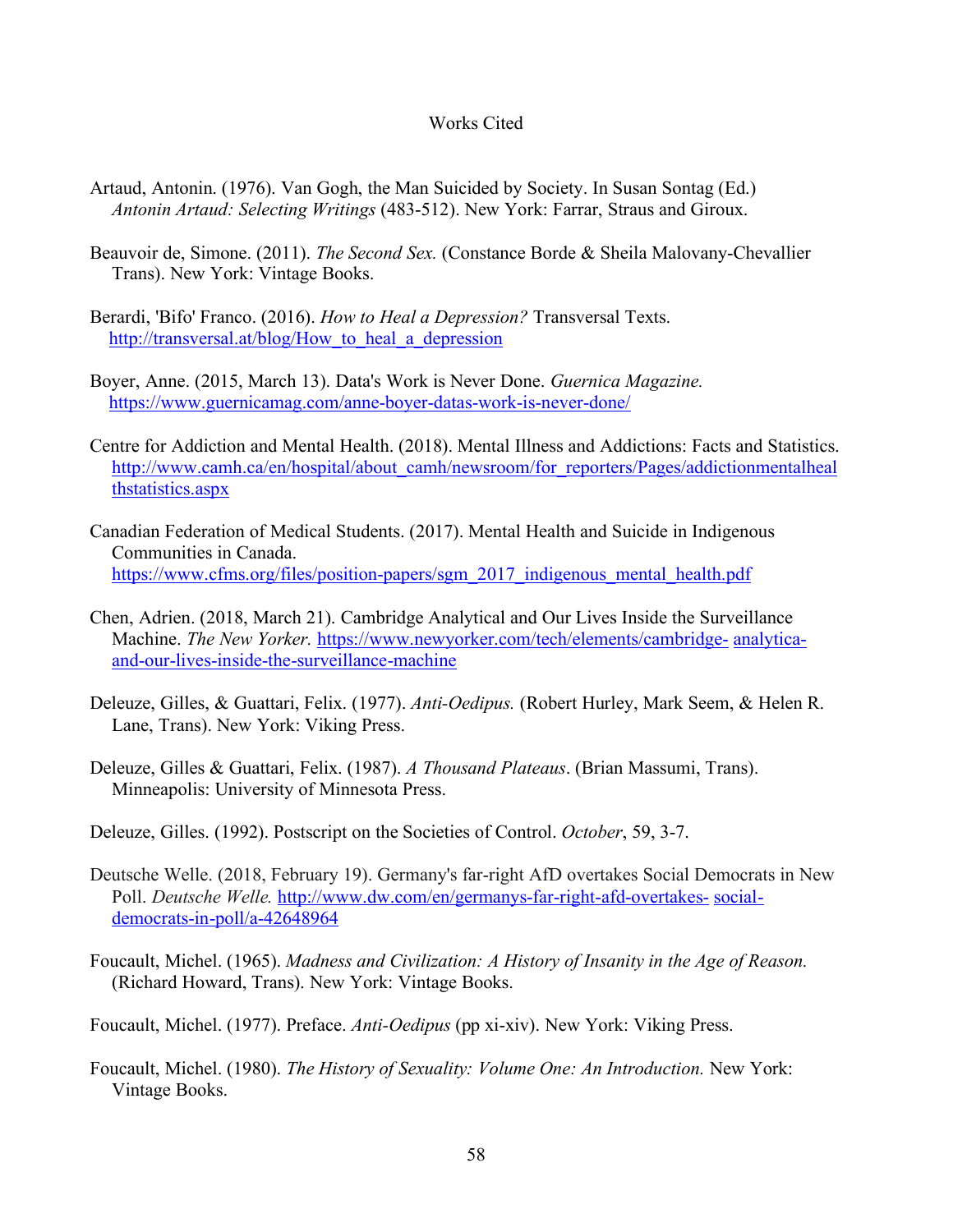# Works Cited

Artaud, Antonin. (1976). Van Gogh, the Man Suicided by Society. In Susan Sontag (Ed.) *Antonin Artaud: Selecting Writings* (483-512). New York: Farrar, Straus and Giroux.

Beauvoir de, Simone. (2011). *The Second Sex.* (Constance Borde & Sheila Malovany-Chevallier Trans). New York: Vintage Books.

Berardi, 'Bifo' Franco. (2016). *How to Heal a Depression?* Transversal Texts. http://transversal.at/blog/How_to_heal_a_depression

Boyer, Anne. (2015, March 13). Data's Work is Never Done. *Guernica Magazine.* https://www.guernicamag.com/anne-boyer-datas-work-is-never-done/

Centre for Addiction and Mental Health. (2018). Mental Illness and Addictions: Facts and Statistics. http://www.camh.ca/en/hospital/about_camh/newsroom/for_reporters/Pages/addictionmentalhealthstatistics.aspx

Canadian Federation of Medical Students. (2017). Mental Health and Suicide in Indigenous Communities in Canada. https://www.cfms.org/files/position-papers/sgm_2017_indigenous_mental_health.pdf

Chen, Adrien. (2018, March 21). Cambridge Analytical and Our Lives Inside the Surveillance Machine. *The New Yorker.* https://www.newyorker.com/tech/elements/cambridge- analytica-and-our-lives-inside-the-surveillance-machine

Deleuze, Gilles, & Guattari, Felix. (1977). *Anti-Oedipus.* (Robert Hurley, Mark Seem, & Helen R. Lane, Trans). New York: Viking Press.

Deleuze, Gilles & Guattari, Felix. (1987). *A Thousand Plateaus*. (Brian Massumi, Trans). Minneapolis: University of Minnesota Press.

Deleuze, Gilles. (1992). Postscript on the Societies of Control. *October*, 59, 3-7.

Deutsche Welle. (2018, February 19). Germany's far-right AfD overtakes Social Democrats in New Poll. *Deutsche Welle.* http://www.dw.com/en/germanys-far-right-afd-overtakes- social-democrats-in-poll/a-42648964

Foucault, Michel. (1965). *Madness and Civilization: A History of Insanity in the Age of Reason.* (Richard Howard, Trans). New York: Vintage Books.

Foucault, Michel. (1977). Preface. *Anti-Oedipus* (pp xi-xiv). New York: Viking Press.

Foucault, Michel. (1980). *The History of Sexuality: Volume One: An Introduction.* New York: Vintage Books.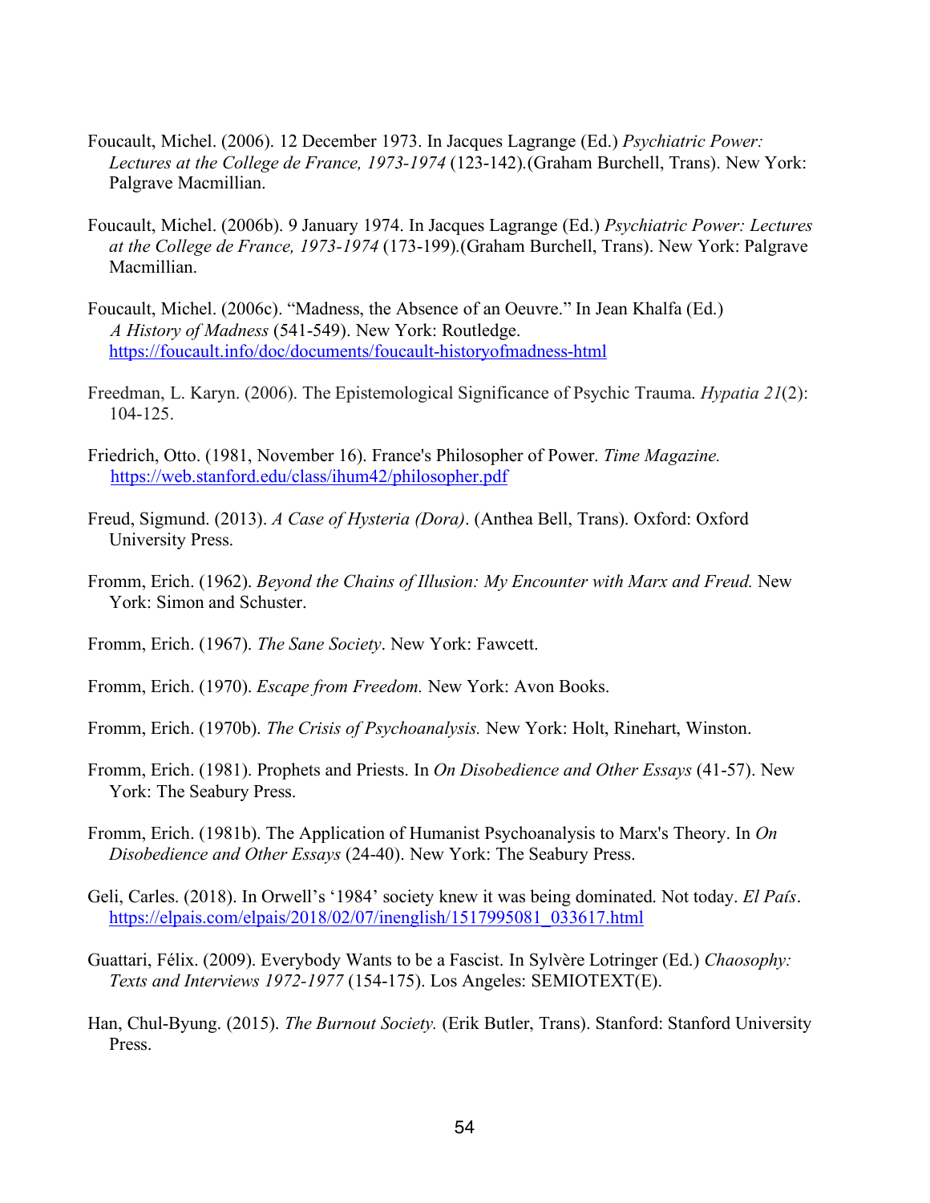Foucault, Michel. (2006). 12 December 1973. In Jacques Lagrange (Ed.) *Psychiatric Power: Lectures at the College de France, 1973-1974* (123-142).(Graham Burchell, Trans). New York: Palgrave Macmillian.

Foucault, Michel. (2006b). 9 January 1974. In Jacques Lagrange (Ed.) *Psychiatric Power: Lectures at the College de France, 1973-1974* (173-199).(Graham Burchell, Trans). New York: Palgrave Macmillian.

Foucault, Michel. (2006c). "Madness, the Absence of an Oeuvre." In Jean Khalfa (Ed.) *A History of Madness* (541-549). New York: Routledge. https://foucault.info/doc/documents/foucault-historyofmadness-html

Freedman, L. Karyn. (2006). The Epistemological Significance of Psychic Trauma. *Hypatia 21*(2): 104-125.

Friedrich, Otto. (1981, November 16). France's Philosopher of Power. *Time Magazine.* https://web.stanford.edu/class/ihum42/philosopher.pdf

Freud, Sigmund. (2013). *A Case of Hysteria (Dora)*. (Anthea Bell, Trans). Oxford: Oxford University Press.

Fromm, Erich. (1962). *Beyond the Chains of Illusion: My Encounter with Marx and Freud.* New York: Simon and Schuster.

Fromm, Erich. (1967). *The Sane Society*. New York: Fawcett.

Fromm, Erich. (1970). *Escape from Freedom.* New York: Avon Books.

Fromm, Erich. (1970b). *The Crisis of Psychoanalysis.* New York: Holt, Rinehart, Winston.

Fromm, Erich. (1981). Prophets and Priests. In *On Disobedience and Other Essays* (41-57). New York: The Seabury Press.

Fromm, Erich. (1981b). The Application of Humanist Psychoanalysis to Marx's Theory. In *On Disobedience and Other Essays* (24-40). New York: The Seabury Press.

Geli, Carles. (2018). In Orwell's '1984' society knew it was being dominated. Not today. *El País*. https://elpais.com/elpais/2018/02/07/inenglish/1517995081_033617.html

Guattari, Félix. (2009). Everybody Wants to be a Fascist. In Sylvère Lotringer (Ed.) *Chaosophy: Texts and Interviews 1972-1977* (154-175). Los Angeles: SEMIOTEXT(E).

Han, Chul-Byung. (2015). *The Burnout Society.* (Erik Butler, Trans). Stanford: Stanford University Press.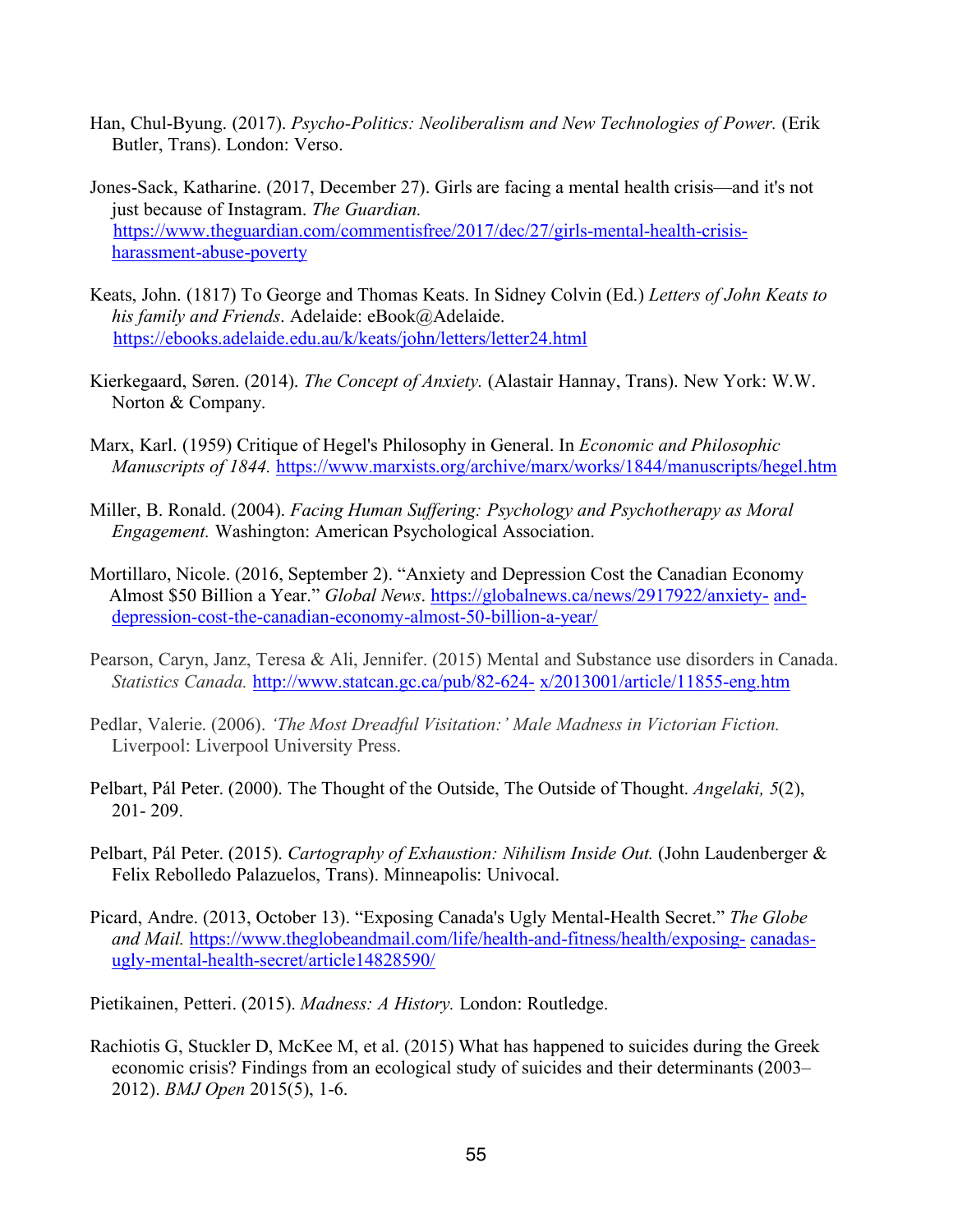Han, Chul-Byung. (2017). *Psycho-Politics: Neoliberalism and New Technologies of Power.* (Erik Butler, Trans). London: Verso.

Jones-Sack, Katharine. (2017, December 27). Girls are facing a mental health crisis—and it's not just because of Instagram. *The Guardian.* https://www.theguardian.com/commentisfree/2017/dec/27/girls-mental-health-crisis-harassment-abuse-poverty

Keats, John. (1817) To George and Thomas Keats. In Sidney Colvin (Ed.) *Letters of John Keats to his family and Friends*. Adelaide: eBook@Adelaide. https://ebooks.adelaide.edu.au/k/keats/john/letters/letter24.html

Kierkegaard, Søren. (2014). *The Concept of Anxiety.* (Alastair Hannay, Trans). New York: W.W. Norton & Company.

Marx, Karl. (1959) Critique of Hegel's Philosophy in General. In *Economic and Philosophic Manuscripts of 1844.* https://www.marxists.org/archive/marx/works/1844/manuscripts/hegel.htm

Miller, B. Ronald. (2004). *Facing Human Suffering: Psychology and Psychotherapy as Moral Engagement.* Washington: American Psychological Association.

Mortillaro, Nicole. (2016, September 2). "Anxiety and Depression Cost the Canadian Economy Almost $50 Billion a Year." *Global News*. https://globalnews.ca/news/2917922/anxiety- and-depression-cost-the-canadian-economy-almost-50-billion-a-year/

Pearson, Caryn, Janz, Teresa & Ali, Jennifer. (2015) Mental and Substance use disorders in Canada. *Statistics Canada.* http://www.statcan.gc.ca/pub/82-624- x/2013001/article/11855-eng.htm

Pedlar, Valerie. (2006). *'The Most Dreadful Visitation:' Male Madness in Victorian Fiction.* Liverpool: Liverpool University Press.

Pelbart, Pál Peter. (2000). The Thought of the Outside, The Outside of Thought. *Angelaki, 5*(2), 201- 209.

Pelbart, Pál Peter. (2015). *Cartography of Exhaustion: Nihilism Inside Out.* (John Laudenberger & Felix Rebolledo Palazuelos, Trans). Minneapolis: Univocal.

Picard, Andre. (2013, October 13). "Exposing Canada's Ugly Mental-Health Secret." *The Globe and Mail.* https://www.theglobeandmail.com/life/health-and-fitness/health/exposing- canadas-ugly-mental-health-secret/article14828590/

Pietikainen, Petteri. (2015). *Madness: A History.* London: Routledge.

Rachiotis G, Stuckler D, McKee M, et al. (2015) What has happened to suicides during the Greek economic crisis? Findings from an ecological study of suicides and their determinants (2003–2012). *BMJ Open* 2015(5), 1-6.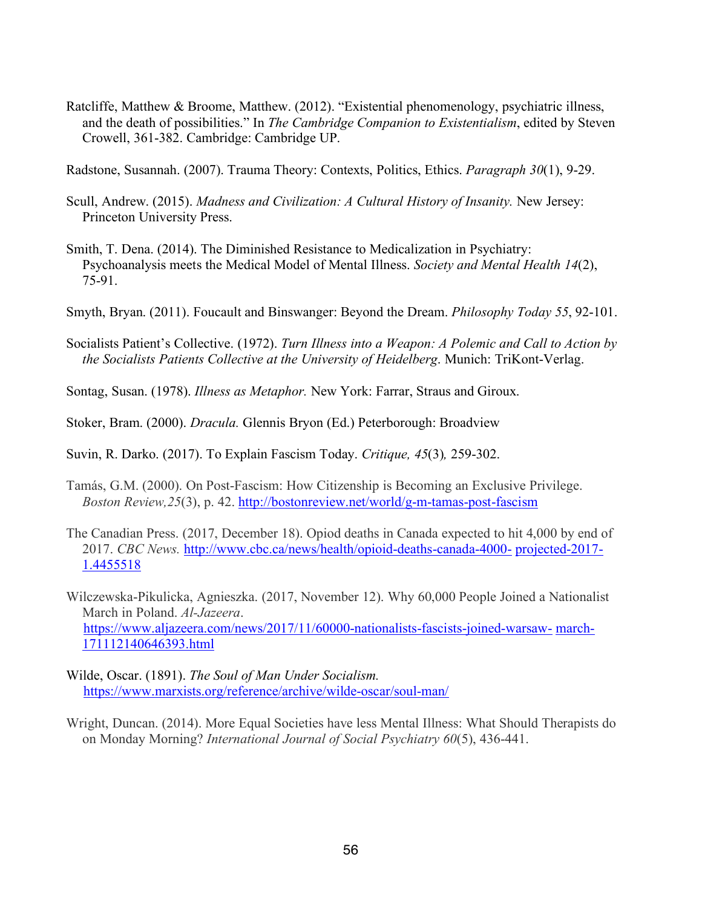Ratcliffe, Matthew & Broome, Matthew. (2012). "Existential phenomenology, psychiatric illness, and the death of possibilities." In *The Cambridge Companion to Existentialism*, edited by Steven Crowell, 361-382. Cambridge: Cambridge UP.

Radstone, Susannah. (2007). Trauma Theory: Contexts, Politics, Ethics. *Paragraph 30*(1), 9-29.

Scull, Andrew. (2015). *Madness and Civilization: A Cultural History of Insanity.* New Jersey: Princeton University Press.

Smith, T. Dena. (2014). The Diminished Resistance to Medicalization in Psychiatry: Psychoanalysis meets the Medical Model of Mental Illness. *Society and Mental Health 14*(2), 75-91.

Smyth, Bryan. (2011). Foucault and Binswanger: Beyond the Dream. *Philosophy Today 55*, 92-101.

Socialists Patient's Collective. (1972). *Turn Illness into a Weapon: A Polemic and Call to Action by the Socialists Patients Collective at the University of Heidelberg*. Munich: TriKont-Verlag.

Sontag, Susan. (1978). *Illness as Metaphor.* New York: Farrar, Straus and Giroux.

Stoker, Bram. (2000). *Dracula.* Glennis Bryon (Ed.) Peterborough: Broadview

Suvin, R. Darko. (2017). To Explain Fascism Today. *Critique, 45*(3)*,* 259-302.

Tamás, G.M. (2000). On Post-Fascism: How Citizenship is Becoming an Exclusive Privilege. *Boston Review,25*(3), p. 42. http://bostonreview.net/world/g-m-tamas-post-fascism

The Canadian Press. (2017, December 18). Opiod deaths in Canada expected to hit 4,000 by end of 2017. *CBC News.* http://www.cbc.ca/news/health/opioid-deaths-canada-4000- projected-2017-1.4455518

Wilczewska-Pikulicka, Agnieszka. (2017, November 12). Why 60,000 People Joined a Nationalist March in Poland. *Al-Jazeera*. https://www.aljazeera.com/news/2017/11/60000-nationalists-fascists-joined-warsaw- march-171112140646393.html

Wilde, Oscar. (1891). *The Soul of Man Under Socialism.* https://www.marxists.org/reference/archive/wilde-oscar/soul-man/

Wright, Duncan. (2014). More Equal Societies have less Mental Illness: What Should Therapists do on Monday Morning? *International Journal of Social Psychiatry 60*(5), 436-441.